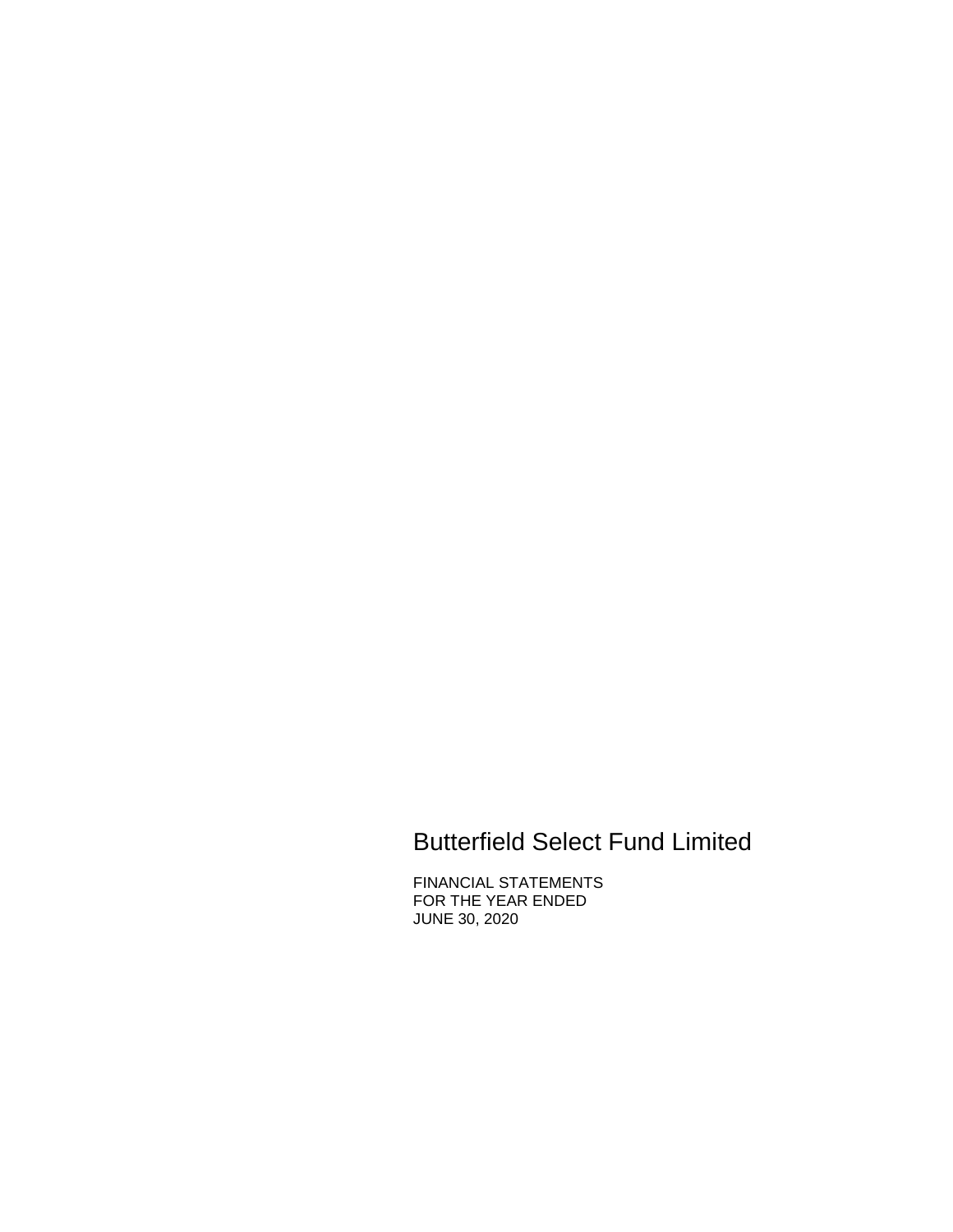# Butterfield Select Fund Limited

FINANCIAL STATEMENTS
FOR THE YEAR ENDED
JUNE 30, 2020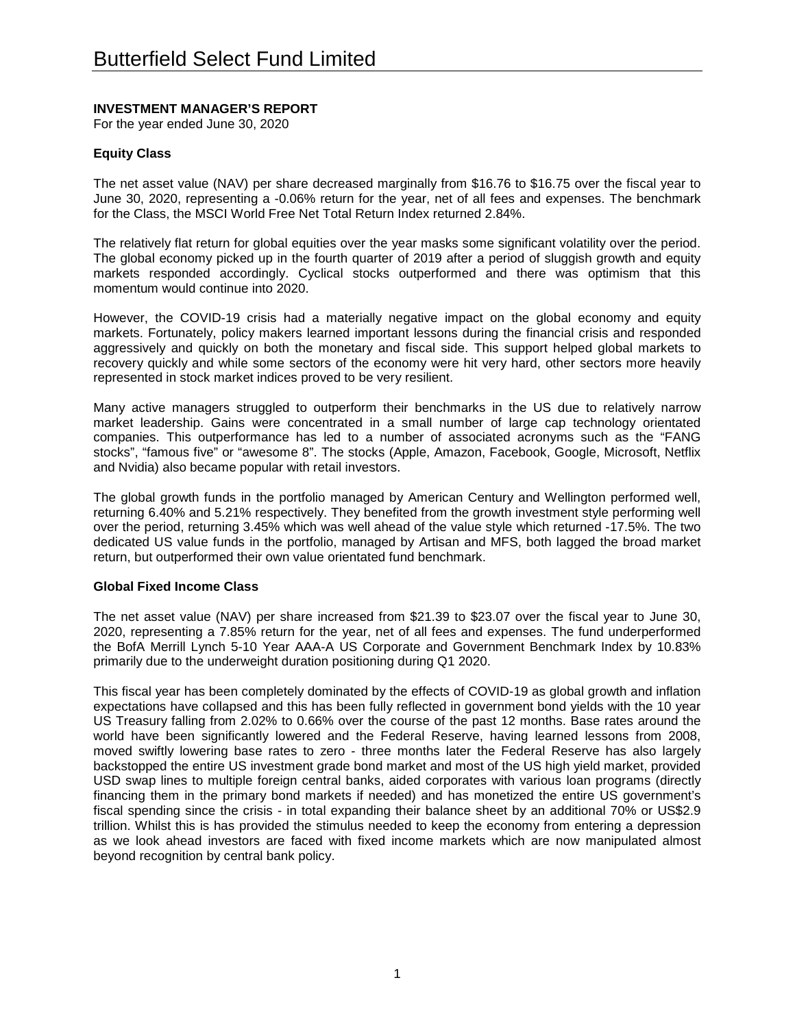# Butterfield Select Fund Limited

**INVESTMENT MANAGER'S REPORT**
For the year ended June 30, 2020

**Equity Class**

The net asset value (NAV) per share decreased marginally from $16.76 to $16.75 over the fiscal year to June 30, 2020, representing a -0.06% return for the year, net of all fees and expenses. The benchmark for the Class, the MSCI World Free Net Total Return Index returned 2.84%.

The relatively flat return for global equities over the year masks some significant volatility over the period. The global economy picked up in the fourth quarter of 2019 after a period of sluggish growth and equity markets responded accordingly. Cyclical stocks outperformed and there was optimism that this momentum would continue into 2020.

However, the COVID-19 crisis had a materially negative impact on the global economy and equity markets. Fortunately, policy makers learned important lessons during the financial crisis and responded aggressively and quickly on both the monetary and fiscal side. This support helped global markets to recovery quickly and while some sectors of the economy were hit very hard, other sectors more heavily represented in stock market indices proved to be very resilient.

Many active managers struggled to outperform their benchmarks in the US due to relatively narrow market leadership. Gains were concentrated in a small number of large cap technology orientated companies. This outperformance has led to a number of associated acronyms such as the "FANG stocks", "famous five" or "awesome 8". The stocks (Apple, Amazon, Facebook, Google, Microsoft, Netflix and Nvidia) also became popular with retail investors.

The global growth funds in the portfolio managed by American Century and Wellington performed well, returning 6.40% and 5.21% respectively. They benefited from the growth investment style performing well over the period, returning 3.45% which was well ahead of the value style which returned -17.5%. The two dedicated US value funds in the portfolio, managed by Artisan and MFS, both lagged the broad market return, but outperformed their own value orientated fund benchmark.

**Global Fixed Income Class**

The net asset value (NAV) per share increased from $21.39 to $23.07 over the fiscal year to June 30, 2020, representing a 7.85% return for the year, net of all fees and expenses. The fund underperformed the BofA Merrill Lynch 5-10 Year AAA-A US Corporate and Government Benchmark Index by 10.83% primarily due to the underweight duration positioning during Q1 2020.

This fiscal year has been completely dominated by the effects of COVID-19 as global growth and inflation expectations have collapsed and this has been fully reflected in government bond yields with the 10 year US Treasury falling from 2.02% to 0.66% over the course of the past 12 months. Base rates around the world have been significantly lowered and the Federal Reserve, having learned lessons from 2008, moved swiftly lowering base rates to zero - three months later the Federal Reserve has also largely backstopped the entire US investment grade bond market and most of the US high yield market, provided USD swap lines to multiple foreign central banks, aided corporates with various loan programs (directly financing them in the primary bond markets if needed) and has monetized the entire US government's fiscal spending since the crisis - in total expanding their balance sheet by an additional 70% or US$2.9 trillion. Whilst this is has provided the stimulus needed to keep the economy from entering a depression as we look ahead investors are faced with fixed income markets which are now manipulated almost beyond recognition by central bank policy.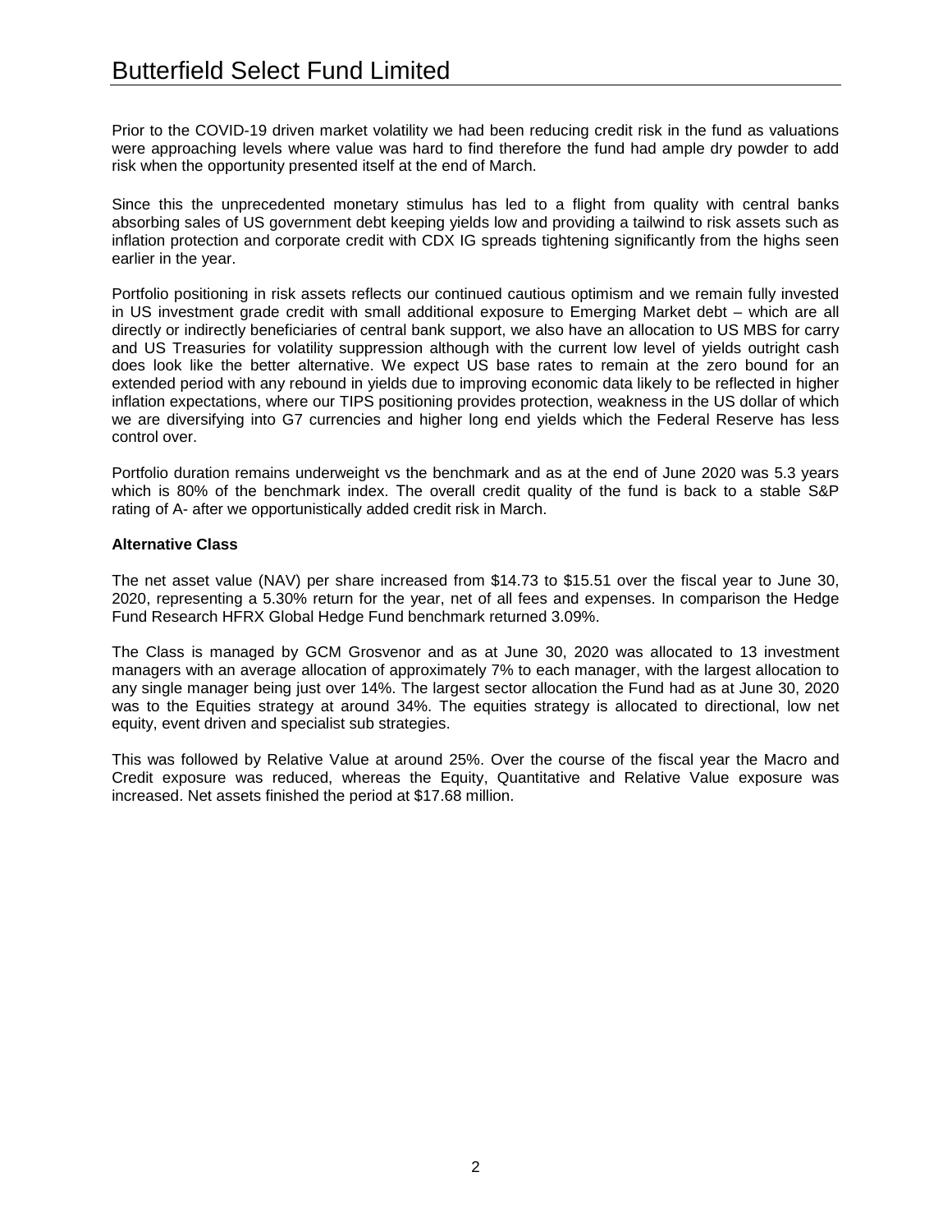Prior to the COVID-19 driven market volatility we had been reducing credit risk in the fund as valuations were approaching levels where value was hard to find therefore the fund had ample dry powder to add risk when the opportunity presented itself at the end of March.

Since this the unprecedented monetary stimulus has led to a flight from quality with central banks absorbing sales of US government debt keeping yields low and providing a tailwind to risk assets such as inflation protection and corporate credit with CDX IG spreads tightening significantly from the highs seen earlier in the year.

Portfolio positioning in risk assets reflects our continued cautious optimism and we remain fully invested in US investment grade credit with small additional exposure to Emerging Market debt – which are all directly or indirectly beneficiaries of central bank support, we also have an allocation to US MBS for carry and US Treasuries for volatility suppression although with the current low level of yields outright cash does look like the better alternative. We expect US base rates to remain at the zero bound for an extended period with any rebound in yields due to improving economic data likely to be reflected in higher inflation expectations, where our TIPS positioning provides protection, weakness in the US dollar of which we are diversifying into G7 currencies and higher long end yields which the Federal Reserve has less control over.

Portfolio duration remains underweight vs the benchmark and as at the end of June 2020 was 5.3 years which is 80% of the benchmark index. The overall credit quality of the fund is back to a stable S&P rating of A- after we opportunistically added credit risk in March.

**Alternative Class**

The net asset value (NAV) per share increased from $14.73 to $15.51 over the fiscal year to June 30, 2020, representing a 5.30% return for the year, net of all fees and expenses. In comparison the Hedge Fund Research HFRX Global Hedge Fund benchmark returned 3.09%.

The Class is managed by GCM Grosvenor and as at June 30, 2020 was allocated to 13 investment managers with an average allocation of approximately 7% to each manager, with the largest allocation to any single manager being just over 14%. The largest sector allocation the Fund had as at June 30, 2020 was to the Equities strategy at around 34%. The equities strategy is allocated to directional, low net equity, event driven and specialist sub strategies.

This was followed by Relative Value at around 25%. Over the course of the fiscal year the Macro and Credit exposure was reduced, whereas the Equity, Quantitative and Relative Value exposure was increased. Net assets finished the period at $17.68 million.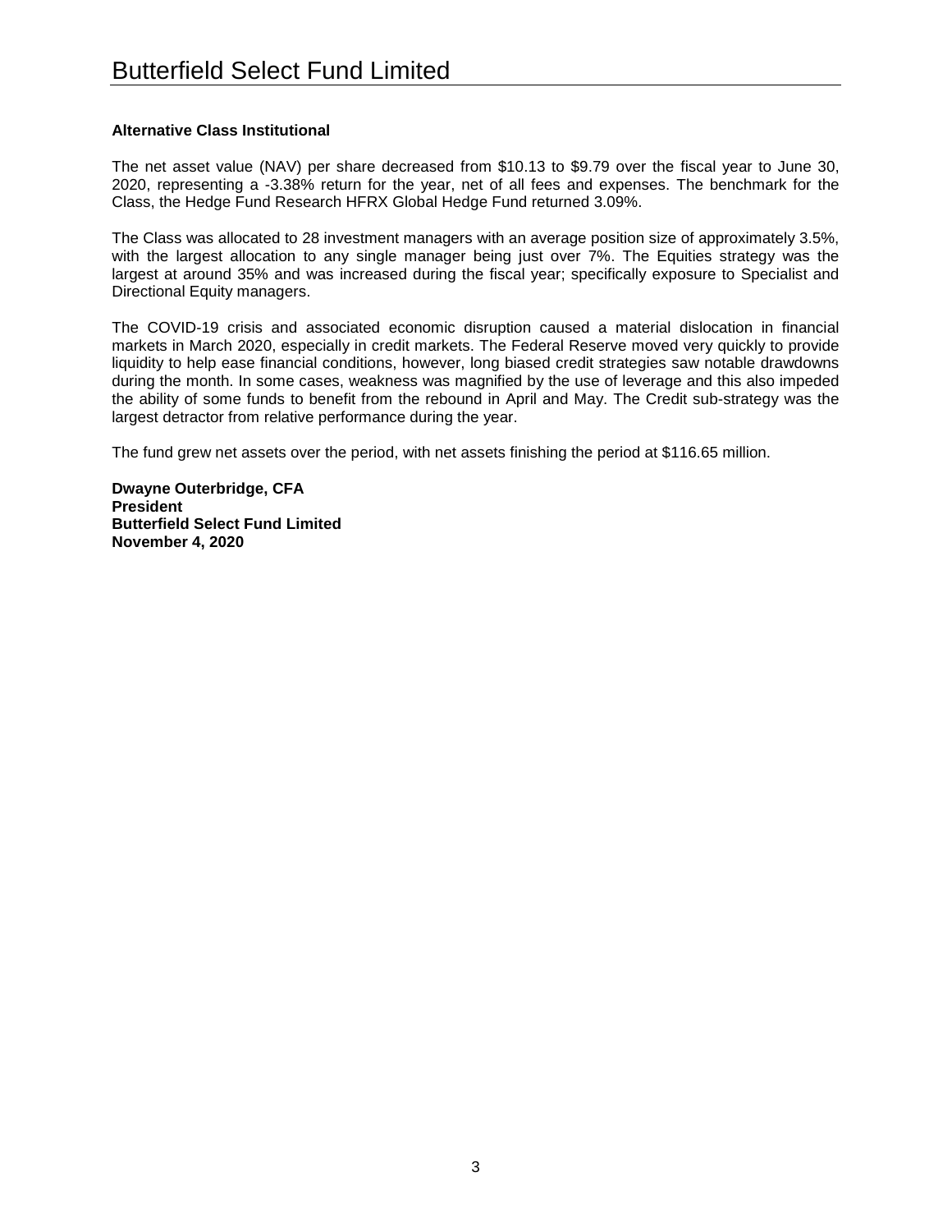**Alternative Class Institutional**

The net asset value (NAV) per share decreased from $10.13 to $9.79 over the fiscal year to June 30, 2020, representing a -3.38% return for the year, net of all fees and expenses. The benchmark for the Class, the Hedge Fund Research HFRX Global Hedge Fund returned 3.09%.

The Class was allocated to 28 investment managers with an average position size of approximately 3.5%, with the largest allocation to any single manager being just over 7%. The Equities strategy was the largest at around 35% and was increased during the fiscal year; specifically exposure to Specialist and Directional Equity managers.

The COVID-19 crisis and associated economic disruption caused a material dislocation in financial markets in March 2020, especially in credit markets. The Federal Reserve moved very quickly to provide liquidity to help ease financial conditions, however, long biased credit strategies saw notable drawdowns during the month. In some cases, weakness was magnified by the use of leverage and this also impeded the ability of some funds to benefit from the rebound in April and May. The Credit sub-strategy was the largest detractor from relative performance during the year.

The fund grew net assets over the period, with net assets finishing the period at $116.65 million.

**Dwayne Outerbridge, CFA**
**President**
**Butterfield Select Fund Limited**
**November 4, 2020**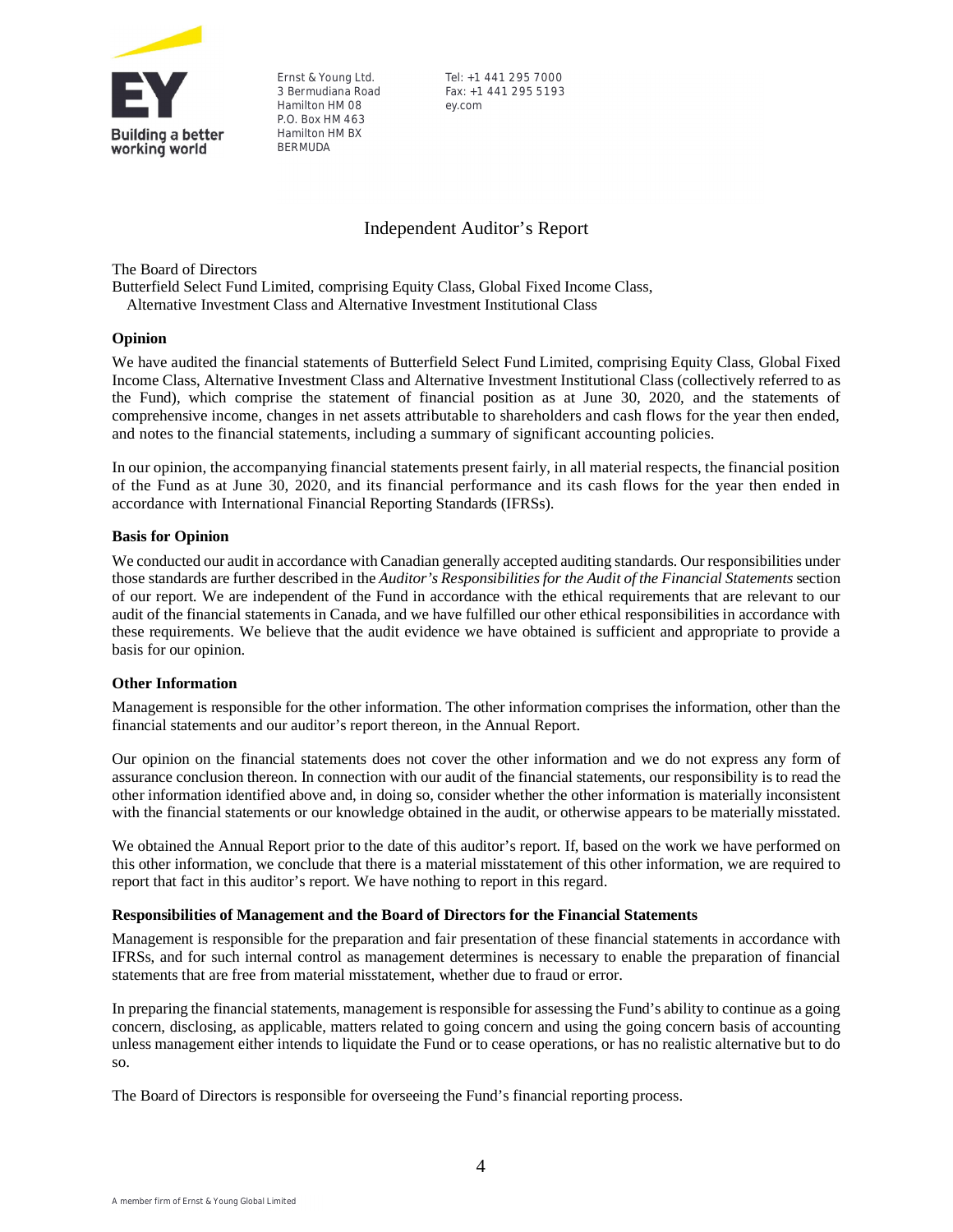Ernst & Young Ltd.
3 Bermudiana Road
Hamilton HM 08
P.O. Box HM 463
Hamilton HM BX
BERMUDA

Tel: +1 441 295 7000
Fax: +1 441 295 5193
ey.com

# Independent Auditor's Report

The Board of Directors
Butterfield Select Fund Limited, comprising Equity Class, Global Fixed Income Class, Alternative Investment Class and Alternative Investment Institutional Class

**Opinion**

We have audited the financial statements of Butterfield Select Fund Limited, comprising Equity Class, Global Fixed Income Class, Alternative Investment Class and Alternative Investment Institutional Class (collectively referred to as the Fund), which comprise the statement of financial position as at June 30, 2020, and the statements of comprehensive income, changes in net assets attributable to shareholders and cash flows for the year then ended, and notes to the financial statements, including a summary of significant accounting policies.

In our opinion, the accompanying financial statements present fairly, in all material respects, the financial position of the Fund as at June 30, 2020, and its financial performance and its cash flows for the year then ended in accordance with International Financial Reporting Standards (IFRSs).

**Basis for Opinion**

We conducted our audit in accordance with Canadian generally accepted auditing standards. Our responsibilities under those standards are further described in the *Auditor's Responsibilities for the Audit of the Financial Statements* section of our report. We are independent of the Fund in accordance with the ethical requirements that are relevant to our audit of the financial statements in Canada, and we have fulfilled our other ethical responsibilities in accordance with these requirements. We believe that the audit evidence we have obtained is sufficient and appropriate to provide a basis for our opinion.

**Other Information**

Management is responsible for the other information. The other information comprises the information, other than the financial statements and our auditor's report thereon, in the Annual Report.

Our opinion on the financial statements does not cover the other information and we do not express any form of assurance conclusion thereon. In connection with our audit of the financial statements, our responsibility is to read the other information identified above and, in doing so, consider whether the other information is materially inconsistent with the financial statements or our knowledge obtained in the audit, or otherwise appears to be materially misstated.

We obtained the Annual Report prior to the date of this auditor's report. If, based on the work we have performed on this other information, we conclude that there is a material misstatement of this other information, we are required to report that fact in this auditor's report. We have nothing to report in this regard.

**Responsibilities of Management and the Board of Directors for the Financial Statements**

Management is responsible for the preparation and fair presentation of these financial statements in accordance with IFRSs, and for such internal control as management determines is necessary to enable the preparation of financial statements that are free from material misstatement, whether due to fraud or error.

In preparing the financial statements, management is responsible for assessing the Fund's ability to continue as a going concern, disclosing, as applicable, matters related to going concern and using the going concern basis of accounting unless management either intends to liquidate the Fund or to cease operations, or has no realistic alternative but to do so.

The Board of Directors is responsible for overseeing the Fund's financial reporting process.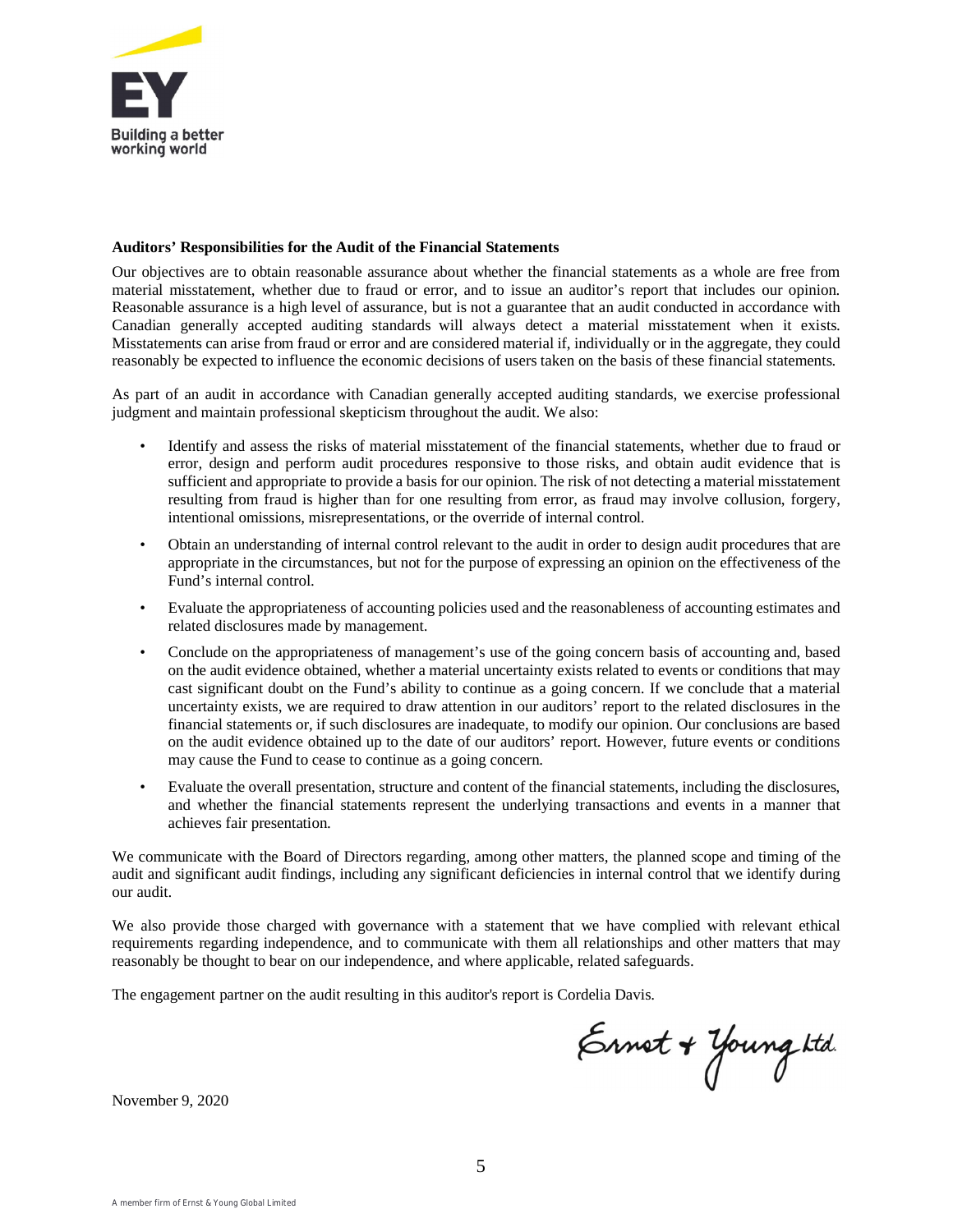**Auditors' Responsibilities for the Audit of the Financial Statements**

Our objectives are to obtain reasonable assurance about whether the financial statements as a whole are free from material misstatement, whether due to fraud or error, and to issue an auditor's report that includes our opinion. Reasonable assurance is a high level of assurance, but is not a guarantee that an audit conducted in accordance with Canadian generally accepted auditing standards will always detect a material misstatement when it exists. Misstatements can arise from fraud or error and are considered material if, individually or in the aggregate, they could reasonably be expected to influence the economic decisions of users taken on the basis of these financial statements.

As part of an audit in accordance with Canadian generally accepted auditing standards, we exercise professional judgment and maintain professional skepticism throughout the audit. We also:

- Identify and assess the risks of material misstatement of the financial statements, whether due to fraud or error, design and perform audit procedures responsive to those risks, and obtain audit evidence that is sufficient and appropriate to provide a basis for our opinion. The risk of not detecting a material misstatement resulting from fraud is higher than for one resulting from error, as fraud may involve collusion, forgery, intentional omissions, misrepresentations, or the override of internal control.
- Obtain an understanding of internal control relevant to the audit in order to design audit procedures that are appropriate in the circumstances, but not for the purpose of expressing an opinion on the effectiveness of the Fund's internal control.
- Evaluate the appropriateness of accounting policies used and the reasonableness of accounting estimates and related disclosures made by management.
- Conclude on the appropriateness of management's use of the going concern basis of accounting and, based on the audit evidence obtained, whether a material uncertainty exists related to events or conditions that may cast significant doubt on the Fund's ability to continue as a going concern. If we conclude that a material uncertainty exists, we are required to draw attention in our auditors' report to the related disclosures in the financial statements or, if such disclosures are inadequate, to modify our opinion. Our conclusions are based on the audit evidence obtained up to the date of our auditors' report. However, future events or conditions may cause the Fund to cease to continue as a going concern.
- Evaluate the overall presentation, structure and content of the financial statements, including the disclosures, and whether the financial statements represent the underlying transactions and events in a manner that achieves fair presentation.

We communicate with the Board of Directors regarding, among other matters, the planned scope and timing of the audit and significant audit findings, including any significant deficiencies in internal control that we identify during our audit.

We also provide those charged with governance with a statement that we have complied with relevant ethical requirements regarding independence, and to communicate with them all relationships and other matters that may reasonably be thought to bear on our independence, and where applicable, related safeguards.

The engagement partner on the audit resulting in this auditor's report is Cordelia Davis.

Ernst & Young Ltd.

November 9, 2020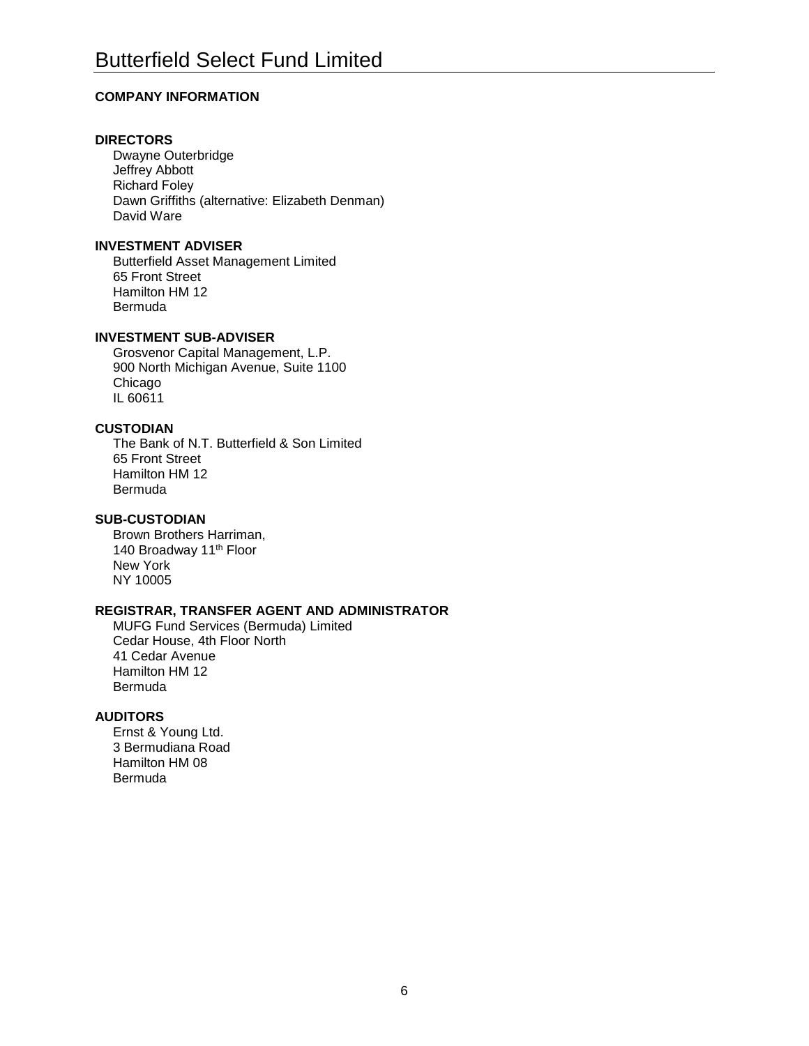# Butterfield Select Fund Limited

## COMPANY INFORMATION

### DIRECTORS

Dwayne Outerbridge
Jeffrey Abbott
Richard Foley
Dawn Griffiths (alternative: Elizabeth Denman)
David Ware

### INVESTMENT ADVISER

Butterfield Asset Management Limited
65 Front Street
Hamilton HM 12
Bermuda

### INVESTMENT SUB-ADVISER

Grosvenor Capital Management, L.P.
900 North Michigan Avenue, Suite 1100
Chicago
IL 60611

### CUSTODIAN

The Bank of N.T. Butterfield & Son Limited
65 Front Street
Hamilton HM 12
Bermuda

### SUB-CUSTODIAN

Brown Brothers Harriman,
140 Broadway 11th Floor
New York
NY 10005

### REGISTRAR, TRANSFER AGENT AND ADMINISTRATOR

MUFG Fund Services (Bermuda) Limited
Cedar House, 4th Floor North
41 Cedar Avenue
Hamilton HM 12
Bermuda

### AUDITORS

Ernst & Young Ltd.
3 Bermudiana Road
Hamilton HM 08
Bermuda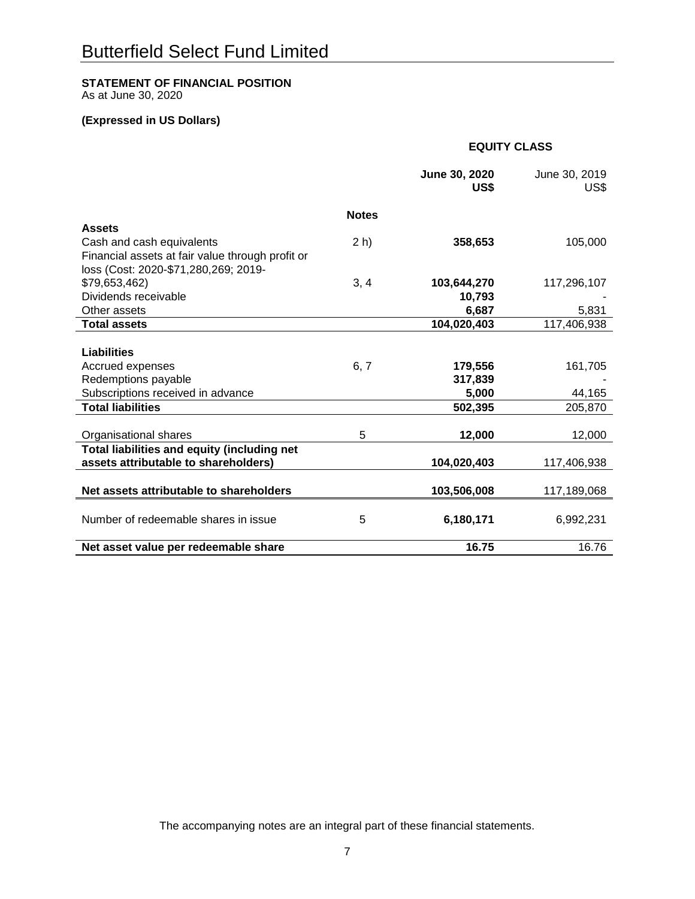# Butterfield Select Fund Limited

**STATEMENT OF FINANCIAL POSITION**
As at June 30, 2020

**(Expressed in US Dollars)**

| | | **EQUITY CLASS** | |
|---|---|---|---|
| | | **June 30, 2020 US$** | June 30, 2019 US$ |
| | **Notes** | | |
| **Assets** | | | |
| Cash and cash equivalents | 2 h) | **358,653** | 105,000 |
| Financial assets at fair value through profit or loss (Cost: 2020-$71,280,269; 2019-$79,653,462) | 3, 4 | **103,644,270** | 117,296,107 |
| Dividends receivable | | **10,793** | - |
| Other assets | | **6,687** | 5,831 |
| **Total assets** | | **104,020,403** | 117,406,938 |
| | | | |
| **Liabilities** | | | |
| Accrued expenses | 6, 7 | **179,556** | 161,705 |
| Redemptions payable | | **317,839** | - |
| Subscriptions received in advance | | **5,000** | 44,165 |
| **Total liabilities** | | **502,395** | 205,870 |
| | | | |
| Organisational shares | 5 | **12,000** | 12,000 |
| **Total liabilities and equity (including net assets attributable to shareholders)** | | **104,020,403** | 117,406,938 |
| | | | |
| **Net assets attributable to shareholders** | | **103,506,008** | 117,189,068 |
| | | | |
| Number of redeemable shares in issue | 5 | **6,180,171** | 6,992,231 |
| | | | |
| **Net asset value per redeemable share** | | **16.75** | 16.76 |

The accompanying notes are an integral part of these financial statements.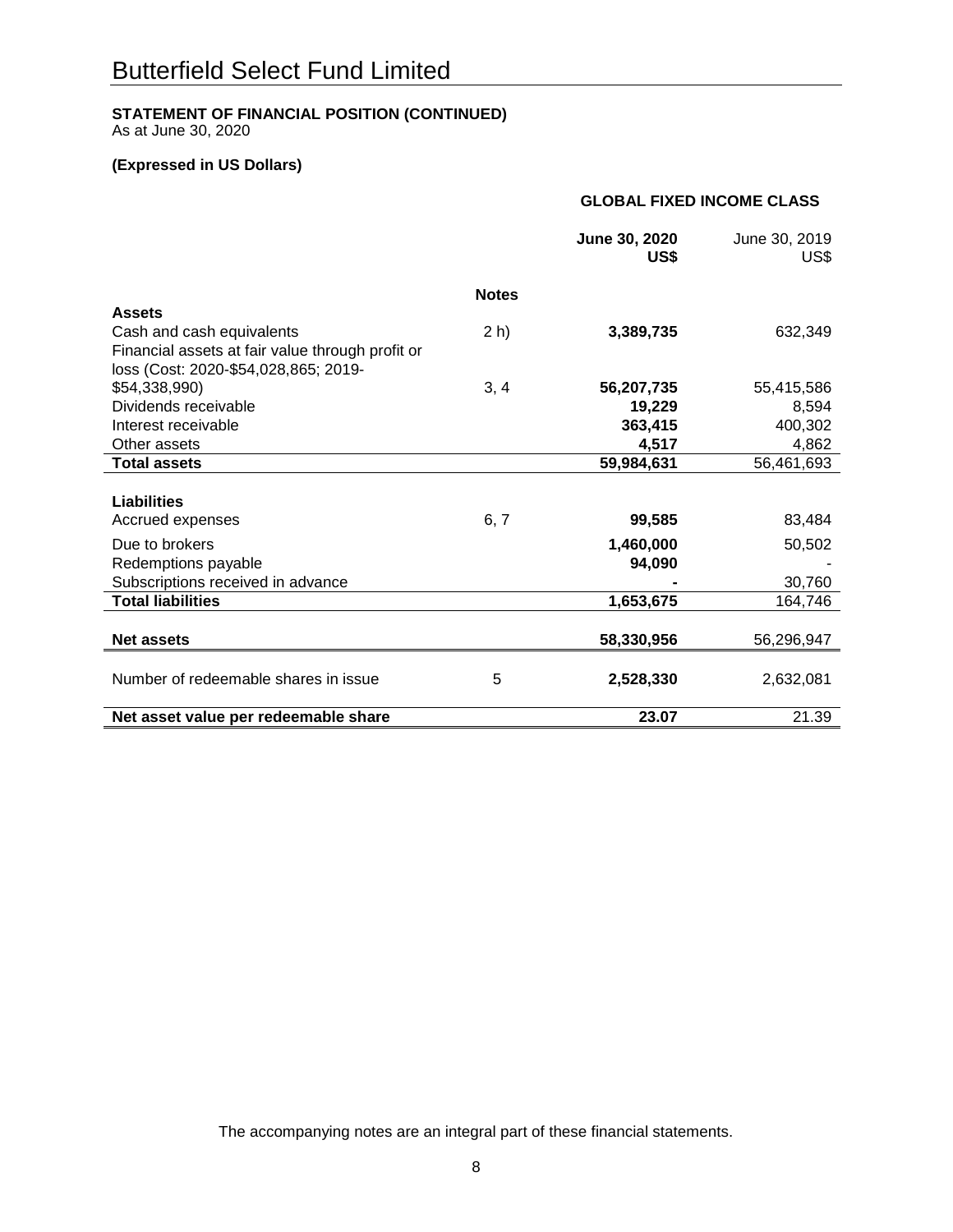# Butterfield Select Fund Limited

**STATEMENT OF FINANCIAL POSITION (CONTINUED)**
As at June 30, 2020

**(Expressed in US Dollars)**

| | | **GLOBAL FIXED INCOME CLASS** | |
|---|---|---|---|
| | | **June 30, 2020 US$** | June 30, 2019 US$ |
| | **Notes** | | |
| **Assets** | | | |
| Cash and cash equivalents | 2 h) | **3,389,735** | 632,349 |
| Financial assets at fair value through profit or loss (Cost: 2020-$54,028,865; 2019-$54,338,990) | 3, 4 | **56,207,735** | 55,415,586 |
| Dividends receivable | | **19,229** | 8,594 |
| Interest receivable | | **363,415** | 400,302 |
| Other assets | | **4,517** | 4,862 |
| **Total assets** | | **59,984,631** | 56,461,693 |
| **Liabilities** | | | |
| Accrued expenses | 6, 7 | **99,585** | 83,484 |
| Due to brokers | | **1,460,000** | 50,502 |
| Redemptions payable | | **94,090** | - |
| Subscriptions received in advance | | **-** | 30,760 |
| **Total liabilities** | | **1,653,675** | 164,746 |
| **Net assets** | | **58,330,956** | 56,296,947 |
| Number of redeemable shares in issue | 5 | **2,528,330** | 2,632,081 |
| **Net asset value per redeemable share** | | **23.07** | 21.39 |

The accompanying notes are an integral part of these financial statements.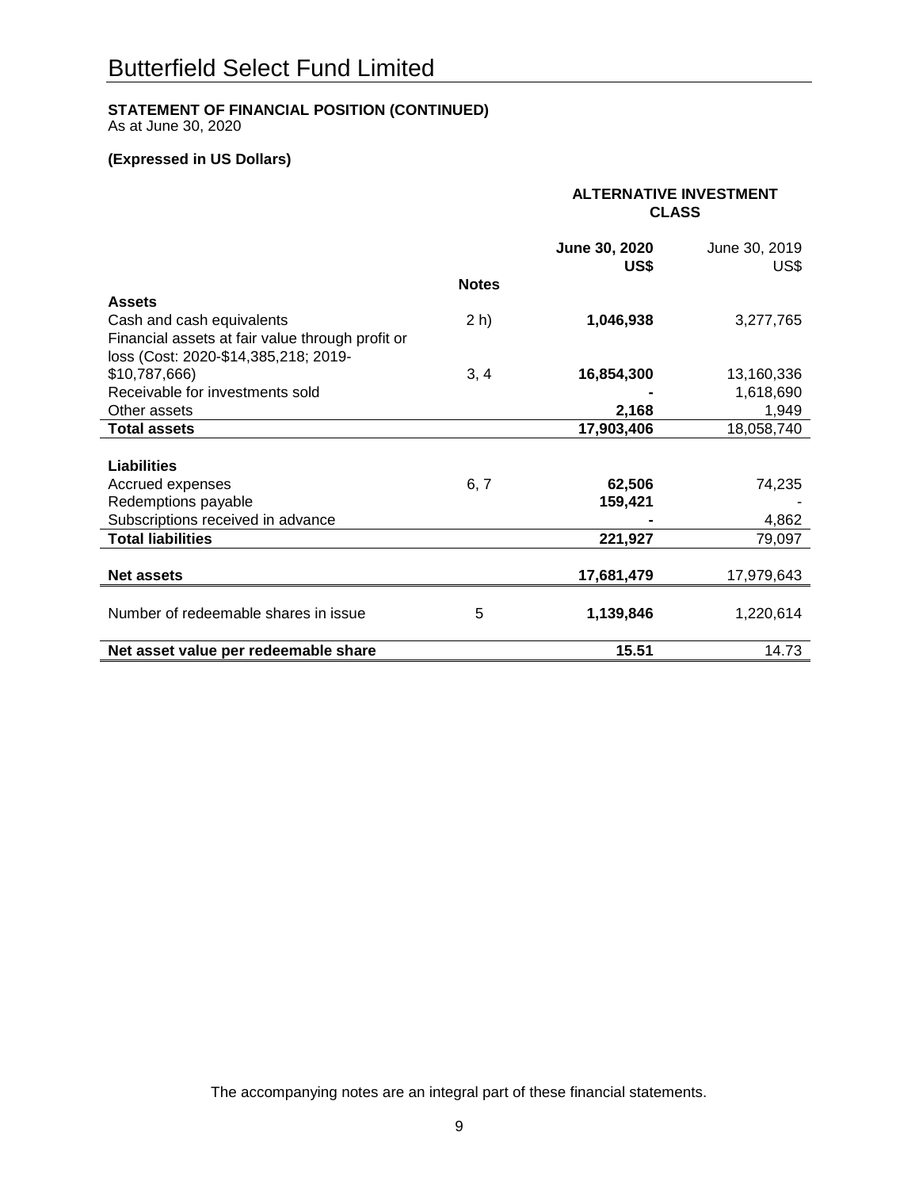# Butterfield Select Fund Limited

**STATEMENT OF FINANCIAL POSITION (CONTINUED)**
As at June 30, 2020

**(Expressed in US Dollars)**

| | | **ALTERNATIVE INVESTMENT CLASS** | |
|---|---|---|---|
| | | **June 30, 2020 US$** | June 30, 2019 US$ |
| | **Notes** | | |
| **Assets** | | | |
| Cash and cash equivalents | 2 h) | **1,046,938** | 3,277,765 |
| Financial assets at fair value through profit or loss (Cost: 2020-$14,385,218; 2019-$10,787,666) | 3, 4 | **16,854,300** | 13,160,336 |
| Receivable for investments sold | | **-** | 1,618,690 |
| Other assets | | **2,168** | 1,949 |
| **Total assets** | | **17,903,406** | 18,058,740 |
| **Liabilities** | | | |
| Accrued expenses | 6, 7 | **62,506** | 74,235 |
| Redemptions payable | | **159,421** | - |
| Subscriptions received in advance | | **-** | 4,862 |
| **Total liabilities** | | **221,927** | 79,097 |
| **Net assets** | | **17,681,479** | 17,979,643 |
| Number of redeemable shares in issue | 5 | **1,139,846** | 1,220,614 |
| **Net asset value per redeemable share** | | **15.51** | 14.73 |

The accompanying notes are an integral part of these financial statements.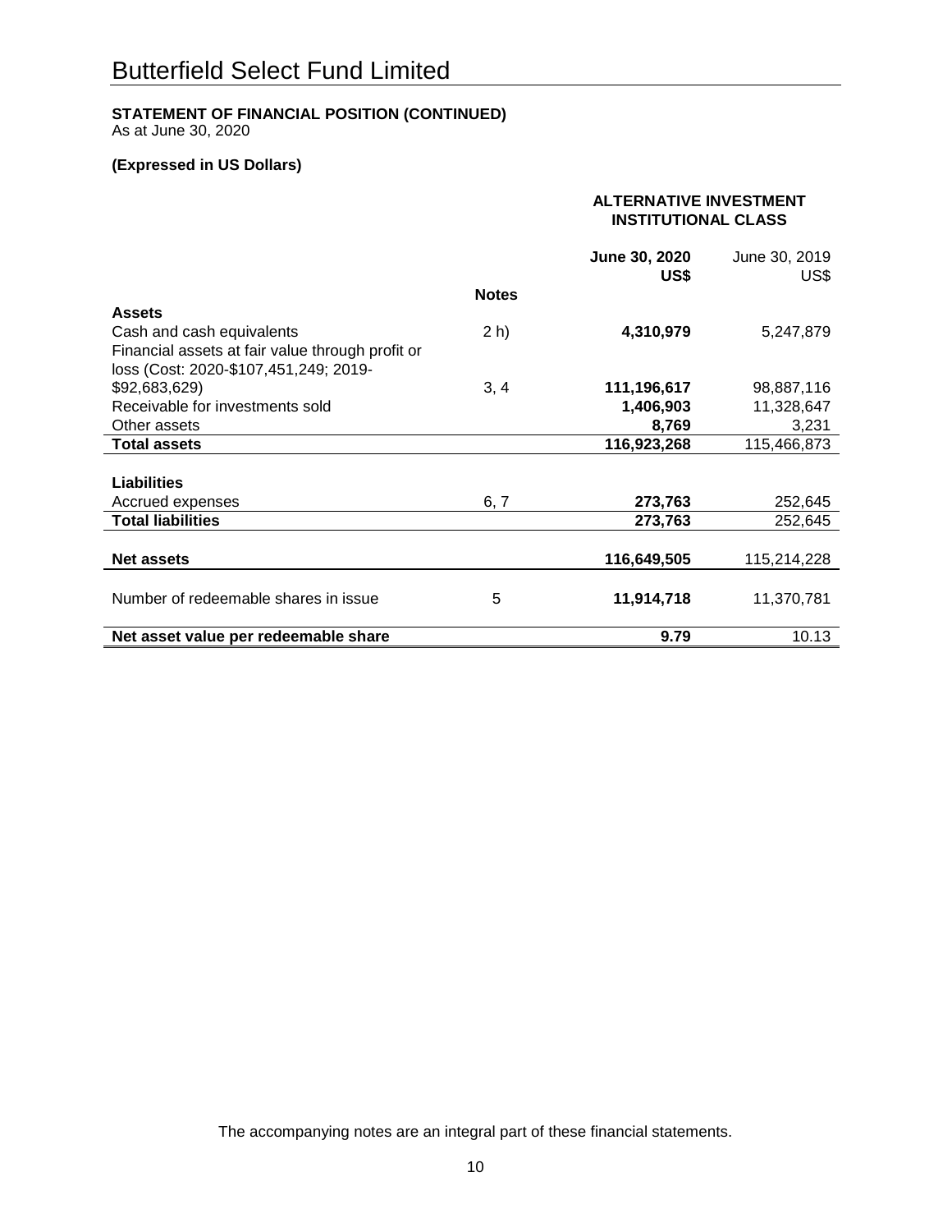# Butterfield Select Fund Limited

**STATEMENT OF FINANCIAL POSITION (CONTINUED)**
As at June 30, 2020

**(Expressed in US Dollars)**

| | | **ALTERNATIVE INVESTMENT INSTITUTIONAL CLASS** | |
|---|---|---|---|
| | | **June 30, 2020 US$** | June 30, 2019 US$ |
| | **Notes** | | |
| **Assets** | | | |
| Cash and cash equivalents | 2 h) | **4,310,979** | 5,247,879 |
| Financial assets at fair value through profit or loss (Cost: 2020-$107,451,249; 2019-$92,683,629) | 3, 4 | **111,196,617** | 98,887,116 |
| Receivable for investments sold | | **1,406,903** | 11,328,647 |
| Other assets | | **8,769** | 3,231 |
| **Total assets** | | **116,923,268** | 115,466,873 |
| | | | |
| **Liabilities** | | | |
| Accrued expenses | 6, 7 | **273,763** | 252,645 |
| **Total liabilities** | | **273,763** | 252,645 |
| | | | |
| **Net assets** | | **116,649,505** | 115,214,228 |
| | | | |
| Number of redeemable shares in issue | 5 | **11,914,718** | 11,370,781 |
| | | | |
| **Net asset value per redeemable share** | | **9.79** | 10.13 |

The accompanying notes are an integral part of these financial statements.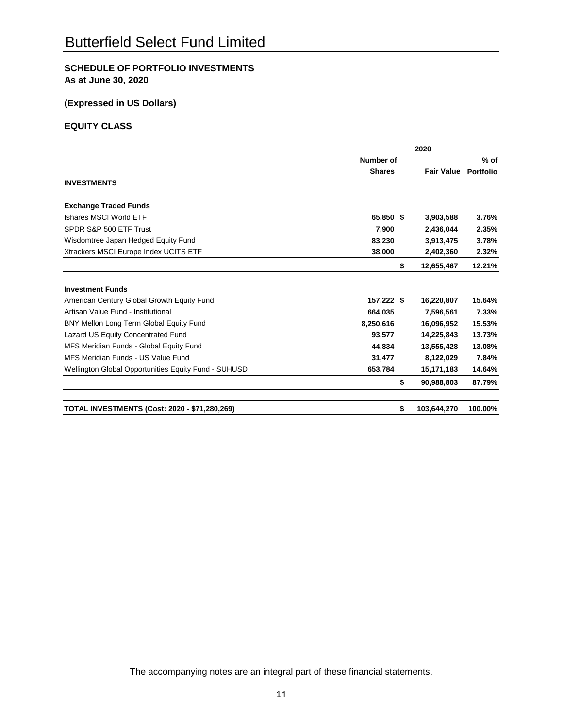# Butterfield Select Fund Limited

**SCHEDULE OF PORTFOLIO INVESTMENTS**
**As at June 30, 2020**

**(Expressed in US Dollars)**

**EQUITY CLASS**

| | 2020 | | | |
|---|---|---|---|---|
| | **Number of Shares** | | **Fair Value** | **% of Portfolio** |
| **INVESTMENTS** | | | | |
| **Exchange Traded Funds** | | | | |
| Ishares MSCI World ETF | 65,850 | $ | 3,903,588 | 3.76% |
| SPDR S&P 500 ETF Trust | 7,900 | | 2,436,044 | 2.35% |
| Wisdomtree Japan Hedged Equity Fund | 83,230 | | 3,913,475 | 3.78% |
| Xtrackers MSCI Europe Index UCITS ETF | 38,000 | | 2,402,360 | 2.32% |
| | | $ | 12,655,467 | 12.21% |
| **Investment Funds** | | | | |
| American Century Global Growth Equity Fund | 157,222 | $ | 16,220,807 | 15.64% |
| Artisan Value Fund - Institutional | 664,035 | | 7,596,561 | 7.33% |
| BNY Mellon Long Term Global Equity Fund | 8,250,616 | | 16,096,952 | 15.53% |
| Lazard US Equity Concentrated Fund | 93,577 | | 14,225,843 | 13.73% |
| MFS Meridian Funds - Global Equity Fund | 44,834 | | 13,555,428 | 13.08% |
| MFS Meridian Funds - US Value Fund | 31,477 | | 8,122,029 | 7.84% |
| Wellington Global Opportunities Equity Fund - SUHUSD | 653,784 | | 15,171,183 | 14.64% |
| | | $ | 90,988,803 | 87.79% |
| **TOTAL INVESTMENTS (Cost: 2020 - $71,280,269)** | | $ | 103,644,270 | 100.00% |

The accompanying notes are an integral part of these financial statements.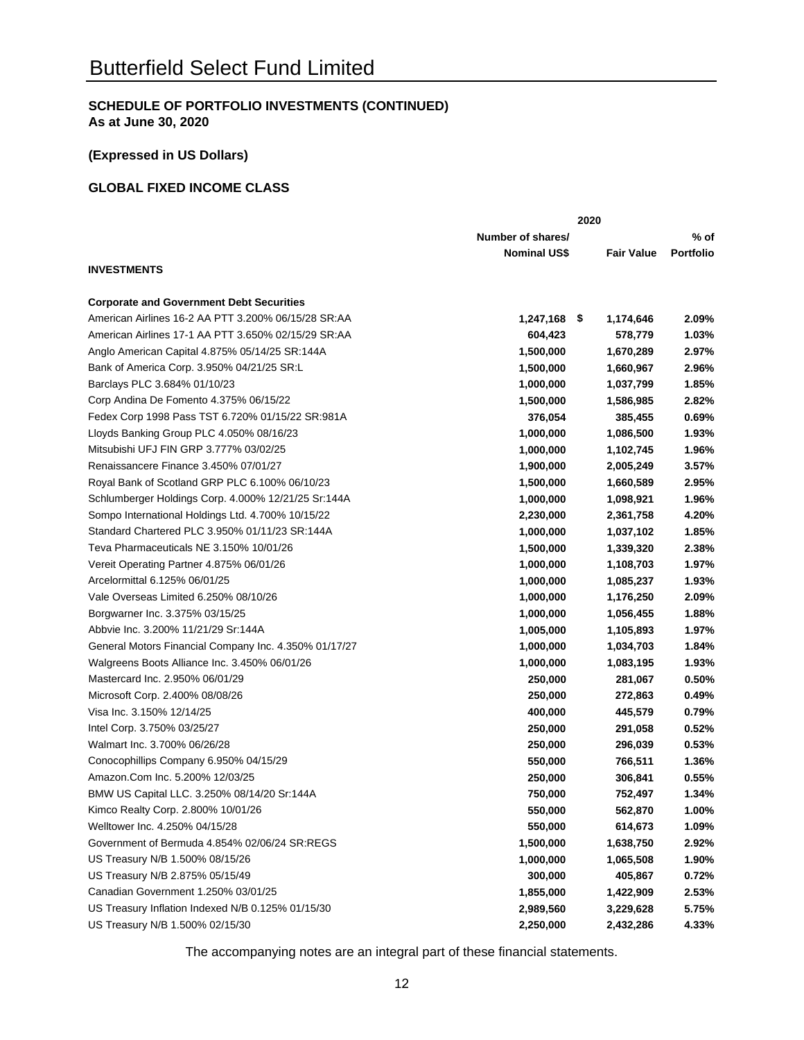# Butterfield Select Fund Limited

**SCHEDULE OF PORTFOLIO INVESTMENTS (CONTINUED)**
**As at June 30, 2020**

**(Expressed in US Dollars)**

**GLOBAL FIXED INCOME CLASS**

| | 2020 | | |
|---|---|---|---|
| | Number of shares/ Nominal US$ | Fair Value | % of Portfolio |
| **INVESTMENTS** | | | |
| **Corporate and Government Debt Securities** | | | |
| American Airlines 16-2 AA PTT 3.200% 06/15/28 SR:AA | 1,247,168 | $ 1,174,646 | 2.09% |
| American Airlines 17-1 AA PTT 3.650% 02/15/29 SR:AA | 604,423 | 578,779 | 1.03% |
| Anglo American Capital 4.875% 05/14/25 SR:144A | 1,500,000 | 1,670,289 | 2.97% |
| Bank of America Corp. 3.950% 04/21/25 SR:L | 1,500,000 | 1,660,967 | 2.96% |
| Barclays PLC 3.684% 01/10/23 | 1,000,000 | 1,037,799 | 1.85% |
| Corp Andina De Fomento 4.375% 06/15/22 | 1,500,000 | 1,586,985 | 2.82% |
| Fedex Corp 1998 Pass TST 6.720% 01/15/22 SR:981A | 376,054 | 385,455 | 0.69% |
| Lloyds Banking Group PLC 4.050% 08/16/23 | 1,000,000 | 1,086,500 | 1.93% |
| Mitsubishi UFJ FIN GRP 3.777% 03/02/25 | 1,000,000 | 1,102,745 | 1.96% |
| Renaissancere Finance 3.450% 07/01/27 | 1,900,000 | 2,005,249 | 3.57% |
| Royal Bank of Scotland GRP PLC 6.100% 06/10/23 | 1,500,000 | 1,660,589 | 2.95% |
| Schlumberger Holdings Corp. 4.000% 12/21/25 Sr:144A | 1,000,000 | 1,098,921 | 1.96% |
| Sompo International Holdings Ltd. 4.700% 10/15/22 | 2,230,000 | 2,361,758 | 4.20% |
| Standard Chartered PLC 3.950% 01/11/23 SR:144A | 1,000,000 | 1,037,102 | 1.85% |
| Teva Pharmaceuticals NE 3.150% 10/01/26 | 1,500,000 | 1,339,320 | 2.38% |
| Vereit Operating Partner 4.875% 06/01/26 | 1,000,000 | 1,108,703 | 1.97% |
| Arcelormittal 6.125% 06/01/25 | 1,000,000 | 1,085,237 | 1.93% |
| Vale Overseas Limited 6.250% 08/10/26 | 1,000,000 | 1,176,250 | 2.09% |
| Borgwarner Inc. 3.375% 03/15/25 | 1,000,000 | 1,056,455 | 1.88% |
| Abbvie Inc. 3.200% 11/21/29 Sr:144A | 1,005,000 | 1,105,893 | 1.97% |
| General Motors Financial Company Inc. 4.350% 01/17/27 | 1,000,000 | 1,034,703 | 1.84% |
| Walgreens Boots Alliance Inc. 3.450% 06/01/26 | 1,000,000 | 1,083,195 | 1.93% |
| Mastercard Inc. 2.950% 06/01/29 | 250,000 | 281,067 | 0.50% |
| Microsoft Corp. 2.400% 08/08/26 | 250,000 | 272,863 | 0.49% |
| Visa Inc. 3.150% 12/14/25 | 400,000 | 445,579 | 0.79% |
| Intel Corp. 3.750% 03/25/27 | 250,000 | 291,058 | 0.52% |
| Walmart Inc. 3.700% 06/26/28 | 250,000 | 296,039 | 0.53% |
| Conocophillips Company 6.950% 04/15/29 | 550,000 | 766,511 | 1.36% |
| Amazon.Com Inc. 5.200% 12/03/25 | 250,000 | 306,841 | 0.55% |
| BMW US Capital LLC. 3.250% 08/14/20 Sr:144A | 750,000 | 752,497 | 1.34% |
| Kimco Realty Corp. 2.800% 10/01/26 | 550,000 | 562,870 | 1.00% |
| Welltower Inc. 4.250% 04/15/28 | 550,000 | 614,673 | 1.09% |
| Government of Bermuda 4.854% 02/06/24 SR:REGS | 1,500,000 | 1,638,750 | 2.92% |
| US Treasury N/B 1.500% 08/15/26 | 1,000,000 | 1,065,508 | 1.90% |
| US Treasury N/B 2.875% 05/15/49 | 300,000 | 405,867 | 0.72% |
| Canadian Government 1.250% 03/01/25 | 1,855,000 | 1,422,909 | 2.53% |
| US Treasury Inflation Indexed N/B 0.125% 01/15/30 | 2,989,560 | 3,229,628 | 5.75% |
| US Treasury N/B 1.500% 02/15/30 | 2,250,000 | 2,432,286 | 4.33% |

The accompanying notes are an integral part of these financial statements.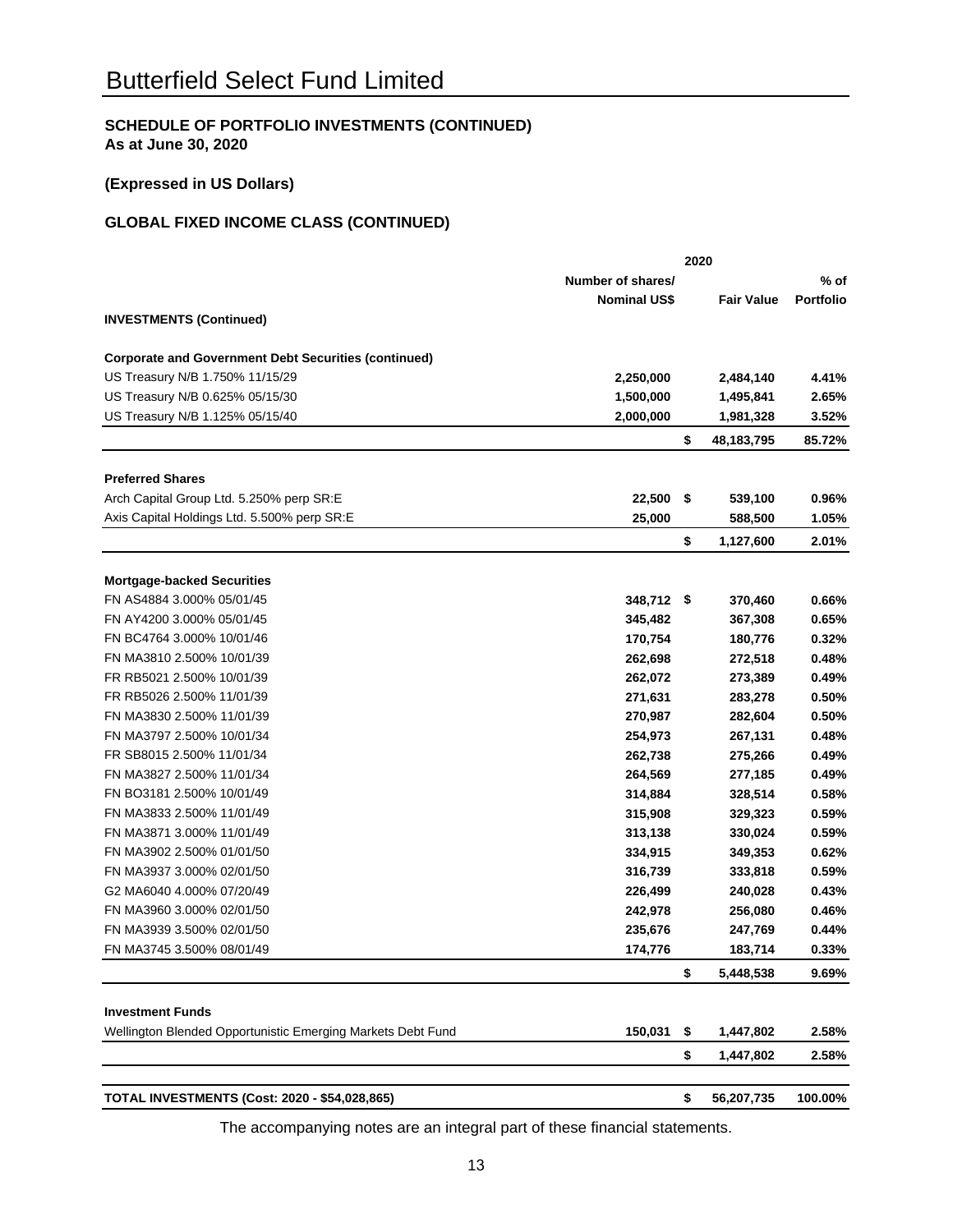# Butterfield Select Fund Limited

**SCHEDULE OF PORTFOLIO INVESTMENTS (CONTINUED)**
**As at June 30, 2020**

**(Expressed in US Dollars)**

**GLOBAL FIXED INCOME CLASS (CONTINUED)**

| | 2020 | | | |
|---|---|---|---|---|
| | Number of shares/ Nominal US$ | | Fair Value | % of Portfolio |
| **INVESTMENTS (Continued)** | | | | |
| **Corporate and Government Debt Securities (continued)** | | | | |
| US Treasury N/B 1.750% 11/15/29 | 2,250,000 | | 2,484,140 | 4.41% |
| US Treasury N/B 0.625% 05/15/30 | 1,500,000 | | 1,495,841 | 2.65% |
| US Treasury N/B 1.125% 05/15/40 | 2,000,000 | | 1,981,328 | 3.52% |
| | | $ | 48,183,795 | 85.72% |
| **Preferred Shares** | | | | |
| Arch Capital Group Ltd. 5.250% perp SR:E | 22,500 | $ | 539,100 | 0.96% |
| Axis Capital Holdings Ltd. 5.500% perp SR:E | 25,000 | | 588,500 | 1.05% |
| | | $ | 1,127,600 | 2.01% |
| **Mortgage-backed Securities** | | | | |
| FN AS4884 3.000% 05/01/45 | 348,712 | $ | 370,460 | 0.66% |
| FN AY4200 3.000% 05/01/45 | 345,482 | | 367,308 | 0.65% |
| FN BC4764 3.000% 10/01/46 | 170,754 | | 180,776 | 0.32% |
| FN MA3810 2.500% 10/01/39 | 262,698 | | 272,518 | 0.48% |
| FR RB5021 2.500% 10/01/39 | 262,072 | | 273,389 | 0.49% |
| FR RB5026 2.500% 11/01/39 | 271,631 | | 283,278 | 0.50% |
| FN MA3830 2.500% 11/01/39 | 270,987 | | 282,604 | 0.50% |
| FN MA3797 2.500% 10/01/34 | 254,973 | | 267,131 | 0.48% |
| FR SB8015 2.500% 11/01/34 | 262,738 | | 275,266 | 0.49% |
| FN MA3827 2.500% 11/01/34 | 264,569 | | 277,185 | 0.49% |
| FN BO3181 2.500% 10/01/49 | 314,884 | | 328,514 | 0.58% |
| FN MA3833 2.500% 11/01/49 | 315,908 | | 329,323 | 0.59% |
| FN MA3871 3.000% 11/01/49 | 313,138 | | 330,024 | 0.59% |
| FN MA3902 2.500% 01/01/50 | 334,915 | | 349,353 | 0.62% |
| FN MA3937 3.000% 02/01/50 | 316,739 | | 333,818 | 0.59% |
| G2 MA6040 4.000% 07/20/49 | 226,499 | | 240,028 | 0.43% |
| FN MA3960 3.000% 02/01/50 | 242,978 | | 256,080 | 0.46% |
| FN MA3939 3.500% 02/01/50 | 235,676 | | 247,769 | 0.44% |
| FN MA3745 3.500% 08/01/49 | 174,776 | | 183,714 | 0.33% |
| | | $ | 5,448,538 | 9.69% |
| **Investment Funds** | | | | |
| Wellington Blended Opportunistic Emerging Markets Debt Fund | 150,031 | $ | 1,447,802 | 2.58% |
| | | $ | 1,447,802 | 2.58% |
| **TOTAL INVESTMENTS (Cost: 2020 - $54,028,865)** | | $ | 56,207,735 | 100.00% |

The accompanying notes are an integral part of these financial statements.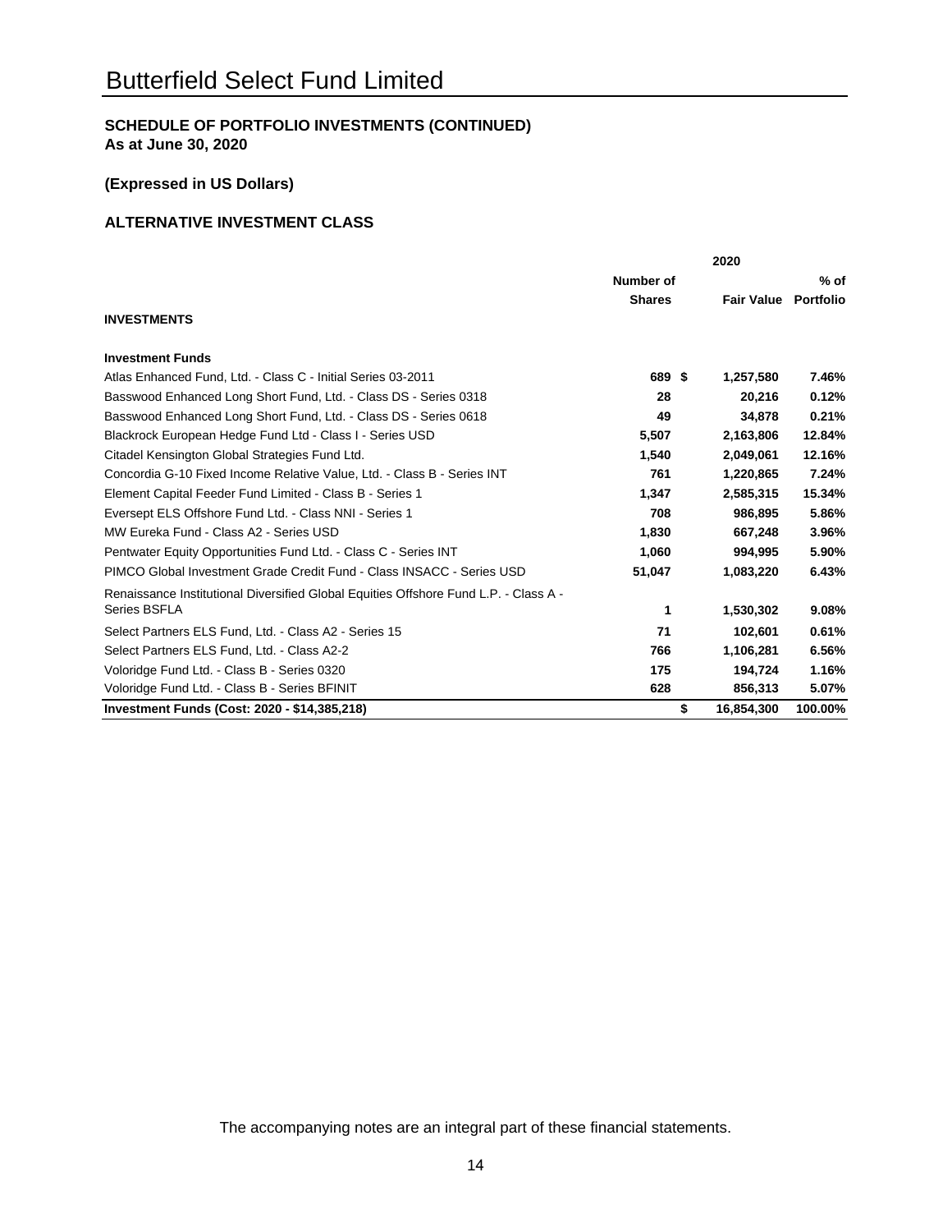# Butterfield Select Fund Limited

**SCHEDULE OF PORTFOLIO INVESTMENTS (CONTINUED)**
**As at June 30, 2020**

**(Expressed in US Dollars)**

**ALTERNATIVE INVESTMENT CLASS**

| | 2020 | | |
|---|---|---|---|
| | **Number of Shares** | **Fair Value** | **% of Portfolio** |
| **INVESTMENTS** | | | |
| **Investment Funds** | | | |
| Atlas Enhanced Fund, Ltd. - Class C - Initial Series 03-2011 | **689** | **$ 1,257,580** | **7.46%** |
| Basswood Enhanced Long Short Fund, Ltd. - Class DS - Series 0318 | **28** | **20,216** | **0.12%** |
| Basswood Enhanced Long Short Fund, Ltd. - Class DS - Series 0618 | **49** | **34,878** | **0.21%** |
| Blackrock European Hedge Fund Ltd - Class I - Series USD | **5,507** | **2,163,806** | **12.84%** |
| Citadel Kensington Global Strategies Fund Ltd. | **1,540** | **2,049,061** | **12.16%** |
| Concordia G-10 Fixed Income Relative Value, Ltd. - Class B - Series INT | **761** | **1,220,865** | **7.24%** |
| Element Capital Feeder Fund Limited - Class B - Series 1 | **1,347** | **2,585,315** | **15.34%** |
| Eversept ELS Offshore Fund Ltd. - Class NNI - Series 1 | **708** | **986,895** | **5.86%** |
| MW Eureka Fund - Class A2 - Series USD | **1,830** | **667,248** | **3.96%** |
| Pentwater Equity Opportunities Fund Ltd. - Class C - Series INT | **1,060** | **994,995** | **5.90%** |
| PIMCO Global Investment Grade Credit Fund - Class INSACC - Series USD | **51,047** | **1,083,220** | **6.43%** |
| Renaissance Institutional Diversified Global Equities Offshore Fund L.P. - Class A - Series BSFLA | **1** | **1,530,302** | **9.08%** |
| Select Partners ELS Fund, Ltd. - Class A2 - Series 15 | **71** | **102,601** | **0.61%** |
| Select Partners ELS Fund, Ltd. - Class A2-2 | **766** | **1,106,281** | **6.56%** |
| Voloridge Fund Ltd. - Class B - Series 0320 | **175** | **194,724** | **1.16%** |
| Voloridge Fund Ltd. - Class B - Series BFINIT | **628** | **856,313** | **5.07%** |
| **Investment Funds (Cost: 2020 - $14,385,218)** | | **$ 16,854,300** | **100.00%** |

The accompanying notes are an integral part of these financial statements.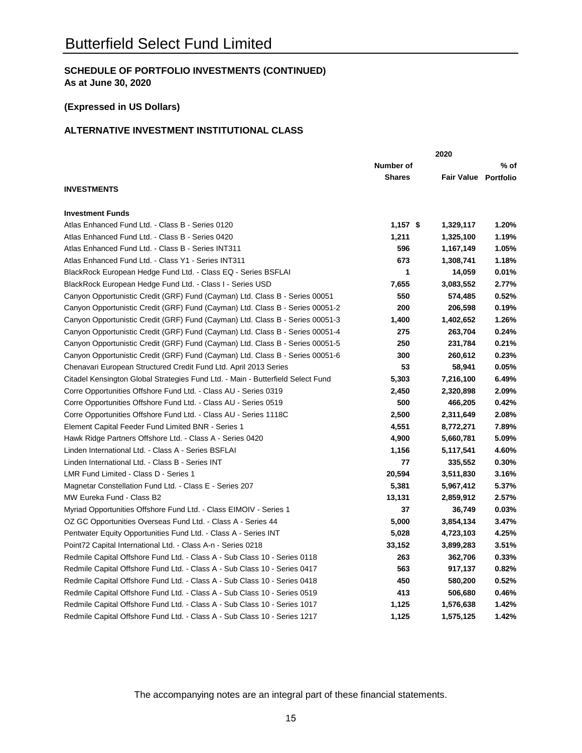# Butterfield Select Fund Limited

## SCHEDULE OF PORTFOLIO INVESTMENTS (CONTINUED)
**As at June 30, 2020**

**(Expressed in US Dollars)**

### ALTERNATIVE INVESTMENT INSTITUTIONAL CLASS

| | 2020 | | |
|---|---|---|---|
| | Number of Shares | Fair Value | % of Portfolio |
| **INVESTMENTS** | | | |
| **Investment Funds** | | | |
| Atlas Enhanced Fund Ltd. - Class B - Series 0120 | 1,157 | $ 1,329,117 | 1.20% |
| Atlas Enhanced Fund Ltd. - Class B - Series 0420 | 1,211 | 1,325,100 | 1.19% |
| Atlas Enhanced Fund Ltd. - Class B - Series INT311 | 596 | 1,167,149 | 1.05% |
| Atlas Enhanced Fund Ltd. - Class Y1 - Series INT311 | 673 | 1,308,741 | 1.18% |
| BlackRock European Hedge Fund Ltd. - Class EQ - Series BSFLAI | 1 | 14,059 | 0.01% |
| BlackRock European Hedge Fund Ltd. - Class I - Series USD | 7,655 | 3,083,552 | 2.77% |
| Canyon Opportunistic Credit (GRF) Fund (Cayman) Ltd. Class B - Series 00051 | 550 | 574,485 | 0.52% |
| Canyon Opportunistic Credit (GRF) Fund (Cayman) Ltd. Class B - Series 00051-2 | 200 | 206,598 | 0.19% |
| Canyon Opportunistic Credit (GRF) Fund (Cayman) Ltd. Class B - Series 00051-3 | 1,400 | 1,402,652 | 1.26% |
| Canyon Opportunistic Credit (GRF) Fund (Cayman) Ltd. Class B - Series 00051-4 | 275 | 263,704 | 0.24% |
| Canyon Opportunistic Credit (GRF) Fund (Cayman) Ltd. Class B - Series 00051-5 | 250 | 231,784 | 0.21% |
| Canyon Opportunistic Credit (GRF) Fund (Cayman) Ltd. Class B - Series 00051-6 | 300 | 260,612 | 0.23% |
| Chenavari European Structured Credit Fund Ltd. April 2013 Series | 53 | 58,941 | 0.05% |
| Citadel Kensington Global Strategies Fund Ltd. - Main - Butterfield Select Fund | 5,303 | 7,216,100 | 6.49% |
| Corre Opportunities Offshore Fund Ltd. - Class AU - Series 0319 | 2,450 | 2,320,898 | 2.09% |
| Corre Opportunities Offshore Fund Ltd. - Class AU - Series 0519 | 500 | 466,205 | 0.42% |
| Corre Opportunities Offshore Fund Ltd. - Class AU - Series 1118C | 2,500 | 2,311,649 | 2.08% |
| Element Capital Feeder Fund Limited BNR - Series 1 | 4,551 | 8,772,271 | 7.89% |
| Hawk Ridge Partners Offshore Ltd. - Class A - Series 0420 | 4,900 | 5,660,781 | 5.09% |
| Linden International Ltd. - Class A - Series BSFLAI | 1,156 | 5,117,541 | 4.60% |
| Linden International Ltd. - Class B - Series INT | 77 | 335,552 | 0.30% |
| LMR Fund Limited - Class D - Series 1 | 20,594 | 3,511,830 | 3.16% |
| Magnetar Constellation Fund Ltd. - Class E - Series 207 | 5,381 | 5,967,412 | 5.37% |
| MW Eureka Fund - Class B2 | 13,131 | 2,859,912 | 2.57% |
| Myriad Opportunities Offshore Fund Ltd. - Class EIMOIV - Series 1 | 37 | 36,749 | 0.03% |
| OZ GC Opportunities Overseas Fund Ltd. - Class A - Series 44 | 5,000 | 3,854,134 | 3.47% |
| Pentwater Equity Opportunities Fund Ltd. - Class A - Series INT | 5,028 | 4,723,103 | 4.25% |
| Point72 Capital International Ltd. - Class A-n - Series 0218 | 33,152 | 3,899,283 | 3.51% |
| Redmile Capital Offshore Fund Ltd. - Class A - Sub Class 10 - Series 0118 | 263 | 362,706 | 0.33% |
| Redmile Capital Offshore Fund Ltd. - Class A - Sub Class 10 - Series 0417 | 563 | 917,137 | 0.82% |
| Redmile Capital Offshore Fund Ltd. - Class A - Sub Class 10 - Series 0418 | 450 | 580,200 | 0.52% |
| Redmile Capital Offshore Fund Ltd. - Class A - Sub Class 10 - Series 0519 | 413 | 506,680 | 0.46% |
| Redmile Capital Offshore Fund Ltd. - Class A - Sub Class 10 - Series 1017 | 1,125 | 1,576,638 | 1.42% |
| Redmile Capital Offshore Fund Ltd. - Class A - Sub Class 10 - Series 1217 | 1,125 | 1,575,125 | 1.42% |

The accompanying notes are an integral part of these financial statements.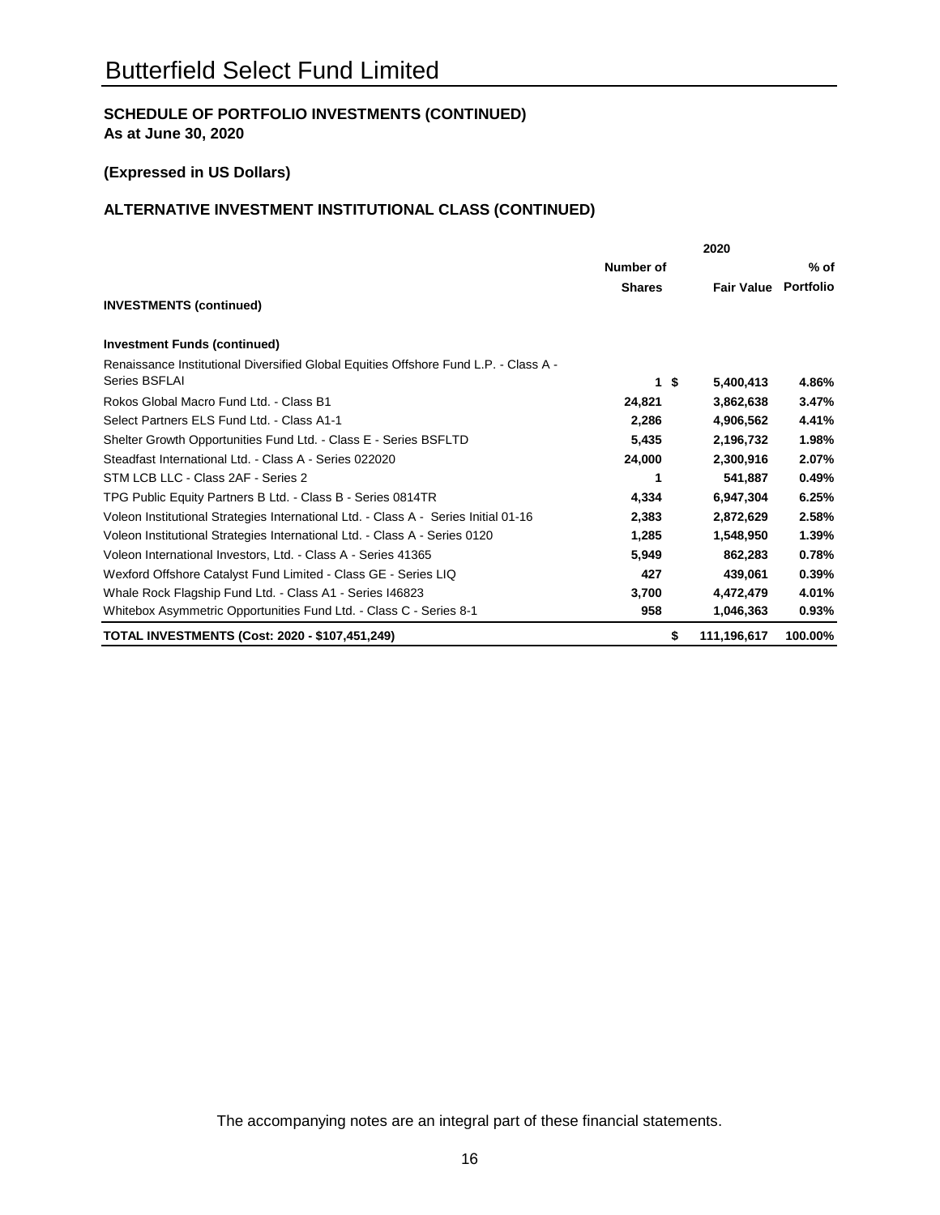# Butterfield Select Fund Limited

**SCHEDULE OF PORTFOLIO INVESTMENTS (CONTINUED)**
**As at June 30, 2020**

**(Expressed in US Dollars)**

**ALTERNATIVE INVESTMENT INSTITUTIONAL CLASS (CONTINUED)**

| | 2020 | | |
|---|---|---|---|
| | **Number of Shares** | **Fair Value** | **% of Portfolio** |
| **INVESTMENTS (continued)** | | | |
| **Investment Funds (continued)** | | | |
| Renaissance Institutional Diversified Global Equities Offshore Fund L.P. - Class A - Series BSFLAI | **1** | **$ 5,400,413** | **4.86%** |
| Rokos Global Macro Fund Ltd. - Class B1 | **24,821** | **3,862,638** | **3.47%** |
| Select Partners ELS Fund Ltd. - Class A1-1 | **2,286** | **4,906,562** | **4.41%** |
| Shelter Growth Opportunities Fund Ltd. - Class E - Series BSFLTD | **5,435** | **2,196,732** | **1.98%** |
| Steadfast International Ltd. - Class A - Series 022020 | **24,000** | **2,300,916** | **2.07%** |
| STM LCB LLC - Class 2AF - Series 2 | **1** | **541,887** | **0.49%** |
| TPG Public Equity Partners B Ltd. - Class B - Series 0814TR | **4,334** | **6,947,304** | **6.25%** |
| Voleon Institutional Strategies International Ltd. - Class A - Series Initial 01-16 | **2,383** | **2,872,629** | **2.58%** |
| Voleon Institutional Strategies International Ltd. - Class A - Series 0120 | **1,285** | **1,548,950** | **1.39%** |
| Voleon International Investors, Ltd. - Class A - Series 41365 | **5,949** | **862,283** | **0.78%** |
| Wexford Offshore Catalyst Fund Limited - Class GE - Series LIQ | **427** | **439,061** | **0.39%** |
| Whale Rock Flagship Fund Ltd. - Class A1 - Series I46823 | **3,700** | **4,472,479** | **4.01%** |
| Whitebox Asymmetric Opportunities Fund Ltd. - Class C - Series 8-1 | **958** | **1,046,363** | **0.93%** |
| **TOTAL INVESTMENTS (Cost: 2020 - $107,451,249)** | | **$ 111,196,617** | **100.00%** |

The accompanying notes are an integral part of these financial statements.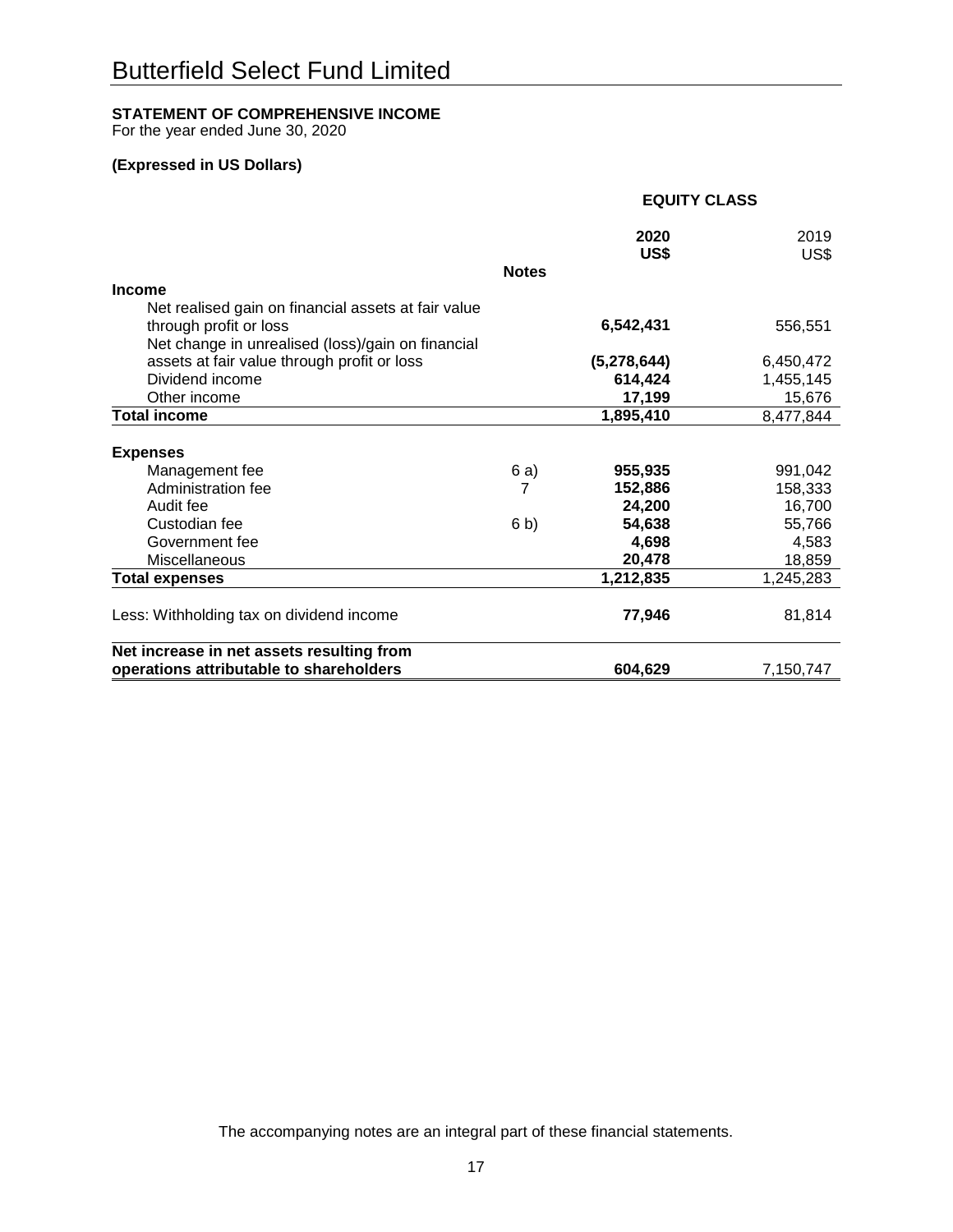# Butterfield Select Fund Limited

**STATEMENT OF COMPREHENSIVE INCOME**
For the year ended June 30, 2020

**(Expressed in US Dollars)**

| | | **EQUITY CLASS** | |
|---|---|---|---|
| | **Notes** | **2020 US$** | 2019 US$ |
| **Income** | | | |
| Net realised gain on financial assets at fair value through profit or loss | | **6,542,431** | 556,551 |
| Net change in unrealised (loss)/gain on financial assets at fair value through profit or loss | | **(5,278,644)** | 6,450,472 |
| Dividend income | | **614,424** | 1,455,145 |
| Other income | | **17,199** | 15,676 |
| **Total income** | | **1,895,410** | 8,477,844 |
| **Expenses** | | | |
| Management fee | 6 a) | **955,935** | 991,042 |
| Administration fee | 7 | **152,886** | 158,333 |
| Audit fee | | **24,200** | 16,700 |
| Custodian fee | 6 b) | **54,638** | 55,766 |
| Government fee | | **4,698** | 4,583 |
| Miscellaneous | | **20,478** | 18,859 |
| **Total expenses** | | **1,212,835** | 1,245,283 |
| Less: Withholding tax on dividend income | | **77,946** | 81,814 |
| **Net increase in net assets resulting from operations attributable to shareholders** | | **604,629** | 7,150,747 |

The accompanying notes are an integral part of these financial statements.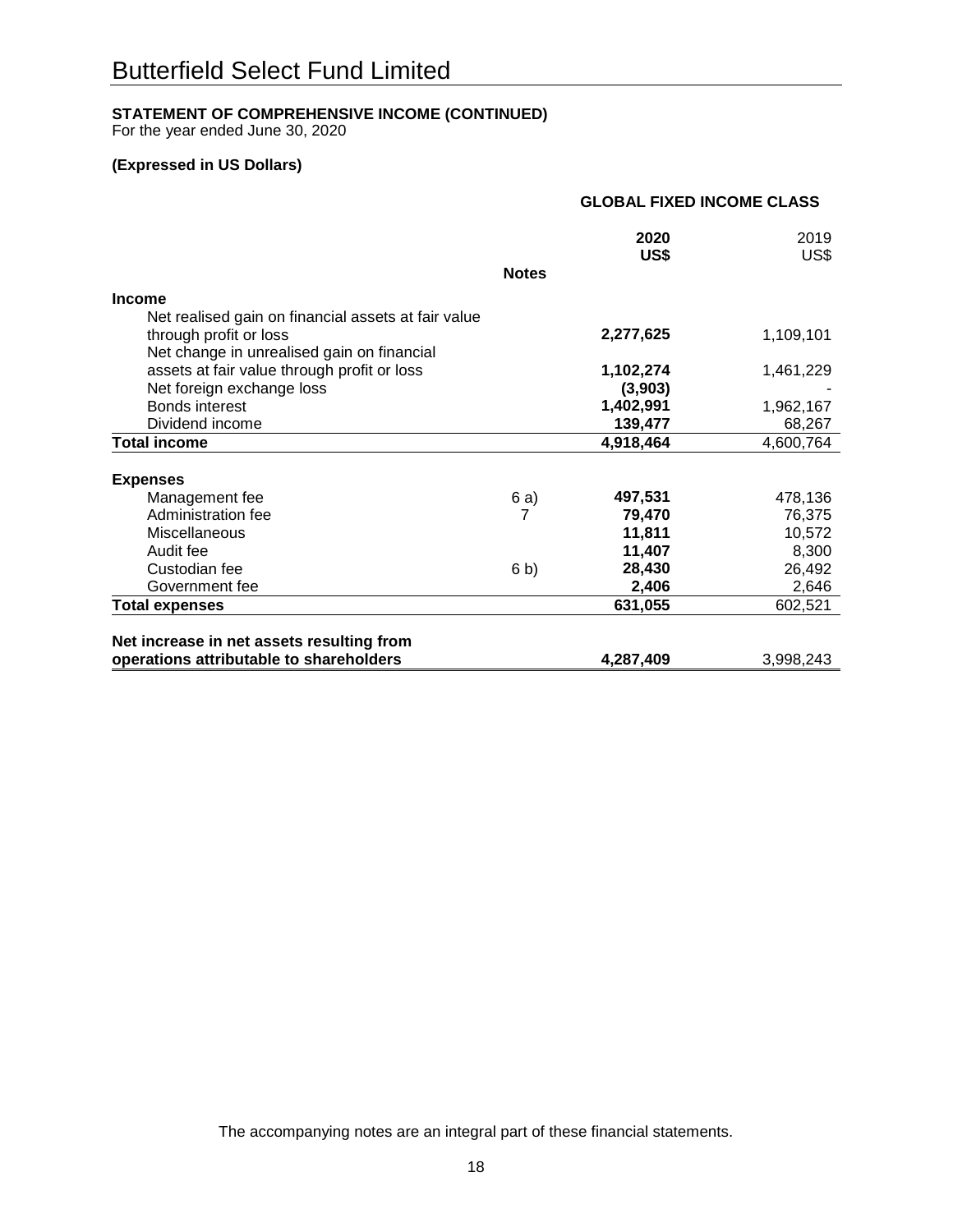# Butterfield Select Fund Limited

**STATEMENT OF COMPREHENSIVE INCOME (CONTINUED)**
For the year ended June 30, 2020

**(Expressed in US Dollars)**

| | Notes | GLOBAL FIXED INCOME CLASS | |
|---|---|---|---|
| | | **2020 US$** | 2019 US$ |
| **Income** | | | |
| Net realised gain on financial assets at fair value through profit or loss | | **2,277,625** | 1,109,101 |
| Net change in unrealised gain on financial assets at fair value through profit or loss | | **1,102,274** | 1,461,229 |
| Net foreign exchange loss | | **(3,903)** | - |
| Bonds interest | | **1,402,991** | 1,962,167 |
| Dividend income | | **139,477** | 68,267 |
| **Total income** | | **4,918,464** | 4,600,764 |
| **Expenses** | | | |
| Management fee | 6 a) | **497,531** | 478,136 |
| Administration fee | 7 | **79,470** | 76,375 |
| Miscellaneous | | **11,811** | 10,572 |
| Audit fee | | **11,407** | 8,300 |
| Custodian fee | 6 b) | **28,430** | 26,492 |
| Government fee | | **2,406** | 2,646 |
| **Total expenses** | | **631,055** | 602,521 |
| **Net increase in net assets resulting from operations attributable to shareholders** | | **4,287,409** | 3,998,243 |

The accompanying notes are an integral part of these financial statements.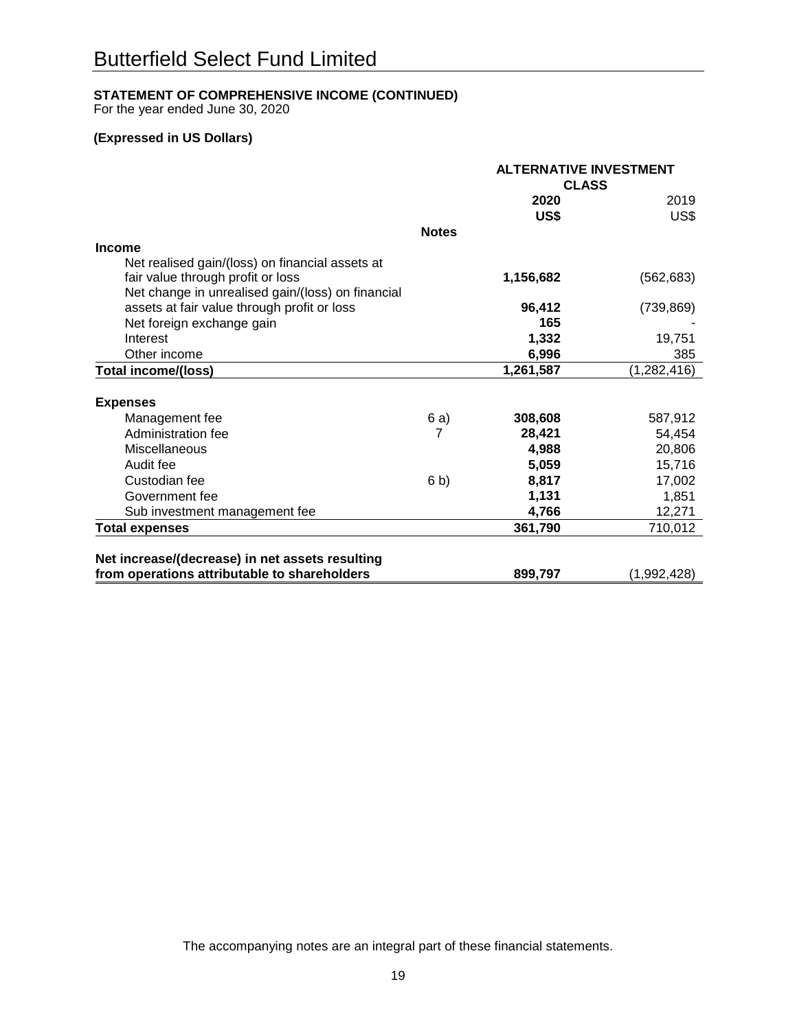# Butterfield Select Fund Limited

**STATEMENT OF COMPREHENSIVE INCOME (CONTINUED)**
For the year ended June 30, 2020

**(Expressed in US Dollars)**

| | | ALTERNATIVE INVESTMENT CLASS | |
|---|---|---|---|
| | | **2020** | 2019 |
| | | **US$** | US$ |
| | **Notes** | | |
| **Income** | | | |
| Net realised gain/(loss) on financial assets at fair value through profit or loss | | **1,156,682** | (562,683) |
| Net change in unrealised gain/(loss) on financial assets at fair value through profit or loss | | **96,412** | (739,869) |
| Net foreign exchange gain | | **165** | - |
| Interest | | **1,332** | 19,751 |
| Other income | | **6,996** | 385 |
| **Total income/(loss)** | | **1,261,587** | (1,282,416) |
| **Expenses** | | | |
| Management fee | 6 a) | **308,608** | 587,912 |
| Administration fee | 7 | **28,421** | 54,454 |
| Miscellaneous | | **4,988** | 20,806 |
| Audit fee | | **5,059** | 15,716 |
| Custodian fee | 6 b) | **8,817** | 17,002 |
| Government fee | | **1,131** | 1,851 |
| Sub investment management fee | | **4,766** | 12,271 |
| **Total expenses** | | **361,790** | 710,012 |
| **Net increase/(decrease) in net assets resulting from operations attributable to shareholders** | | **899,797** | (1,992,428) |

The accompanying notes are an integral part of these financial statements.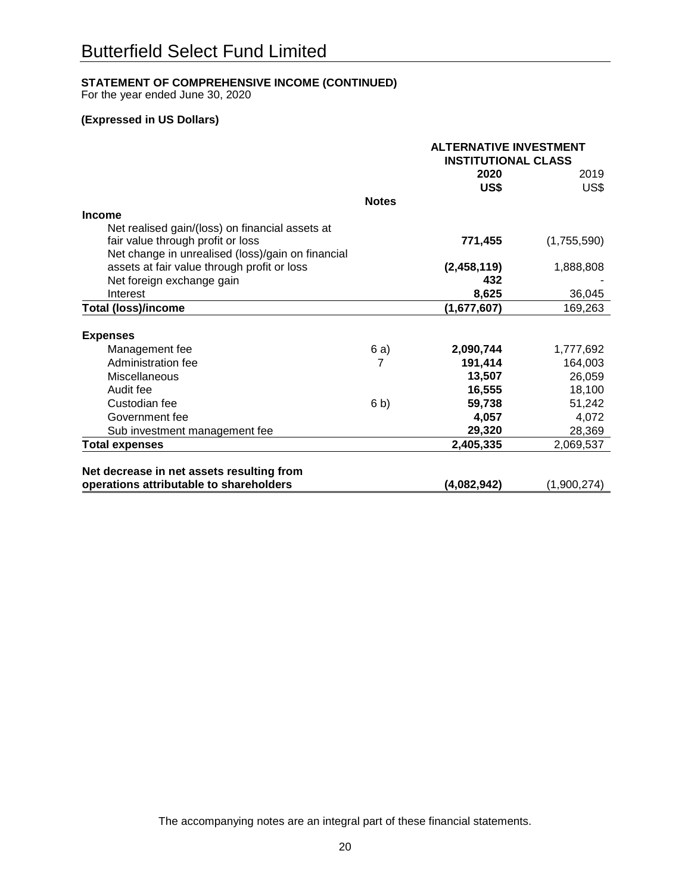# Butterfield Select Fund Limited

**STATEMENT OF COMPREHENSIVE INCOME (CONTINUED)**
For the year ended June 30, 2020

**(Expressed in US Dollars)**

| | Notes | ALTERNATIVE INVESTMENT INSTITUTIONAL CLASS | |
|---|---|---|---|
| | | **2020** | 2019 |
| | | **US$** | US$ |
| **Income** | | | |
| Net realised gain/(loss) on financial assets at fair value through profit or loss | | **771,455** | (1,755,590) |
| Net change in unrealised (loss)/gain on financial assets at fair value through profit or loss | | **(2,458,119)** | 1,888,808 |
| Net foreign exchange gain | | **432** | - |
| Interest | | **8,625** | 36,045 |
| **Total (loss)/income** | | **(1,677,607)** | 169,263 |
| **Expenses** | | | |
| Management fee | 6 a) | **2,090,744** | 1,777,692 |
| Administration fee | 7 | **191,414** | 164,003 |
| Miscellaneous | | **13,507** | 26,059 |
| Audit fee | | **16,555** | 18,100 |
| Custodian fee | 6 b) | **59,738** | 51,242 |
| Government fee | | **4,057** | 4,072 |
| Sub investment management fee | | **29,320** | 28,369 |
| **Total expenses** | | **2,405,335** | 2,069,537 |
| **Net decrease in net assets resulting from operations attributable to shareholders** | | **(4,082,942)** | (1,900,274) |

The accompanying notes are an integral part of these financial statements.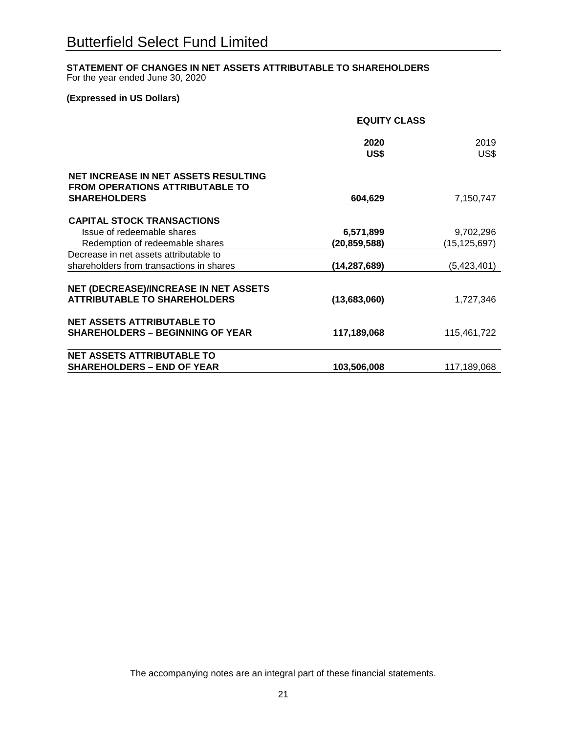# Butterfield Select Fund Limited

**STATEMENT OF CHANGES IN NET ASSETS ATTRIBUTABLE TO SHAREHOLDERS**
For the year ended June 30, 2020

**(Expressed in US Dollars)**

| | **EQUITY CLASS** | |
|---|---|---|
| | **2020 US$** | 2019 US$ |
| **NET INCREASE IN NET ASSETS RESULTING FROM OPERATIONS ATTRIBUTABLE TO SHAREHOLDERS** | **604,629** | 7,150,747 |
| **CAPITAL STOCK TRANSACTIONS** | | |
| Issue of redeemable shares | **6,571,899** | 9,702,296 |
| Redemption of redeemable shares | **(20,859,588)** | (15,125,697) |
| Decrease in net assets attributable to shareholders from transactions in shares | **(14,287,689)** | (5,423,401) |
| **NET (DECREASE)/INCREASE IN NET ASSETS ATTRIBUTABLE TO SHAREHOLDERS** | **(13,683,060)** | 1,727,346 |
| **NET ASSETS ATTRIBUTABLE TO SHAREHOLDERS – BEGINNING OF YEAR** | **117,189,068** | 115,461,722 |
| **NET ASSETS ATTRIBUTABLE TO SHAREHOLDERS – END OF YEAR** | **103,506,008** | 117,189,068 |

The accompanying notes are an integral part of these financial statements.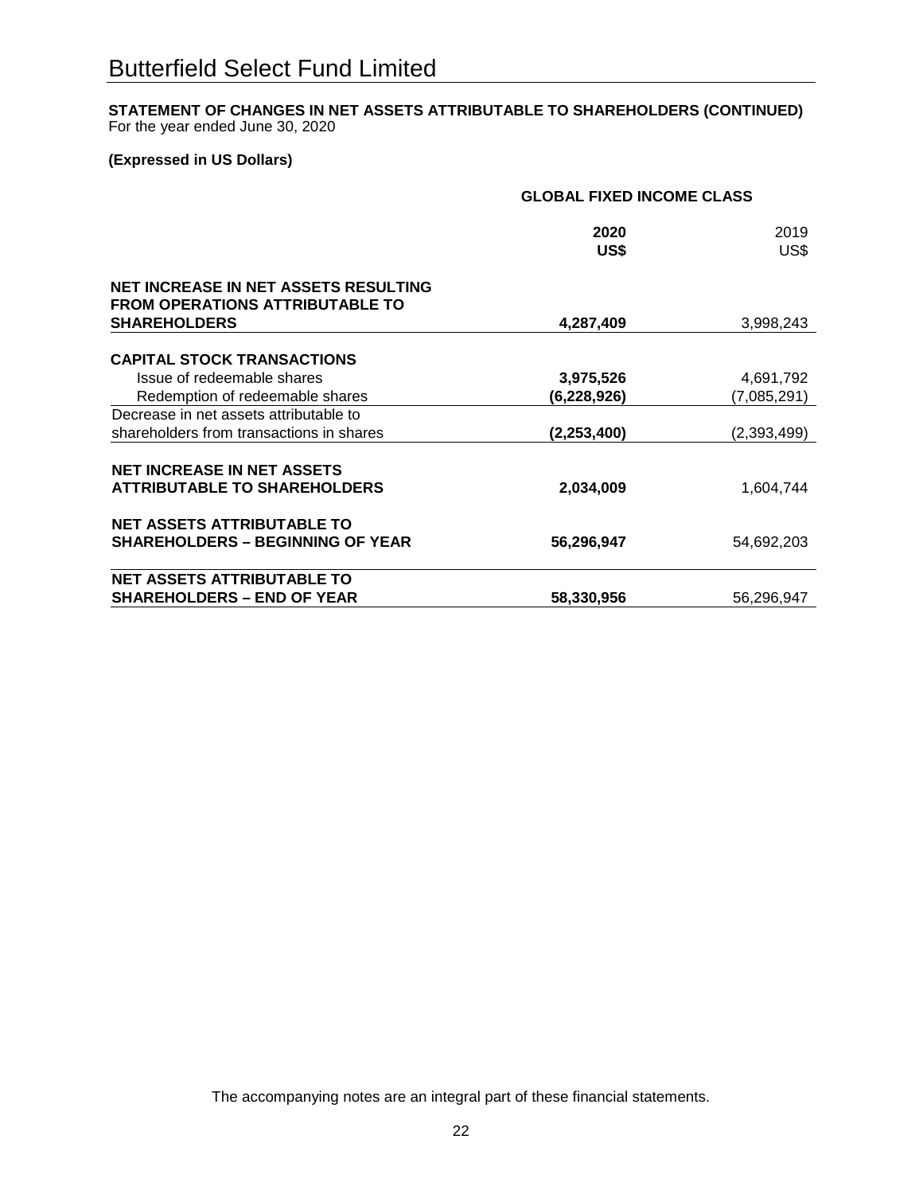# Butterfield Select Fund Limited

**STATEMENT OF CHANGES IN NET ASSETS ATTRIBUTABLE TO SHAREHOLDERS (CONTINUED)**
For the year ended June 30, 2020

**(Expressed in US Dollars)**

| | GLOBAL FIXED INCOME CLASS | |
|---|---|---|
| | **2020 US$** | 2019 US$ |
| **NET INCREASE IN NET ASSETS RESULTING FROM OPERATIONS ATTRIBUTABLE TO SHAREHOLDERS** | **4,287,409** | 3,998,243 |
| **CAPITAL STOCK TRANSACTIONS** | | |
| Issue of redeemable shares | **3,975,526** | 4,691,792 |
| Redemption of redeemable shares | **(6,228,926)** | (7,085,291) |
| Decrease in net assets attributable to shareholders from transactions in shares | **(2,253,400)** | (2,393,499) |
| **NET INCREASE IN NET ASSETS ATTRIBUTABLE TO SHAREHOLDERS** | **2,034,009** | 1,604,744 |
| **NET ASSETS ATTRIBUTABLE TO SHAREHOLDERS – BEGINNING OF YEAR** | **56,296,947** | 54,692,203 |
| **NET ASSETS ATTRIBUTABLE TO SHAREHOLDERS – END OF YEAR** | **58,330,956** | 56,296,947 |

The accompanying notes are an integral part of these financial statements.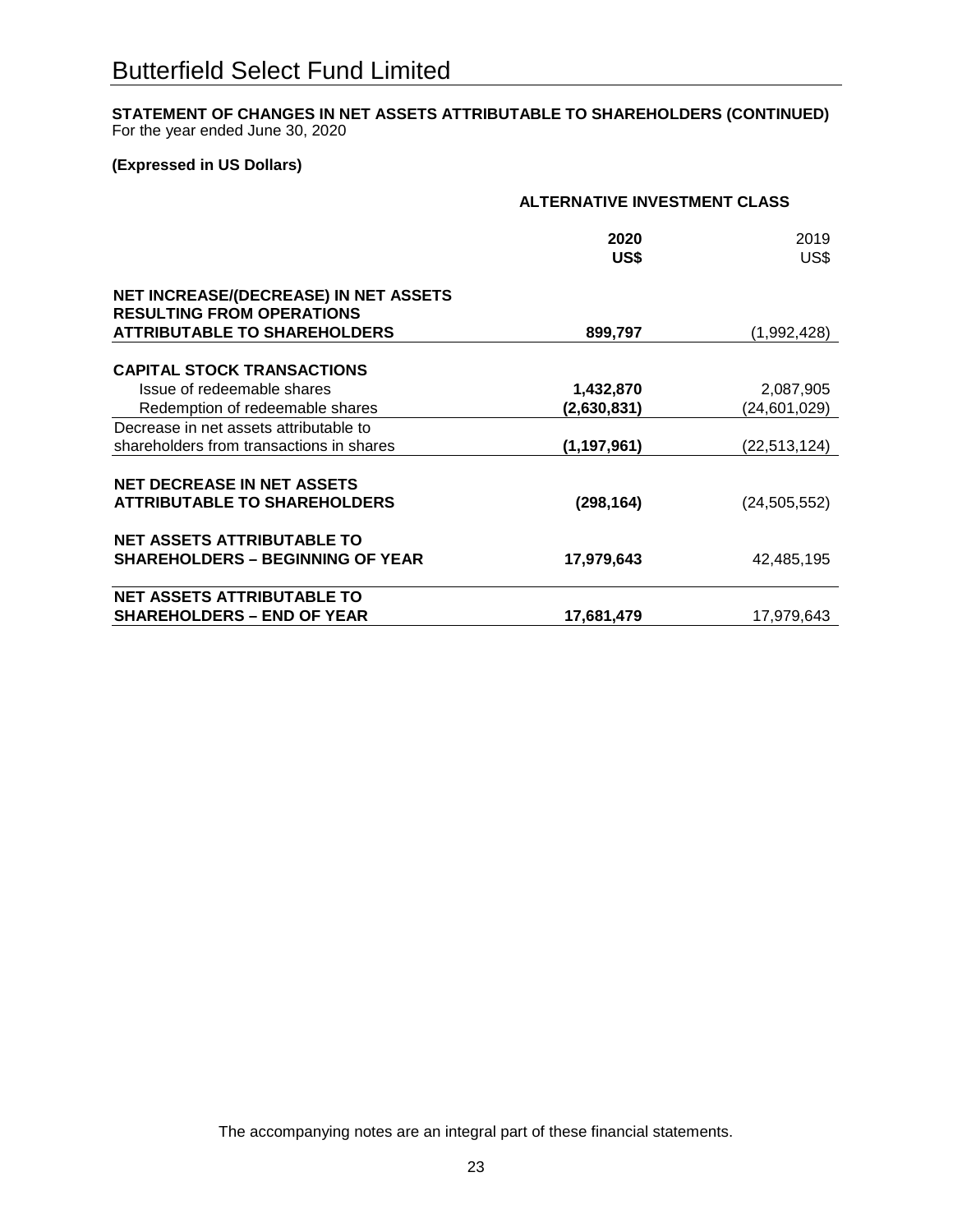# Butterfield Select Fund Limited

**STATEMENT OF CHANGES IN NET ASSETS ATTRIBUTABLE TO SHAREHOLDERS (CONTINUED)**
For the year ended June 30, 2020

**(Expressed in US Dollars)**

| | ALTERNATIVE INVESTMENT CLASS | |
|---|---|---|
| | **2020 US$** | 2019 US$ |
| **NET INCREASE/(DECREASE) IN NET ASSETS RESULTING FROM OPERATIONS ATTRIBUTABLE TO SHAREHOLDERS** | **899,797** | (1,992,428) |
| **CAPITAL STOCK TRANSACTIONS** | | |
| Issue of redeemable shares | **1,432,870** | 2,087,905 |
| Redemption of redeemable shares | **(2,630,831)** | (24,601,029) |
| Decrease in net assets attributable to shareholders from transactions in shares | **(1,197,961)** | (22,513,124) |
| **NET DECREASE IN NET ASSETS ATTRIBUTABLE TO SHAREHOLDERS** | **(298,164)** | (24,505,552) |
| **NET ASSETS ATTRIBUTABLE TO SHAREHOLDERS – BEGINNING OF YEAR** | **17,979,643** | 42,485,195 |
| **NET ASSETS ATTRIBUTABLE TO SHAREHOLDERS – END OF YEAR** | **17,681,479** | 17,979,643 |

The accompanying notes are an integral part of these financial statements.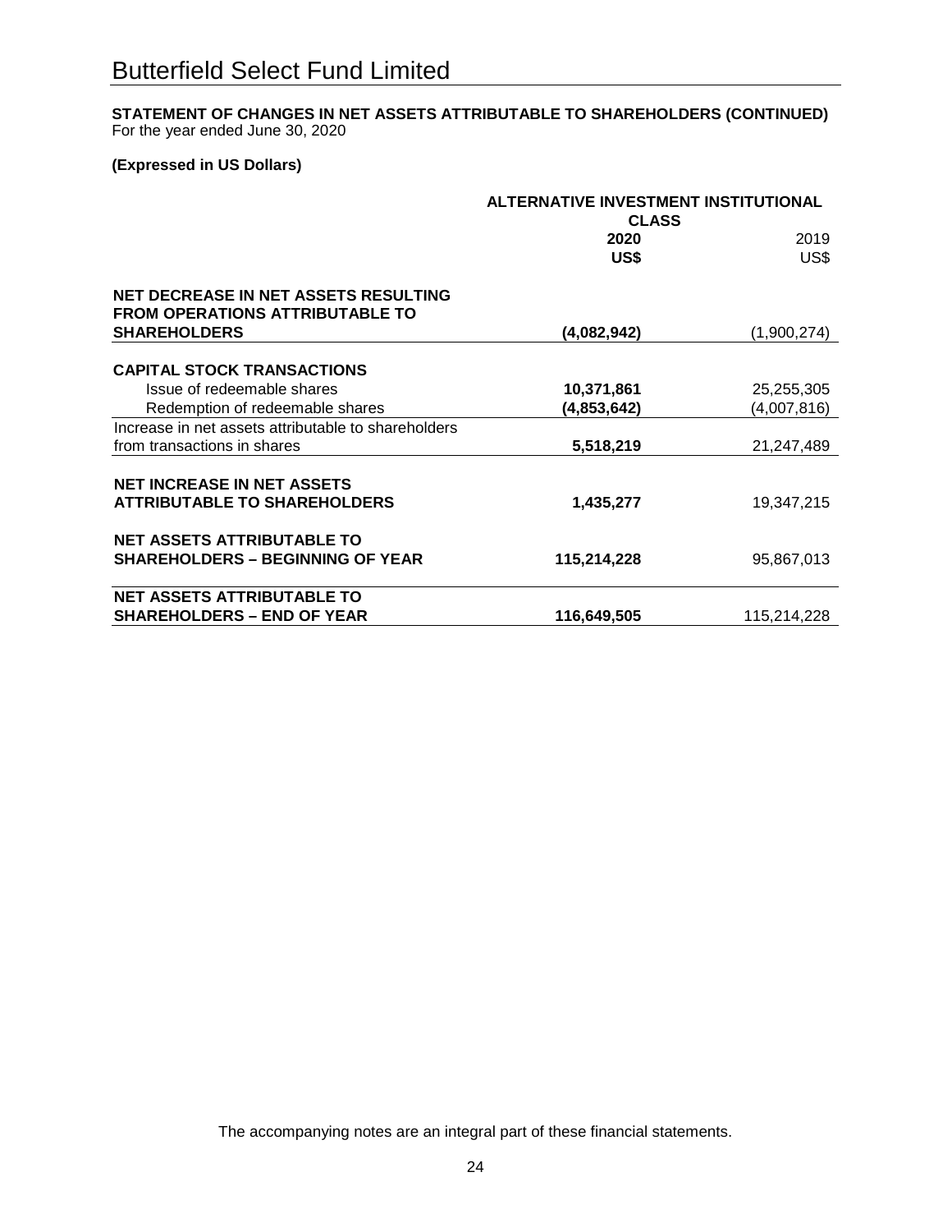# Butterfield Select Fund Limited

**STATEMENT OF CHANGES IN NET ASSETS ATTRIBUTABLE TO SHAREHOLDERS (CONTINUED)**
For the year ended June 30, 2020

**(Expressed in US Dollars)**

| | ALTERNATIVE INVESTMENT INSTITUTIONAL CLASS | |
|---|---|---|
| | **2020** | 2019 |
| | **US$** | US$ |
| **NET DECREASE IN NET ASSETS RESULTING FROM OPERATIONS ATTRIBUTABLE TO SHAREHOLDERS** | **(4,082,942)** | (1,900,274) |
| **CAPITAL STOCK TRANSACTIONS** | | |
| Issue of redeemable shares | **10,371,861** | 25,255,305 |
| Redemption of redeemable shares | **(4,853,642)** | (4,007,816) |
| Increase in net assets attributable to shareholders from transactions in shares | **5,518,219** | 21,247,489 |
| **NET INCREASE IN NET ASSETS ATTRIBUTABLE TO SHAREHOLDERS** | **1,435,277** | 19,347,215 |
| **NET ASSETS ATTRIBUTABLE TO SHAREHOLDERS – BEGINNING OF YEAR** | **115,214,228** | 95,867,013 |
| **NET ASSETS ATTRIBUTABLE TO SHAREHOLDERS – END OF YEAR** | **116,649,505** | 115,214,228 |

The accompanying notes are an integral part of these financial statements.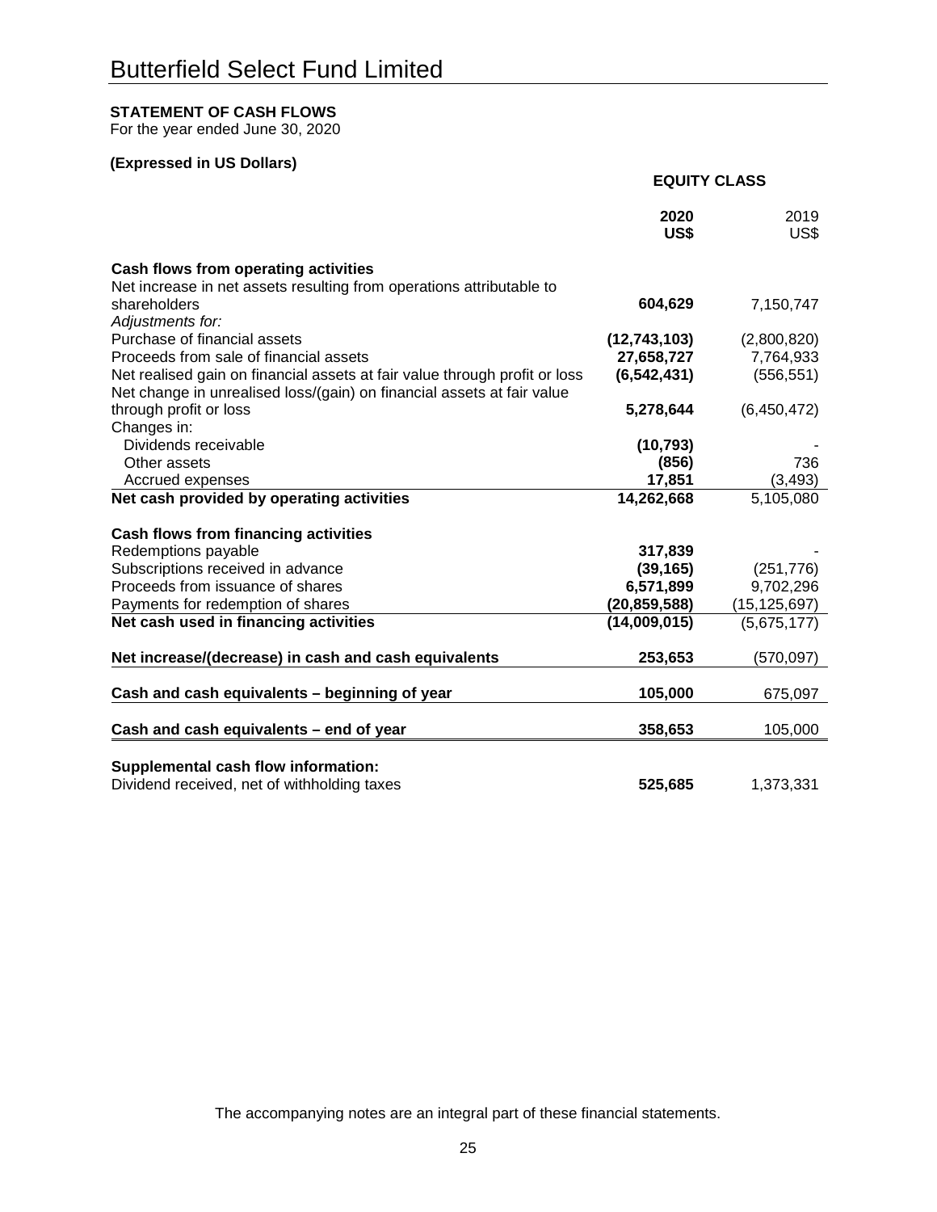# Butterfield Select Fund Limited

**STATEMENT OF CASH FLOWS**
For the year ended June 30, 2020

**(Expressed in US Dollars)**

| | **EQUITY CLASS** | |
|---|---|---|
| | **2020 US$** | 2019 US$ |
| **Cash flows from operating activities** | | |
| Net increase in net assets resulting from operations attributable to shareholders | **604,629** | 7,150,747 |
| *Adjustments for:* | | |
| Purchase of financial assets | **(12,743,103)** | (2,800,820) |
| Proceeds from sale of financial assets | **27,658,727** | 7,764,933 |
| Net realised gain on financial assets at fair value through profit or loss | **(6,542,431)** | (556,551) |
| Net change in unrealised loss/(gain) on financial assets at fair value through profit or loss | **5,278,644** | (6,450,472) |
| Changes in: | | |
| Dividends receivable | **(10,793)** | - |
| Other assets | **(856)** | 736 |
| Accrued expenses | **17,851** | (3,493) |
| **Net cash provided by operating activities** | **14,262,668** | 5,105,080 |
| **Cash flows from financing activities** | | |
| Redemptions payable | **317,839** | - |
| Subscriptions received in advance | **(39,165)** | (251,776) |
| Proceeds from issuance of shares | **6,571,899** | 9,702,296 |
| Payments for redemption of shares | **(20,859,588)** | (15,125,697) |
| **Net cash used in financing activities** | **(14,009,015)** | (5,675,177) |
| **Net increase/(decrease) in cash and cash equivalents** | **253,653** | (570,097) |
| **Cash and cash equivalents – beginning of year** | **105,000** | 675,097 |
| **Cash and cash equivalents – end of year** | **358,653** | 105,000 |
| **Supplemental cash flow information:** | | |
| Dividend received, net of withholding taxes | **525,685** | 1,373,331 |

The accompanying notes are an integral part of these financial statements.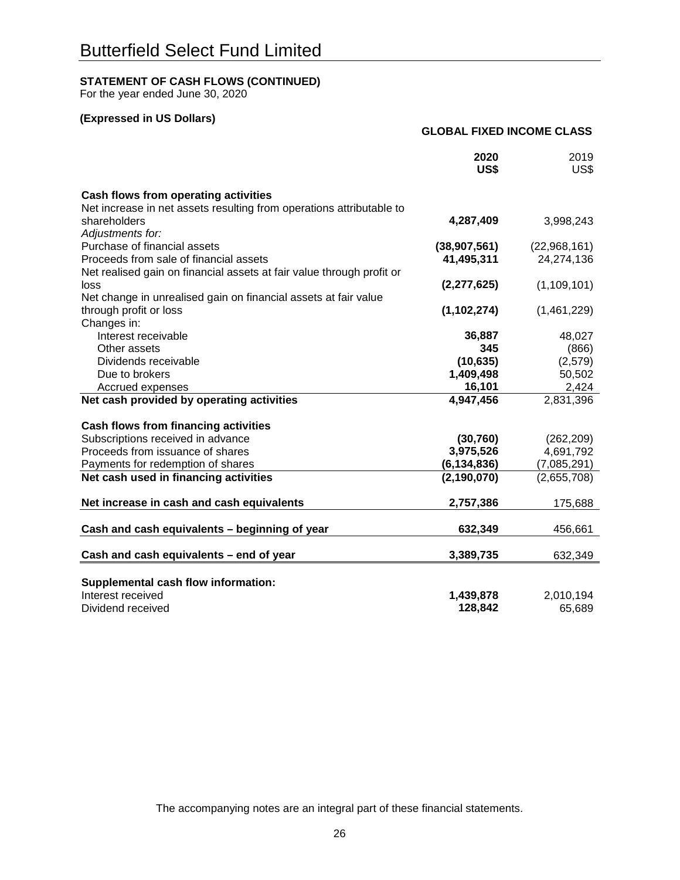# Butterfield Select Fund Limited

**STATEMENT OF CASH FLOWS (CONTINUED)**
For the year ended June 30, 2020

**(Expressed in US Dollars)**

| | **GLOBAL FIXED INCOME CLASS** | |
|---|---|---|
| | **2020 US$** | 2019 US$ |
| **Cash flows from operating activities** | | |
| Net increase in net assets resulting from operations attributable to shareholders | **4,287,409** | 3,998,243 |
| *Adjustments for:* | | |
| Purchase of financial assets | **(38,907,561)** | (22,968,161) |
| Proceeds from sale of financial assets | **41,495,311** | 24,274,136 |
| Net realised gain on financial assets at fair value through profit or loss | **(2,277,625)** | (1,109,101) |
| Net change in unrealised gain on financial assets at fair value through profit or loss | **(1,102,274)** | (1,461,229) |
| Changes in: | | |
| Interest receivable | **36,887** | 48,027 |
| Other assets | **345** | (866) |
| Dividends receivable | **(10,635)** | (2,579) |
| Due to brokers | **1,409,498** | 50,502 |
| Accrued expenses | **16,101** | 2,424 |
| **Net cash provided by operating activities** | **4,947,456** | 2,831,396 |
| **Cash flows from financing activities** | | |
| Subscriptions received in advance | **(30,760)** | (262,209) |
| Proceeds from issuance of shares | **3,975,526** | 4,691,792 |
| Payments for redemption of shares | **(6,134,836)** | (7,085,291) |
| **Net cash used in financing activities** | **(2,190,070)** | (2,655,708) |
| **Net increase in cash and cash equivalents** | **2,757,386** | 175,688 |
| **Cash and cash equivalents – beginning of year** | **632,349** | 456,661 |
| **Cash and cash equivalents – end of year** | **3,389,735** | 632,349 |
| **Supplemental cash flow information:** | | |
| Interest received | **1,439,878** | 2,010,194 |
| Dividend received | **128,842** | 65,689 |

The accompanying notes are an integral part of these financial statements.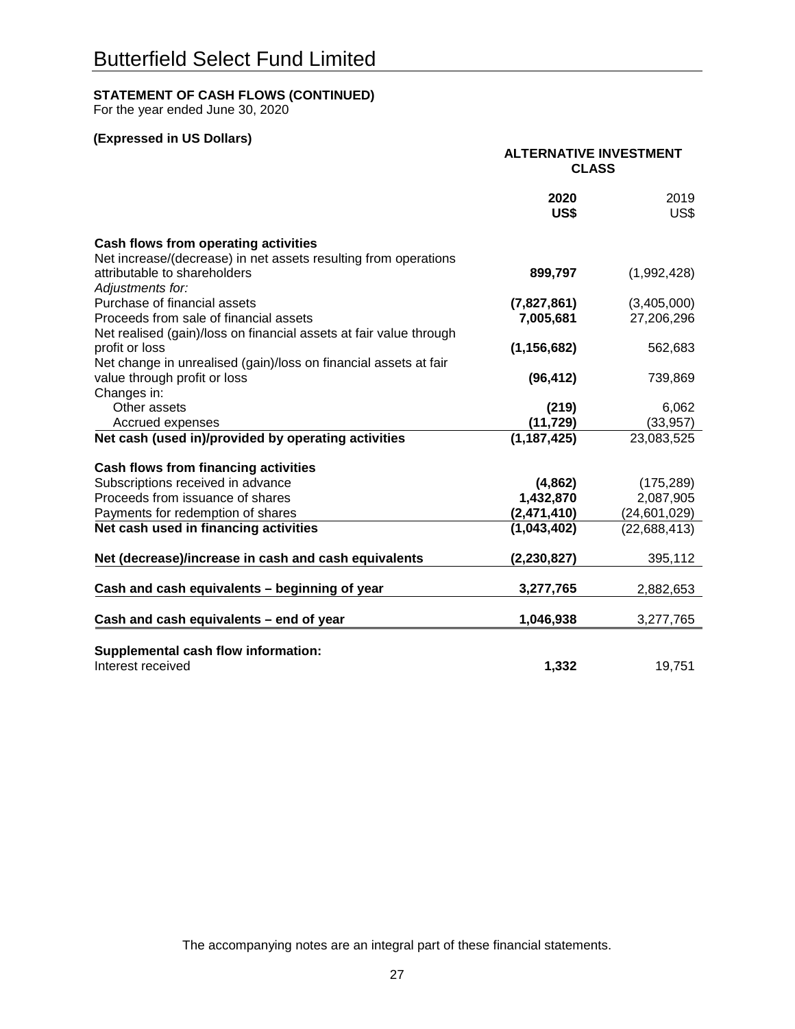# Butterfield Select Fund Limited

**STATEMENT OF CASH FLOWS (CONTINUED)**
For the year ended June 30, 2020

**(Expressed in US Dollars)**

| | **ALTERNATIVE INVESTMENT CLASS** | |
|---|---|---|
| | **2020 US$** | 2019 US$ |
| **Cash flows from operating activities** | | |
| Net increase/(decrease) in net assets resulting from operations attributable to shareholders | **899,797** | (1,992,428) |
| *Adjustments for:* | | |
| Purchase of financial assets | **(7,827,861)** | (3,405,000) |
| Proceeds from sale of financial assets | **7,005,681** | 27,206,296 |
| Net realised (gain)/loss on financial assets at fair value through profit or loss | **(1,156,682)** | 562,683 |
| Net change in unrealised (gain)/loss on financial assets at fair value through profit or loss | **(96,412)** | 739,869 |
| Changes in: | | |
| Other assets | **(219)** | 6,062 |
| Accrued expenses | **(11,729)** | (33,957) |
| **Net cash (used in)/provided by operating activities** | **(1,187,425)** | 23,083,525 |
| **Cash flows from financing activities** | | |
| Subscriptions received in advance | **(4,862)** | (175,289) |
| Proceeds from issuance of shares | **1,432,870** | 2,087,905 |
| Payments for redemption of shares | **(2,471,410)** | (24,601,029) |
| **Net cash used in financing activities** | **(1,043,402)** | (22,688,413) |
| **Net (decrease)/increase in cash and cash equivalents** | **(2,230,827)** | 395,112 |
| **Cash and cash equivalents – beginning of year** | **3,277,765** | 2,882,653 |
| **Cash and cash equivalents – end of year** | **1,046,938** | 3,277,765 |
| **Supplemental cash flow information:** | | |
| Interest received | **1,332** | 19,751 |

The accompanying notes are an integral part of these financial statements.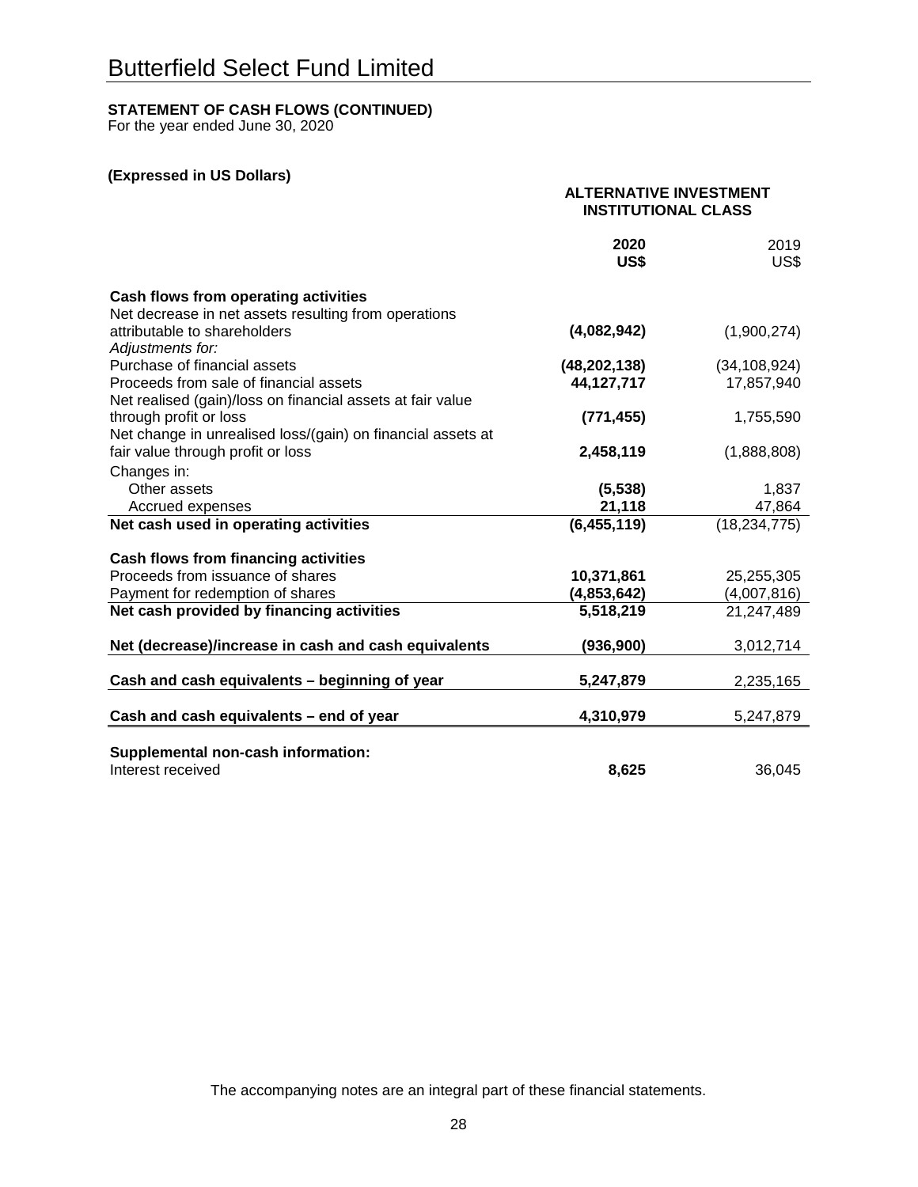# Butterfield Select Fund Limited

**STATEMENT OF CASH FLOWS (CONTINUED)**
For the year ended June 30, 2020

**(Expressed in US Dollars)**

| | ALTERNATIVE INVESTMENT INSTITUTIONAL CLASS | |
|---|---|---|
| | **2020 US$** | 2019 US$ |
| **Cash flows from operating activities** | | |
| Net decrease in net assets resulting from operations attributable to shareholders | **(4,082,942)** | (1,900,274) |
| *Adjustments for:* | | |
| Purchase of financial assets | **(48,202,138)** | (34,108,924) |
| Proceeds from sale of financial assets | **44,127,717** | 17,857,940 |
| Net realised (gain)/loss on financial assets at fair value through profit or loss | **(771,455)** | 1,755,590 |
| Net change in unrealised loss/(gain) on financial assets at fair value through profit or loss | **2,458,119** | (1,888,808) |
| Changes in: | | |
| Other assets | **(5,538)** | 1,837 |
| Accrued expenses | **21,118** | 47,864 |
| **Net cash used in operating activities** | **(6,455,119)** | (18,234,775) |
| **Cash flows from financing activities** | | |
| Proceeds from issuance of shares | **10,371,861** | 25,255,305 |
| Payment for redemption of shares | **(4,853,642)** | (4,007,816) |
| **Net cash provided by financing activities** | **5,518,219** | 21,247,489 |
| **Net (decrease)/increase in cash and cash equivalents** | **(936,900)** | 3,012,714 |
| **Cash and cash equivalents – beginning of year** | **5,247,879** | 2,235,165 |
| **Cash and cash equivalents – end of year** | **4,310,979** | 5,247,879 |
| **Supplemental non-cash information:** | | |
| Interest received | **8,625** | 36,045 |

The accompanying notes are an integral part of these financial statements.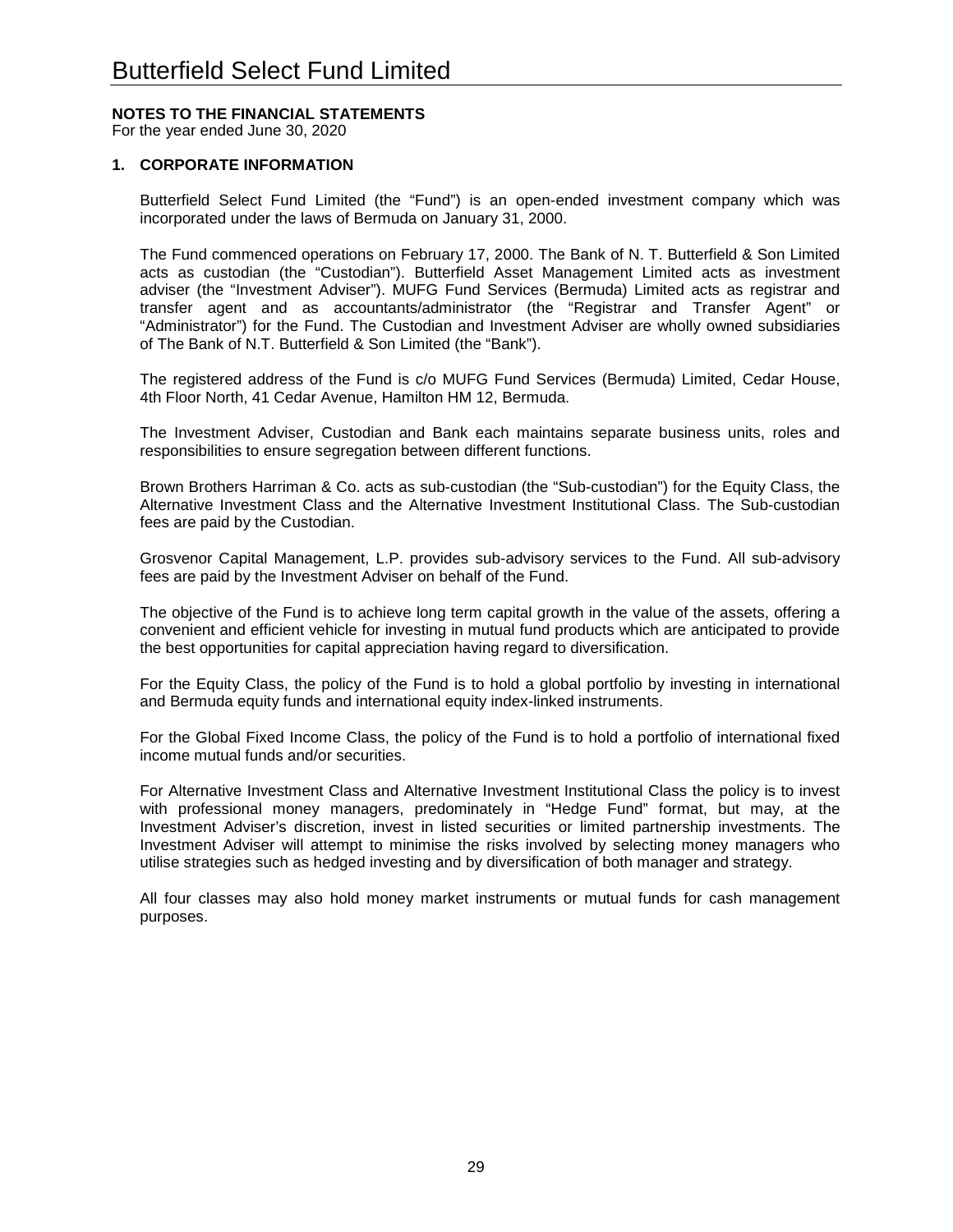# Butterfield Select Fund Limited

**NOTES TO THE FINANCIAL STATEMENTS**
For the year ended June 30, 2020

## 1. CORPORATE INFORMATION

Butterfield Select Fund Limited (the "Fund") is an open-ended investment company which was incorporated under the laws of Bermuda on January 31, 2000.

The Fund commenced operations on February 17, 2000. The Bank of N. T. Butterfield & Son Limited acts as custodian (the "Custodian"). Butterfield Asset Management Limited acts as investment adviser (the "Investment Adviser"). MUFG Fund Services (Bermuda) Limited acts as registrar and transfer agent and as accountants/administrator (the "Registrar and Transfer Agent" or "Administrator") for the Fund. The Custodian and Investment Adviser are wholly owned subsidiaries of The Bank of N.T. Butterfield & Son Limited (the "Bank").

The registered address of the Fund is c/o MUFG Fund Services (Bermuda) Limited, Cedar House, 4th Floor North, 41 Cedar Avenue, Hamilton HM 12, Bermuda.

The Investment Adviser, Custodian and Bank each maintains separate business units, roles and responsibilities to ensure segregation between different functions.

Brown Brothers Harriman & Co. acts as sub-custodian (the "Sub-custodian") for the Equity Class, the Alternative Investment Class and the Alternative Investment Institutional Class. The Sub-custodian fees are paid by the Custodian.

Grosvenor Capital Management, L.P. provides sub-advisory services to the Fund. All sub-advisory fees are paid by the Investment Adviser on behalf of the Fund.

The objective of the Fund is to achieve long term capital growth in the value of the assets, offering a convenient and efficient vehicle for investing in mutual fund products which are anticipated to provide the best opportunities for capital appreciation having regard to diversification.

For the Equity Class, the policy of the Fund is to hold a global portfolio by investing in international and Bermuda equity funds and international equity index-linked instruments.

For the Global Fixed Income Class, the policy of the Fund is to hold a portfolio of international fixed income mutual funds and/or securities.

For Alternative Investment Class and Alternative Investment Institutional Class the policy is to invest with professional money managers, predominately in "Hedge Fund" format, but may, at the Investment Adviser's discretion, invest in listed securities or limited partnership investments. The Investment Adviser will attempt to minimise the risks involved by selecting money managers who utilise strategies such as hedged investing and by diversification of both manager and strategy.

All four classes may also hold money market instruments or mutual funds for cash management purposes.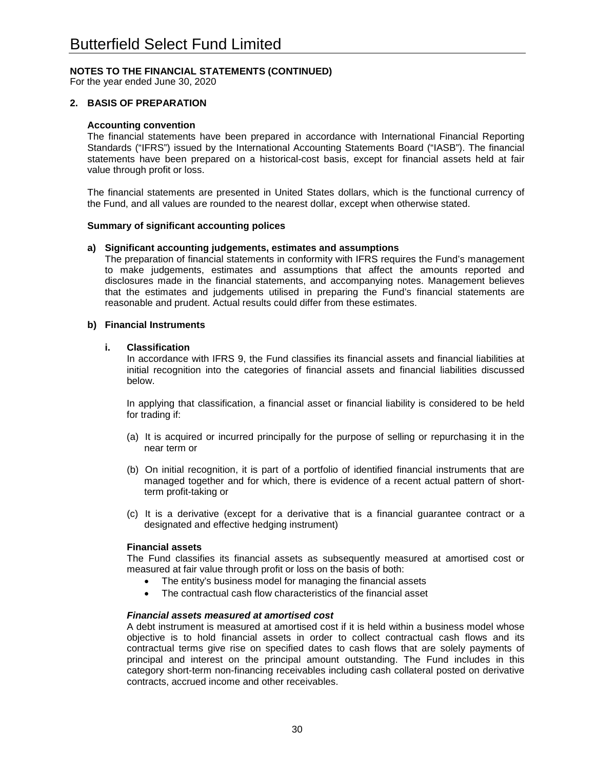## NOTES TO THE FINANCIAL STATEMENTS (CONTINUED)

For the year ended June 30, 2020

### 2. BASIS OF PREPARATION

**Accounting convention**

The financial statements have been prepared in accordance with International Financial Reporting Standards ("IFRS") issued by the International Accounting Statements Board ("IASB"). The financial statements have been prepared on a historical-cost basis, except for financial assets held at fair value through profit or loss.

The financial statements are presented in United States dollars, which is the functional currency of the Fund, and all values are rounded to the nearest dollar, except when otherwise stated.

**Summary of significant accounting polices**

**a) Significant accounting judgements, estimates and assumptions**

The preparation of financial statements in conformity with IFRS requires the Fund's management to make judgements, estimates and assumptions that affect the amounts reported and disclosures made in the financial statements, and accompanying notes. Management believes that the estimates and judgements utilised in preparing the Fund's financial statements are reasonable and prudent. Actual results could differ from these estimates.

**b) Financial Instruments**

**i. Classification**

In accordance with IFRS 9, the Fund classifies its financial assets and financial liabilities at initial recognition into the categories of financial assets and financial liabilities discussed below.

In applying that classification, a financial asset or financial liability is considered to be held for trading if:

(a) It is acquired or incurred principally for the purpose of selling or repurchasing it in the near term or

(b) On initial recognition, it is part of a portfolio of identified financial instruments that are managed together and for which, there is evidence of a recent actual pattern of short-term profit-taking or

(c) It is a derivative (except for a derivative that is a financial guarantee contract or a designated and effective hedging instrument)

**Financial assets**

The Fund classifies its financial assets as subsequently measured at amortised cost or measured at fair value through profit or loss on the basis of both:

- The entity's business model for managing the financial assets
- The contractual cash flow characteristics of the financial asset

***Financial assets measured at amortised cost***

A debt instrument is measured at amortised cost if it is held within a business model whose objective is to hold financial assets in order to collect contractual cash flows and its contractual terms give rise on specified dates to cash flows that are solely payments of principal and interest on the principal amount outstanding. The Fund includes in this category short-term non-financing receivables including cash collateral posted on derivative contracts, accrued income and other receivables.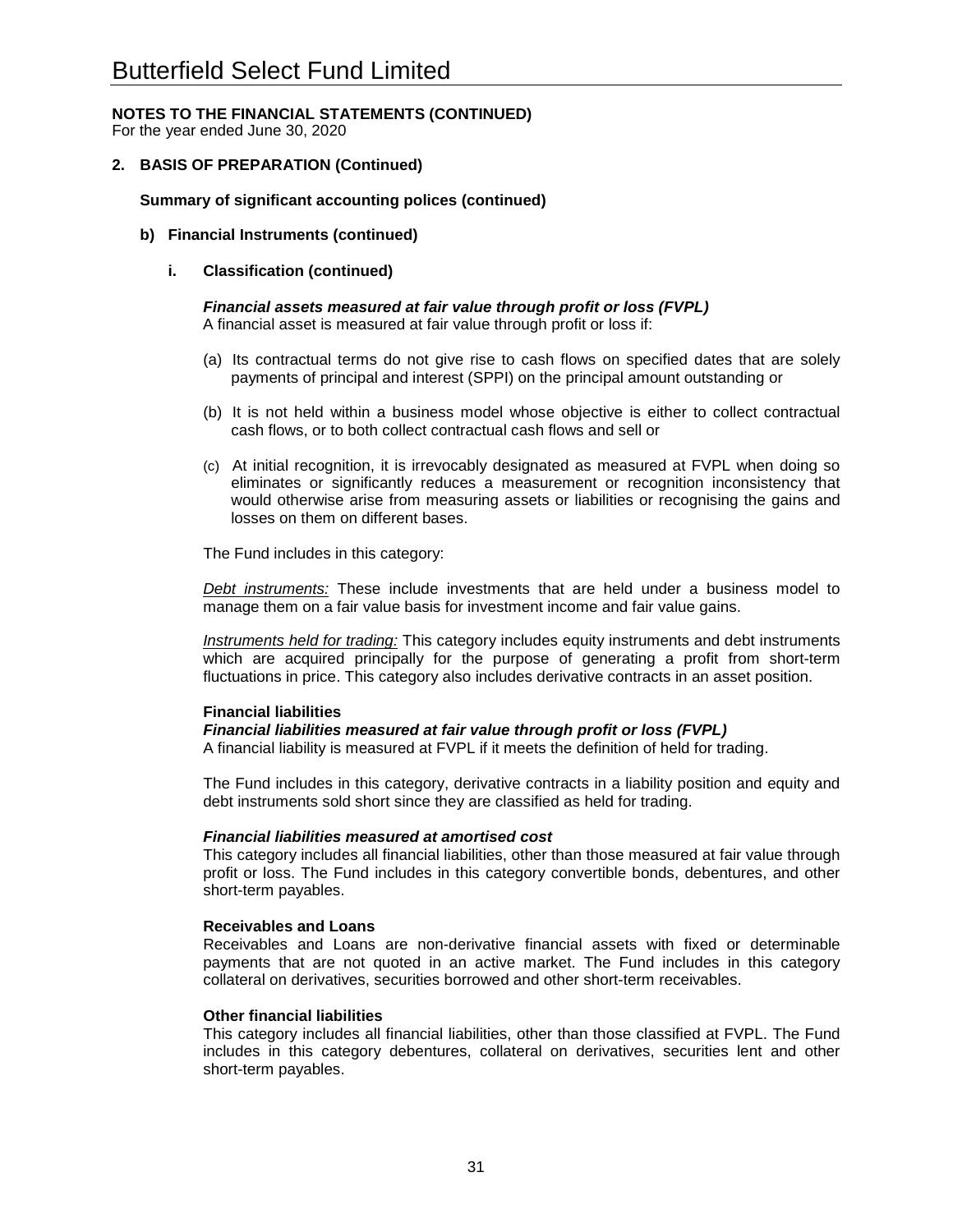## NOTES TO THE FINANCIAL STATEMENTS (CONTINUED)

For the year ended June 30, 2020

### 2. BASIS OF PREPARATION (Continued)

**Summary of significant accounting polices (continued)**

**b) Financial Instruments (continued)**

**i. Classification (continued)**

***Financial assets measured at fair value through profit or loss (FVPL)***

A financial asset is measured at fair value through profit or loss if:

(a) Its contractual terms do not give rise to cash flows on specified dates that are solely payments of principal and interest (SPPI) on the principal amount outstanding or

(b) It is not held within a business model whose objective is either to collect contractual cash flows, or to both collect contractual cash flows and sell or

(c) At initial recognition, it is irrevocably designated as measured at FVPL when doing so eliminates or significantly reduces a measurement or recognition inconsistency that would otherwise arise from measuring assets or liabilities or recognising the gains and losses on them on different bases.

The Fund includes in this category:

*Debt instruments:* These include investments that are held under a business model to manage them on a fair value basis for investment income and fair value gains.

*Instruments held for trading:* This category includes equity instruments and debt instruments which are acquired principally for the purpose of generating a profit from short-term fluctuations in price. This category also includes derivative contracts in an asset position.

**Financial liabilities**

***Financial liabilities measured at fair value through profit or loss (FVPL)***

A financial liability is measured at FVPL if it meets the definition of held for trading.

The Fund includes in this category, derivative contracts in a liability position and equity and debt instruments sold short since they are classified as held for trading.

***Financial liabilities measured at amortised cost***

This category includes all financial liabilities, other than those measured at fair value through profit or loss. The Fund includes in this category convertible bonds, debentures, and other short-term payables.

**Receivables and Loans**

Receivables and Loans are non-derivative financial assets with fixed or determinable payments that are not quoted in an active market. The Fund includes in this category collateral on derivatives, securities borrowed and other short-term receivables.

**Other financial liabilities**

This category includes all financial liabilities, other than those classified at FVPL. The Fund includes in this category debentures, collateral on derivatives, securities lent and other short-term payables.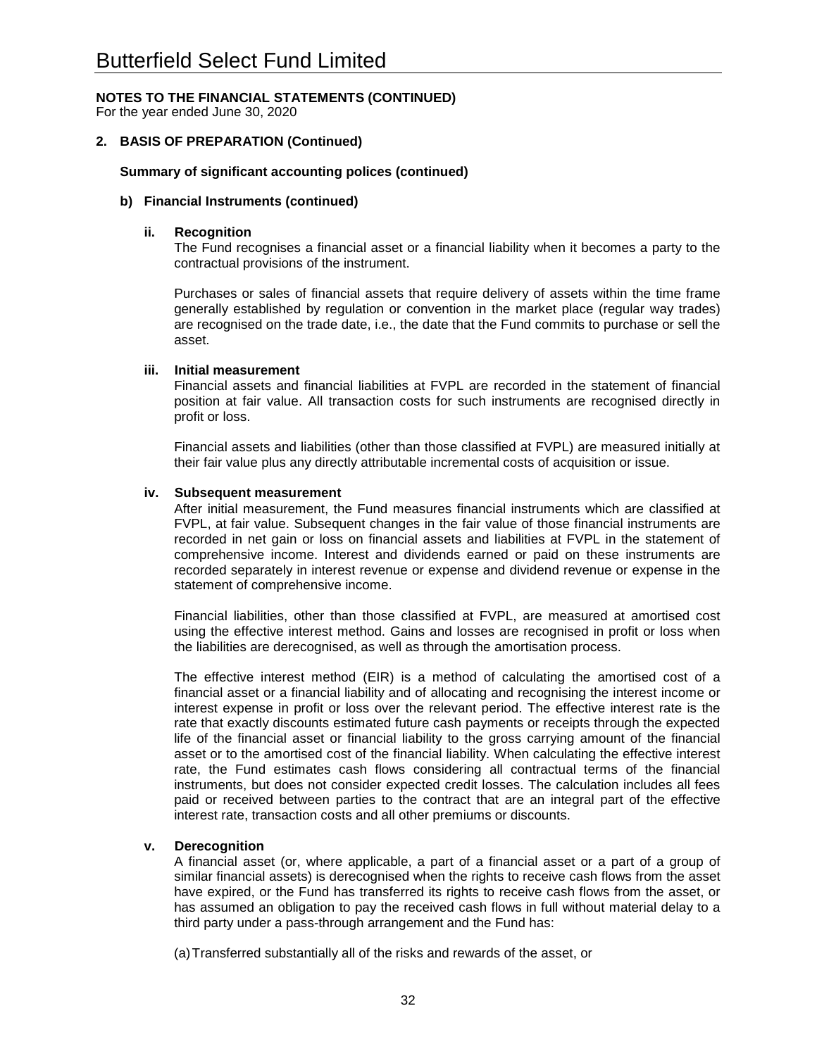# Butterfield Select Fund Limited

**NOTES TO THE FINANCIAL STATEMENTS (CONTINUED)**
For the year ended June 30, 2020

## 2. BASIS OF PREPARATION (Continued)

### Summary of significant accounting polices (continued)

#### b) Financial Instruments (continued)

**ii. Recognition**

The Fund recognises a financial asset or a financial liability when it becomes a party to the contractual provisions of the instrument.

Purchases or sales of financial assets that require delivery of assets within the time frame generally established by regulation or convention in the market place (regular way trades) are recognised on the trade date, i.e., the date that the Fund commits to purchase or sell the asset.

**iii. Initial measurement**

Financial assets and financial liabilities at FVPL are recorded in the statement of financial position at fair value. All transaction costs for such instruments are recognised directly in profit or loss.

Financial assets and liabilities (other than those classified at FVPL) are measured initially at their fair value plus any directly attributable incremental costs of acquisition or issue.

**iv. Subsequent measurement**

After initial measurement, the Fund measures financial instruments which are classified at FVPL, at fair value. Subsequent changes in the fair value of those financial instruments are recorded in net gain or loss on financial assets and liabilities at FVPL in the statement of comprehensive income. Interest and dividends earned or paid on these instruments are recorded separately in interest revenue or expense and dividend revenue or expense in the statement of comprehensive income.

Financial liabilities, other than those classified at FVPL, are measured at amortised cost using the effective interest method. Gains and losses are recognised in profit or loss when the liabilities are derecognised, as well as through the amortisation process.

The effective interest method (EIR) is a method of calculating the amortised cost of a financial asset or a financial liability and of allocating and recognising the interest income or interest expense in profit or loss over the relevant period. The effective interest rate is the rate that exactly discounts estimated future cash payments or receipts through the expected life of the financial asset or financial liability to the gross carrying amount of the financial asset or to the amortised cost of the financial liability. When calculating the effective interest rate, the Fund estimates cash flows considering all contractual terms of the financial instruments, but does not consider expected credit losses. The calculation includes all fees paid or received between parties to the contract that are an integral part of the effective interest rate, transaction costs and all other premiums or discounts.

**v. Derecognition**

A financial asset (or, where applicable, a part of a financial asset or a part of a group of similar financial assets) is derecognised when the rights to receive cash flows from the asset have expired, or the Fund has transferred its rights to receive cash flows from the asset, or has assumed an obligation to pay the received cash flows in full without material delay to a third party under a pass-through arrangement and the Fund has:

(a) Transferred substantially all of the risks and rewards of the asset, or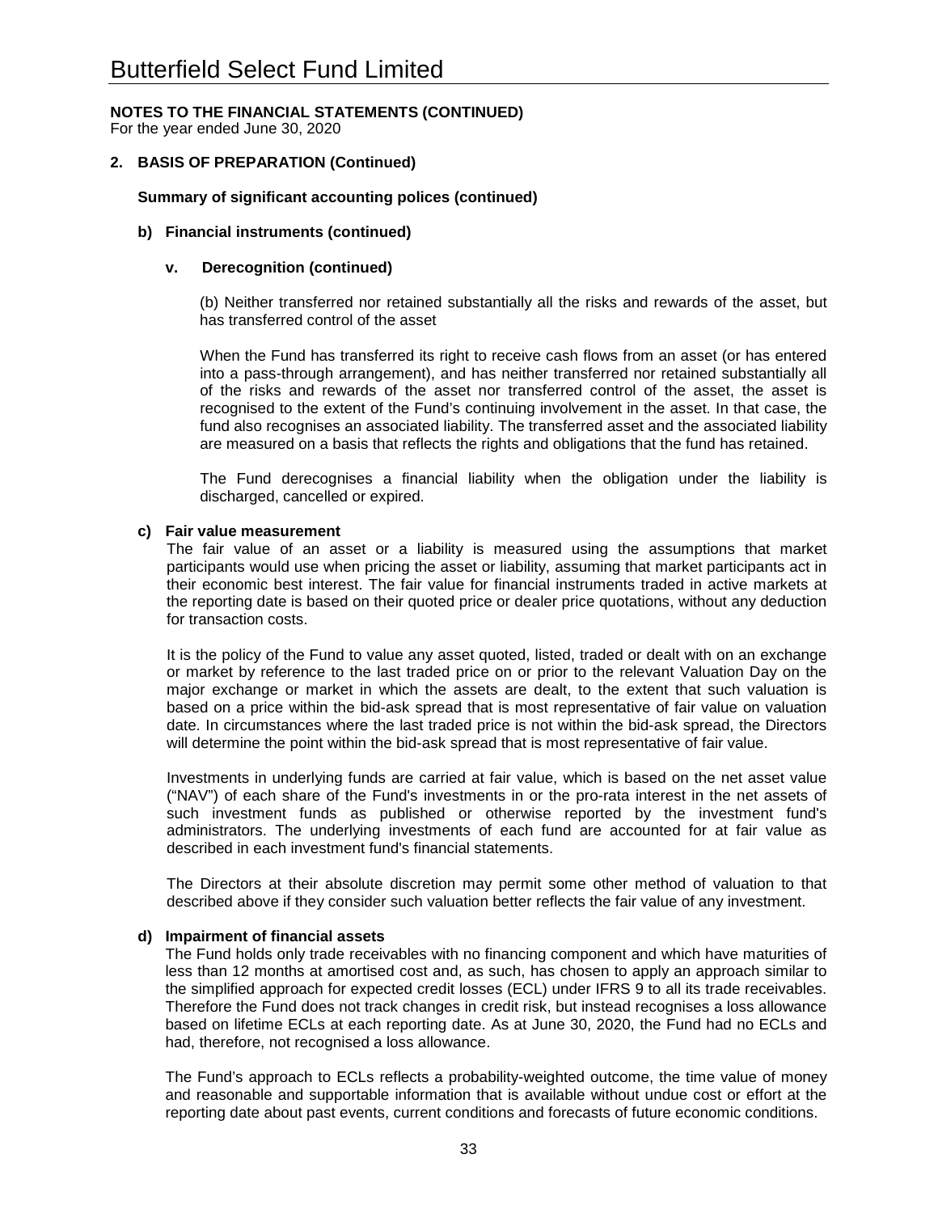# Butterfield Select Fund Limited

**NOTES TO THE FINANCIAL STATEMENTS (CONTINUED)**
For the year ended June 30, 2020

## 2. BASIS OF PREPARATION (Continued)

### Summary of significant accounting polices (continued)

### b) Financial instruments (continued)

#### v. Derecognition (continued)

(b) Neither transferred nor retained substantially all the risks and rewards of the asset, but has transferred control of the asset

When the Fund has transferred its right to receive cash flows from an asset (or has entered into a pass-through arrangement), and has neither transferred nor retained substantially all of the risks and rewards of the asset nor transferred control of the asset, the asset is recognised to the extent of the Fund's continuing involvement in the asset. In that case, the fund also recognises an associated liability. The transferred asset and the associated liability are measured on a basis that reflects the rights and obligations that the fund has retained.

The Fund derecognises a financial liability when the obligation under the liability is discharged, cancelled or expired.

### c) Fair value measurement

The fair value of an asset or a liability is measured using the assumptions that market participants would use when pricing the asset or liability, assuming that market participants act in their economic best interest. The fair value for financial instruments traded in active markets at the reporting date is based on their quoted price or dealer price quotations, without any deduction for transaction costs.

It is the policy of the Fund to value any asset quoted, listed, traded or dealt with on an exchange or market by reference to the last traded price on or prior to the relevant Valuation Day on the major exchange or market in which the assets are dealt, to the extent that such valuation is based on a price within the bid-ask spread that is most representative of fair value on valuation date. In circumstances where the last traded price is not within the bid-ask spread, the Directors will determine the point within the bid-ask spread that is most representative of fair value.

Investments in underlying funds are carried at fair value, which is based on the net asset value ("NAV") of each share of the Fund's investments in or the pro-rata interest in the net assets of such investment funds as published or otherwise reported by the investment fund's administrators. The underlying investments of each fund are accounted for at fair value as described in each investment fund's financial statements.

The Directors at their absolute discretion may permit some other method of valuation to that described above if they consider such valuation better reflects the fair value of any investment.

### d) Impairment of financial assets

The Fund holds only trade receivables with no financing component and which have maturities of less than 12 months at amortised cost and, as such, has chosen to apply an approach similar to the simplified approach for expected credit losses (ECL) under IFRS 9 to all its trade receivables. Therefore the Fund does not track changes in credit risk, but instead recognises a loss allowance based on lifetime ECLs at each reporting date. As at June 30, 2020, the Fund had no ECLs and had, therefore, not recognised a loss allowance.

The Fund's approach to ECLs reflects a probability-weighted outcome, the time value of money and reasonable and supportable information that is available without undue cost or effort at the reporting date about past events, current conditions and forecasts of future economic conditions.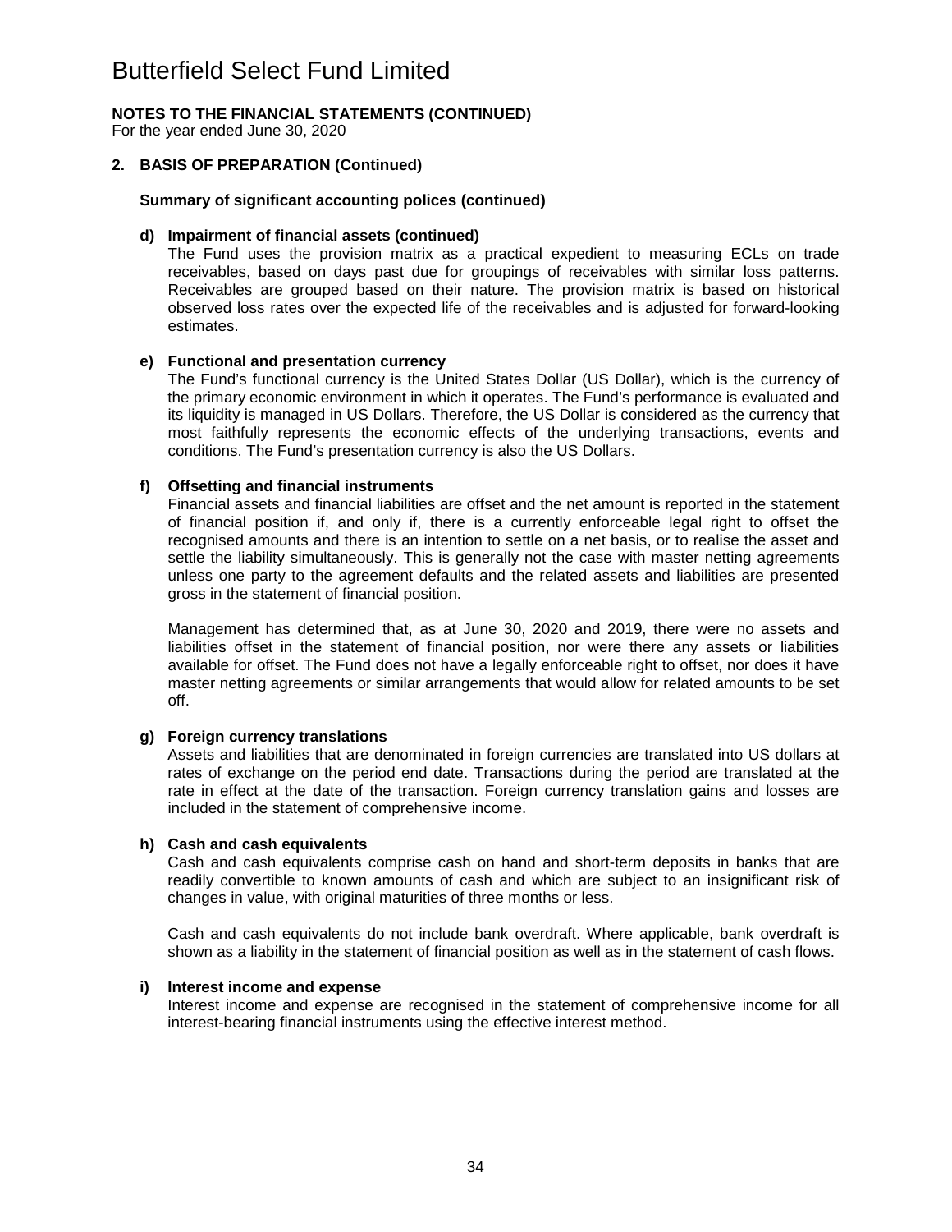# Butterfield Select Fund Limited

**NOTES TO THE FINANCIAL STATEMENTS (CONTINUED)**
For the year ended June 30, 2020

## 2. BASIS OF PREPARATION (Continued)

### Summary of significant accounting polices (continued)

**d) Impairment of financial assets (continued)**

The Fund uses the provision matrix as a practical expedient to measuring ECLs on trade receivables, based on days past due for groupings of receivables with similar loss patterns. Receivables are grouped based on their nature. The provision matrix is based on historical observed loss rates over the expected life of the receivables and is adjusted for forward-looking estimates.

**e) Functional and presentation currency**

The Fund's functional currency is the United States Dollar (US Dollar), which is the currency of the primary economic environment in which it operates. The Fund's performance is evaluated and its liquidity is managed in US Dollars. Therefore, the US Dollar is considered as the currency that most faithfully represents the economic effects of the underlying transactions, events and conditions. The Fund's presentation currency is also the US Dollars.

**f) Offsetting and financial instruments**

Financial assets and financial liabilities are offset and the net amount is reported in the statement of financial position if, and only if, there is a currently enforceable legal right to offset the recognised amounts and there is an intention to settle on a net basis, or to realise the asset and settle the liability simultaneously. This is generally not the case with master netting agreements unless one party to the agreement defaults and the related assets and liabilities are presented gross in the statement of financial position.

Management has determined that, as at June 30, 2020 and 2019, there were no assets and liabilities offset in the statement of financial position, nor were there any assets or liabilities available for offset. The Fund does not have a legally enforceable right to offset, nor does it have master netting agreements or similar arrangements that would allow for related amounts to be set off.

**g) Foreign currency translations**

Assets and liabilities that are denominated in foreign currencies are translated into US dollars at rates of exchange on the period end date. Transactions during the period are translated at the rate in effect at the date of the transaction. Foreign currency translation gains and losses are included in the statement of comprehensive income.

**h) Cash and cash equivalents**

Cash and cash equivalents comprise cash on hand and short-term deposits in banks that are readily convertible to known amounts of cash and which are subject to an insignificant risk of changes in value, with original maturities of three months or less.

Cash and cash equivalents do not include bank overdraft. Where applicable, bank overdraft is shown as a liability in the statement of financial position as well as in the statement of cash flows.

**i) Interest income and expense**

Interest income and expense are recognised in the statement of comprehensive income for all interest-bearing financial instruments using the effective interest method.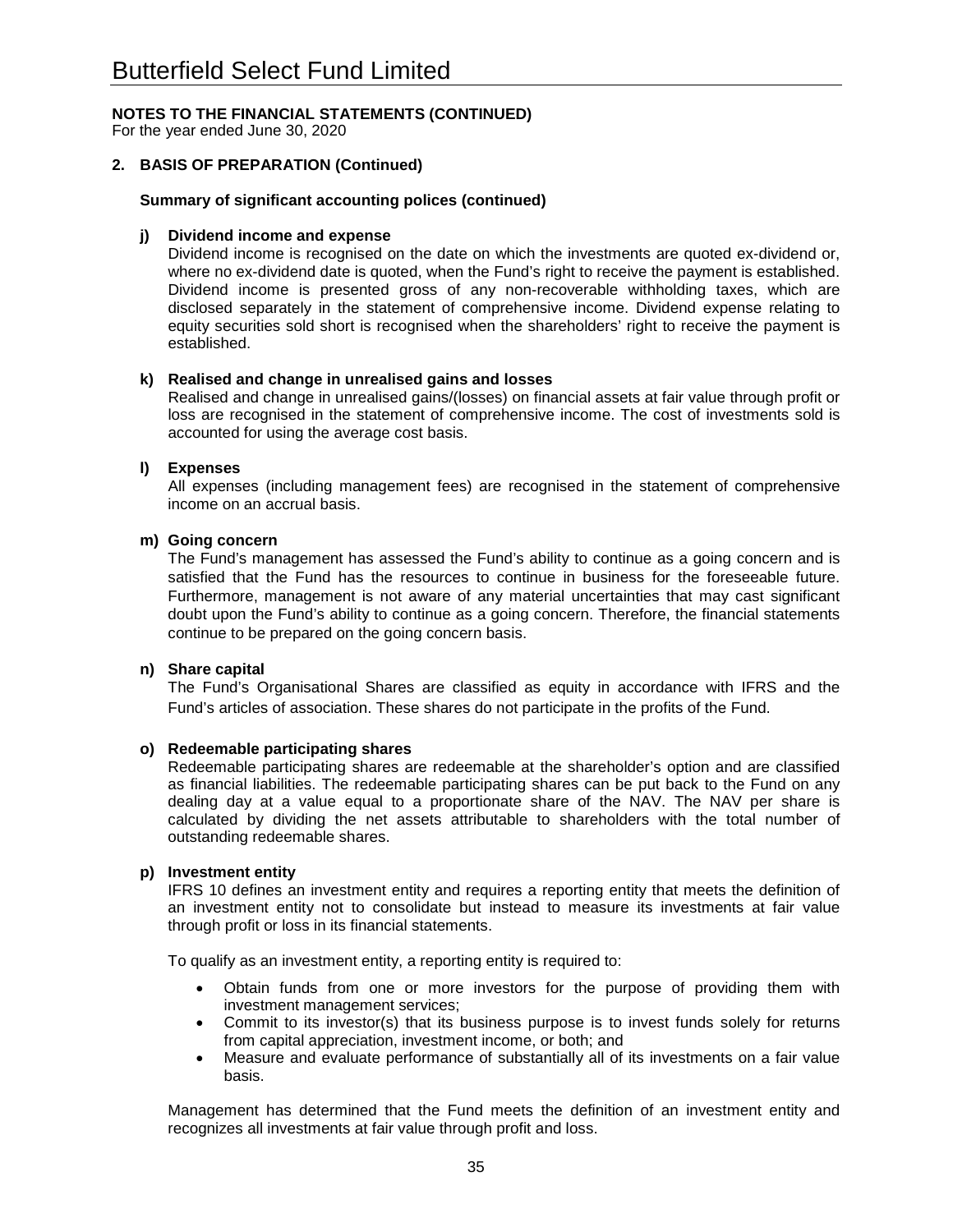# Butterfield Select Fund Limited

**NOTES TO THE FINANCIAL STATEMENTS (CONTINUED)**
For the year ended June 30, 2020

**2. BASIS OF PREPARATION (Continued)**

**Summary of significant accounting polices (continued)**

**j) Dividend income and expense**

Dividend income is recognised on the date on which the investments are quoted ex-dividend or, where no ex-dividend date is quoted, when the Fund's right to receive the payment is established. Dividend income is presented gross of any non-recoverable withholding taxes, which are disclosed separately in the statement of comprehensive income. Dividend expense relating to equity securities sold short is recognised when the shareholders' right to receive the payment is established.

**k) Realised and change in unrealised gains and losses**

Realised and change in unrealised gains/(losses) on financial assets at fair value through profit or loss are recognised in the statement of comprehensive income. The cost of investments sold is accounted for using the average cost basis.

**l) Expenses**

All expenses (including management fees) are recognised in the statement of comprehensive income on an accrual basis.

**m) Going concern**

The Fund's management has assessed the Fund's ability to continue as a going concern and is satisfied that the Fund has the resources to continue in business for the foreseeable future. Furthermore, management is not aware of any material uncertainties that may cast significant doubt upon the Fund's ability to continue as a going concern. Therefore, the financial statements continue to be prepared on the going concern basis.

**n) Share capital**

The Fund's Organisational Shares are classified as equity in accordance with IFRS and the Fund's articles of association. These shares do not participate in the profits of the Fund.

**o) Redeemable participating shares**

Redeemable participating shares are redeemable at the shareholder's option and are classified as financial liabilities. The redeemable participating shares can be put back to the Fund on any dealing day at a value equal to a proportionate share of the NAV. The NAV per share is calculated by dividing the net assets attributable to shareholders with the total number of outstanding redeemable shares.

**p) Investment entity**

IFRS 10 defines an investment entity and requires a reporting entity that meets the definition of an investment entity not to consolidate but instead to measure its investments at fair value through profit or loss in its financial statements.

To qualify as an investment entity, a reporting entity is required to:

- Obtain funds from one or more investors for the purpose of providing them with investment management services;
- Commit to its investor(s) that its business purpose is to invest funds solely for returns from capital appreciation, investment income, or both; and
- Measure and evaluate performance of substantially all of its investments on a fair value basis.

Management has determined that the Fund meets the definition of an investment entity and recognizes all investments at fair value through profit and loss.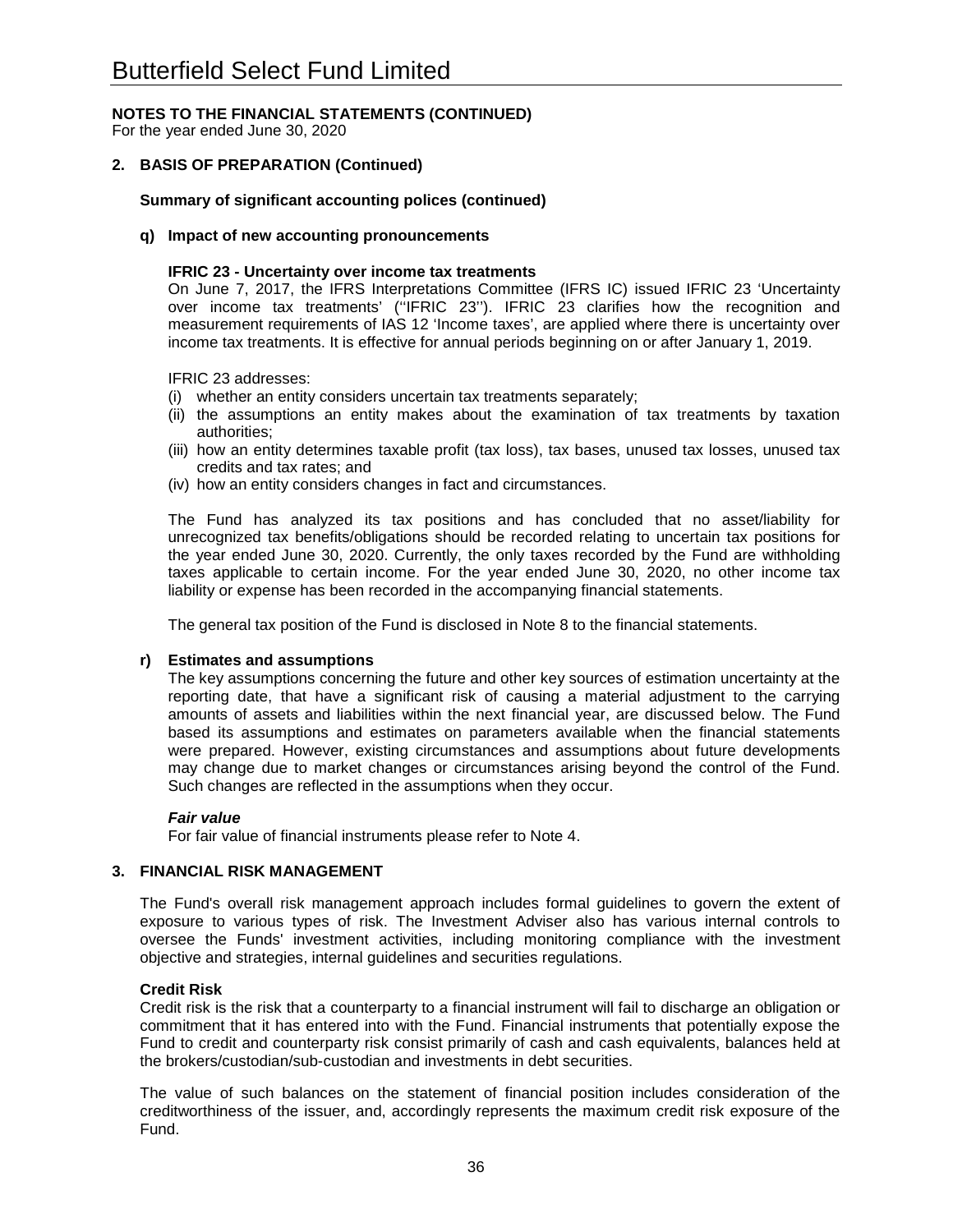## NOTES TO THE FINANCIAL STATEMENTS (CONTINUED)

For the year ended June 30, 2020

### 2. BASIS OF PREPARATION (Continued)

**Summary of significant accounting polices (continued)**

**q) Impact of new accounting pronouncements**

**IFRIC 23 - Uncertainty over income tax treatments**

On June 7, 2017, the IFRS Interpretations Committee (IFRS IC) issued IFRIC 23 'Uncertainty over income tax treatments' (''IFRIC 23''). IFRIC 23 clarifies how the recognition and measurement requirements of IAS 12 'Income taxes', are applied where there is uncertainty over income tax treatments. It is effective for annual periods beginning on or after January 1, 2019.

IFRIC 23 addresses:

(i) whether an entity considers uncertain tax treatments separately;
(ii) the assumptions an entity makes about the examination of tax treatments by taxation authorities;
(iii) how an entity determines taxable profit (tax loss), tax bases, unused tax losses, unused tax credits and tax rates; and
(iv) how an entity considers changes in fact and circumstances.

The Fund has analyzed its tax positions and has concluded that no asset/liability for unrecognized tax benefits/obligations should be recorded relating to uncertain tax positions for the year ended June 30, 2020. Currently, the only taxes recorded by the Fund are withholding taxes applicable to certain income. For the year ended June 30, 2020, no other income tax liability or expense has been recorded in the accompanying financial statements.

The general tax position of the Fund is disclosed in Note 8 to the financial statements.

**r) Estimates and assumptions**

The key assumptions concerning the future and other key sources of estimation uncertainty at the reporting date, that have a significant risk of causing a material adjustment to the carrying amounts of assets and liabilities within the next financial year, are discussed below. The Fund based its assumptions and estimates on parameters available when the financial statements were prepared. However, existing circumstances and assumptions about future developments may change due to market changes or circumstances arising beyond the control of the Fund. Such changes are reflected in the assumptions when they occur.

***Fair value***

For fair value of financial instruments please refer to Note 4.

### 3. FINANCIAL RISK MANAGEMENT

The Fund's overall risk management approach includes formal guidelines to govern the extent of exposure to various types of risk. The Investment Adviser also has various internal controls to oversee the Funds' investment activities, including monitoring compliance with the investment objective and strategies, internal guidelines and securities regulations.

**Credit Risk**

Credit risk is the risk that a counterparty to a financial instrument will fail to discharge an obligation or commitment that it has entered into with the Fund. Financial instruments that potentially expose the Fund to credit and counterparty risk consist primarily of cash and cash equivalents, balances held at the brokers/custodian/sub-custodian and investments in debt securities.

The value of such balances on the statement of financial position includes consideration of the creditworthiness of the issuer, and, accordingly represents the maximum credit risk exposure of the Fund.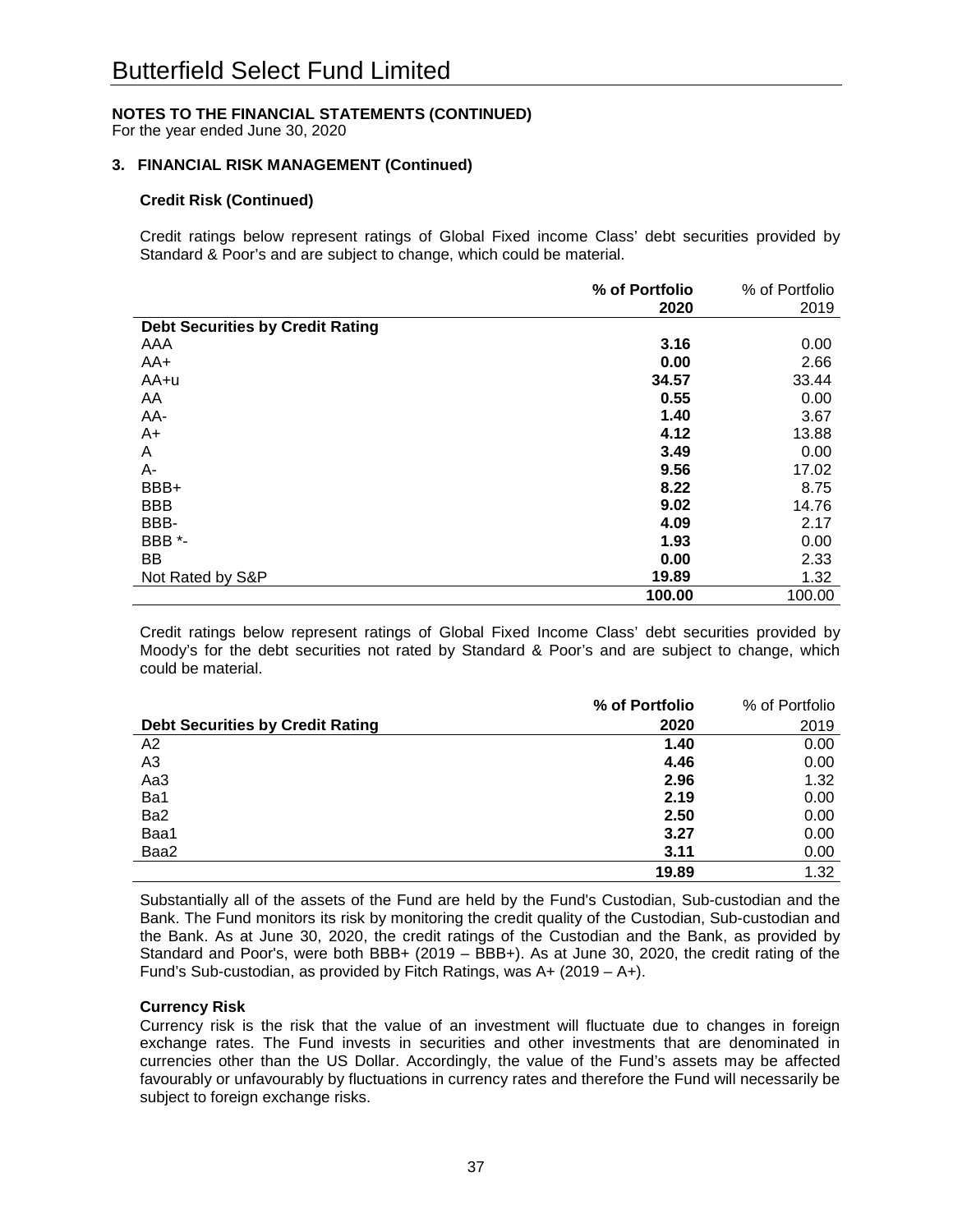# Butterfield Select Fund Limited

**NOTES TO THE FINANCIAL STATEMENTS (CONTINUED)**
For the year ended June 30, 2020

**3. FINANCIAL RISK MANAGEMENT (Continued)**

**Credit Risk (Continued)**

Credit ratings below represent ratings of Global Fixed income Class' debt securities provided by Standard & Poor's and are subject to change, which could be material.

| | **% of Portfolio 2020** | % of Portfolio 2019 |
|---|---|---|
| **Debt Securities by Credit Rating** | | |
| AAA | **3.16** | 0.00 |
| AA+ | **0.00** | 2.66 |
| AA+u | **34.57** | 33.44 |
| AA | **0.55** | 0.00 |
| AA- | **1.40** | 3.67 |
| A+ | **4.12** | 13.88 |
| A | **3.49** | 0.00 |
| A- | **9.56** | 17.02 |
| BBB+ | **8.22** | 8.75 |
| BBB | **9.02** | 14.76 |
| BBB- | **4.09** | 2.17 |
| BBB *- | **1.93** | 0.00 |
| BB | **0.00** | 2.33 |
| Not Rated by S&P | **19.89** | 1.32 |
| | **100.00** | 100.00 |

Credit ratings below represent ratings of Global Fixed Income Class' debt securities provided by Moody's for the debt securities not rated by Standard & Poor's and are subject to change, which could be material.

| **Debt Securities by Credit Rating** | **% of Portfolio 2020** | % of Portfolio 2019 |
|---|---|---|
| A2 | **1.40** | 0.00 |
| A3 | **4.46** | 0.00 |
| Aa3 | **2.96** | 1.32 |
| Ba1 | **2.19** | 0.00 |
| Ba2 | **2.50** | 0.00 |
| Baa1 | **3.27** | 0.00 |
| Baa2 | **3.11** | 0.00 |
| | **19.89** | 1.32 |

Substantially all of the assets of the Fund are held by the Fund's Custodian, Sub-custodian and the Bank. The Fund monitors its risk by monitoring the credit quality of the Custodian, Sub-custodian and the Bank. As at June 30, 2020, the credit ratings of the Custodian and the Bank, as provided by Standard and Poor's, were both BBB+ (2019 – BBB+). As at June 30, 2020, the credit rating of the Fund's Sub-custodian, as provided by Fitch Ratings, was A+ (2019 – A+).

**Currency Risk**

Currency risk is the risk that the value of an investment will fluctuate due to changes in foreign exchange rates. The Fund invests in securities and other investments that are denominated in currencies other than the US Dollar. Accordingly, the value of the Fund's assets may be affected favourably or unfavourably by fluctuations in currency rates and therefore the Fund will necessarily be subject to foreign exchange risks.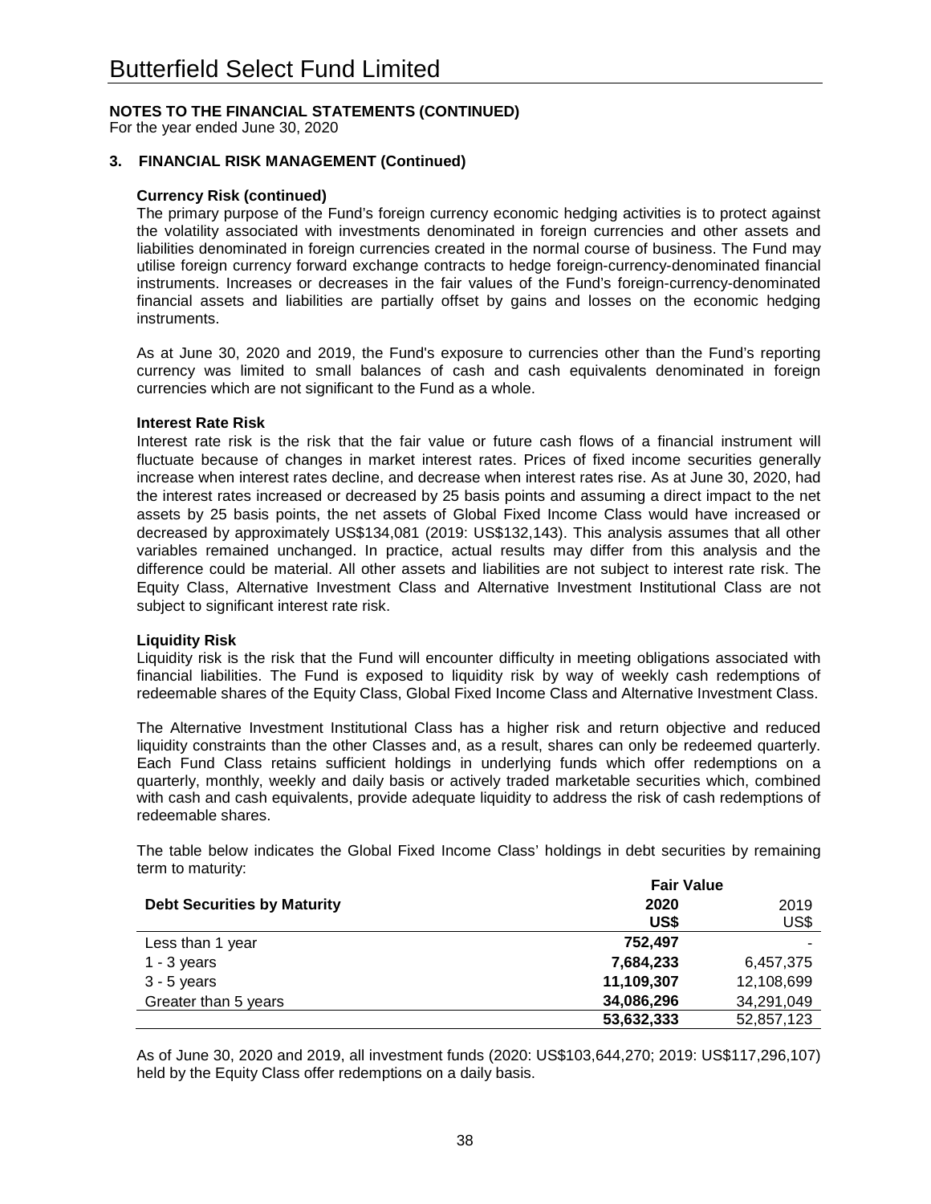# Butterfield Select Fund Limited

**NOTES TO THE FINANCIAL STATEMENTS (CONTINUED)**
For the year ended June 30, 2020

## 3. FINANCIAL RISK MANAGEMENT (Continued)

**Currency Risk (continued)**

The primary purpose of the Fund's foreign currency economic hedging activities is to protect against the volatility associated with investments denominated in foreign currencies and other assets and liabilities denominated in foreign currencies created in the normal course of business. The Fund may utilise foreign currency forward exchange contracts to hedge foreign-currency-denominated financial instruments. Increases or decreases in the fair values of the Fund's foreign-currency-denominated financial assets and liabilities are partially offset by gains and losses on the economic hedging instruments.

As at June 30, 2020 and 2019, the Fund's exposure to currencies other than the Fund's reporting currency was limited to small balances of cash and cash equivalents denominated in foreign currencies which are not significant to the Fund as a whole.

**Interest Rate Risk**

Interest rate risk is the risk that the fair value or future cash flows of a financial instrument will fluctuate because of changes in market interest rates. Prices of fixed income securities generally increase when interest rates decline, and decrease when interest rates rise. As at June 30, 2020, had the interest rates increased or decreased by 25 basis points and assuming a direct impact to the net assets by 25 basis points, the net assets of Global Fixed Income Class would have increased or decreased by approximately US$134,081 (2019: US$132,143). This analysis assumes that all other variables remained unchanged. In practice, actual results may differ from this analysis and the difference could be material. All other assets and liabilities are not subject to interest rate risk. The Equity Class, Alternative Investment Class and Alternative Investment Institutional Class are not subject to significant interest rate risk.

**Liquidity Risk**

Liquidity risk is the risk that the Fund will encounter difficulty in meeting obligations associated with financial liabilities. The Fund is exposed to liquidity risk by way of weekly cash redemptions of redeemable shares of the Equity Class, Global Fixed Income Class and Alternative Investment Class.

The Alternative Investment Institutional Class has a higher risk and return objective and reduced liquidity constraints than the other Classes and, as a result, shares can only be redeemed quarterly. Each Fund Class retains sufficient holdings in underlying funds which offer redemptions on a quarterly, monthly, weekly and daily basis or actively traded marketable securities which, combined with cash and cash equivalents, provide adequate liquidity to address the risk of cash redemptions of redeemable shares.

The table below indicates the Global Fixed Income Class' holdings in debt securities by remaining term to maturity:

| | Fair Value | |
|---|---|---|
| **Debt Securities by Maturity** | **2020 US$** | 2019 US$ |
| Less than 1 year | **752,497** | - |
| 1 - 3 years | **7,684,233** | 6,457,375 |
| 3 - 5 years | **11,109,307** | 12,108,699 |
| Greater than 5 years | **34,086,296** | 34,291,049 |
| | **53,632,333** | 52,857,123 |

As of June 30, 2020 and 2019, all investment funds (2020: US$103,644,270; 2019: US$117,296,107) held by the Equity Class offer redemptions on a daily basis.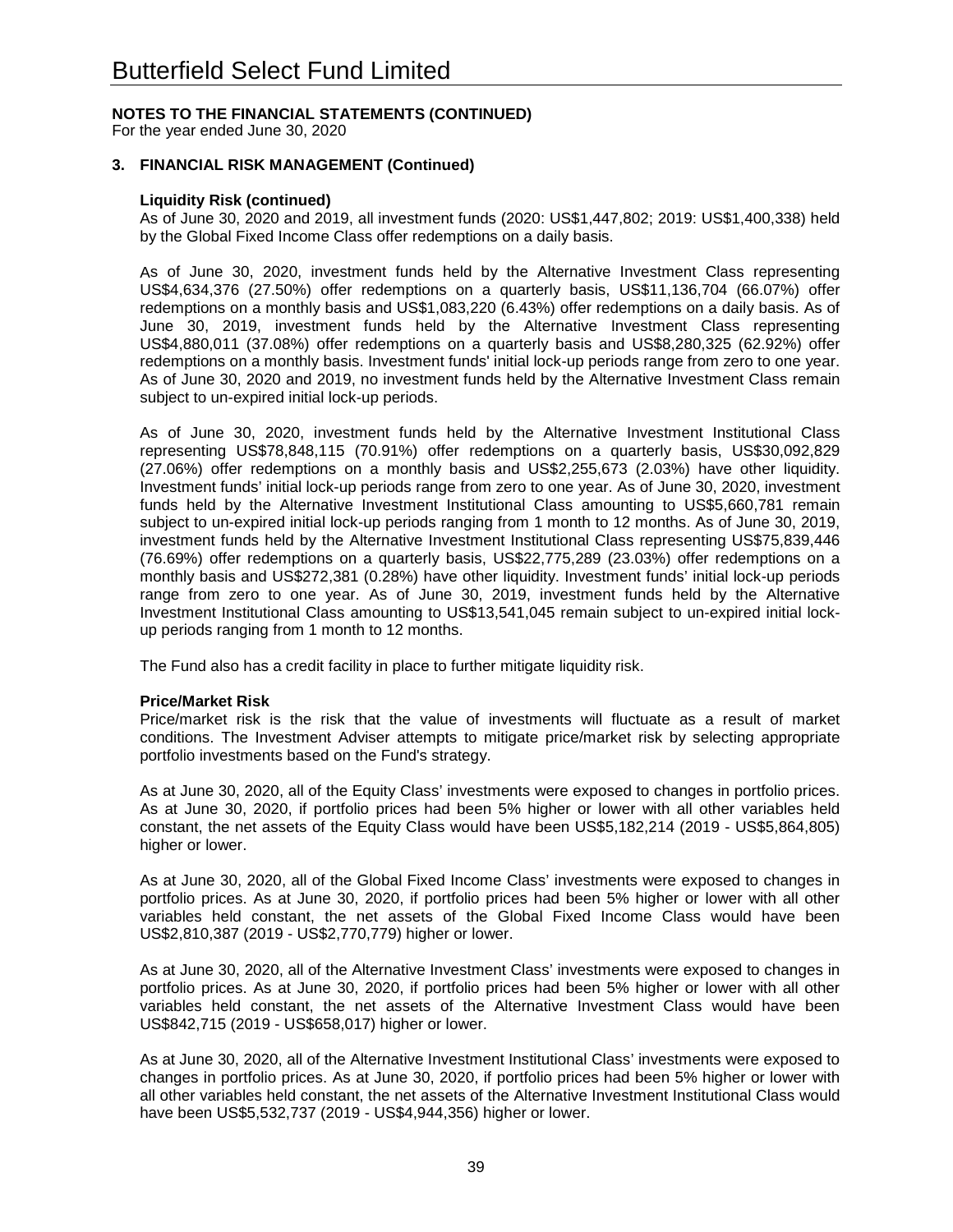# Butterfield Select Fund Limited

**NOTES TO THE FINANCIAL STATEMENTS (CONTINUED)**
For the year ended June 30, 2020

### 3. FINANCIAL RISK MANAGEMENT (Continued)

**Liquidity Risk (continued)**

As of June 30, 2020 and 2019, all investment funds (2020: US$1,447,802; 2019: US$1,400,338) held by the Global Fixed Income Class offer redemptions on a daily basis.

As of June 30, 2020, investment funds held by the Alternative Investment Class representing US$4,634,376 (27.50%) offer redemptions on a quarterly basis, US$11,136,704 (66.07%) offer redemptions on a monthly basis and US$1,083,220 (6.43%) offer redemptions on a daily basis. As of June 30, 2019, investment funds held by the Alternative Investment Class representing US$4,880,011 (37.08%) offer redemptions on a quarterly basis and US$8,280,325 (62.92%) offer redemptions on a monthly basis. Investment funds' initial lock-up periods range from zero to one year. As of June 30, 2020 and 2019, no investment funds held by the Alternative Investment Class remain subject to un-expired initial lock-up periods.

As of June 30, 2020, investment funds held by the Alternative Investment Institutional Class representing US$78,848,115 (70.91%) offer redemptions on a quarterly basis, US$30,092,829 (27.06%) offer redemptions on a monthly basis and US$2,255,673 (2.03%) have other liquidity. Investment funds' initial lock-up periods range from zero to one year. As of June 30, 2020, investment funds held by the Alternative Investment Institutional Class amounting to US$5,660,781 remain subject to un-expired initial lock-up periods ranging from 1 month to 12 months. As of June 30, 2019, investment funds held by the Alternative Investment Institutional Class representing US$75,839,446 (76.69%) offer redemptions on a quarterly basis, US$22,775,289 (23.03%) offer redemptions on a monthly basis and US$272,381 (0.28%) have other liquidity. Investment funds' initial lock-up periods range from zero to one year. As of June 30, 2019, investment funds held by the Alternative Investment Institutional Class amounting to US$13,541,045 remain subject to un-expired initial lock-up periods ranging from 1 month to 12 months.

The Fund also has a credit facility in place to further mitigate liquidity risk.

**Price/Market Risk**

Price/market risk is the risk that the value of investments will fluctuate as a result of market conditions. The Investment Adviser attempts to mitigate price/market risk by selecting appropriate portfolio investments based on the Fund's strategy.

As at June 30, 2020, all of the Equity Class' investments were exposed to changes in portfolio prices. As at June 30, 2020, if portfolio prices had been 5% higher or lower with all other variables held constant, the net assets of the Equity Class would have been US$5,182,214 (2019 - US$5,864,805) higher or lower.

As at June 30, 2020, all of the Global Fixed Income Class' investments were exposed to changes in portfolio prices. As at June 30, 2020, if portfolio prices had been 5% higher or lower with all other variables held constant, the net assets of the Global Fixed Income Class would have been US$2,810,387 (2019 - US$2,770,779) higher or lower.

As at June 30, 2020, all of the Alternative Investment Class' investments were exposed to changes in portfolio prices. As at June 30, 2020, if portfolio prices had been 5% higher or lower with all other variables held constant, the net assets of the Alternative Investment Class would have been US$842,715 (2019 - US$658,017) higher or lower.

As at June 30, 2020, all of the Alternative Investment Institutional Class' investments were exposed to changes in portfolio prices. As at June 30, 2020, if portfolio prices had been 5% higher or lower with all other variables held constant, the net assets of the Alternative Investment Institutional Class would have been US$5,532,737 (2019 - US$4,944,356) higher or lower.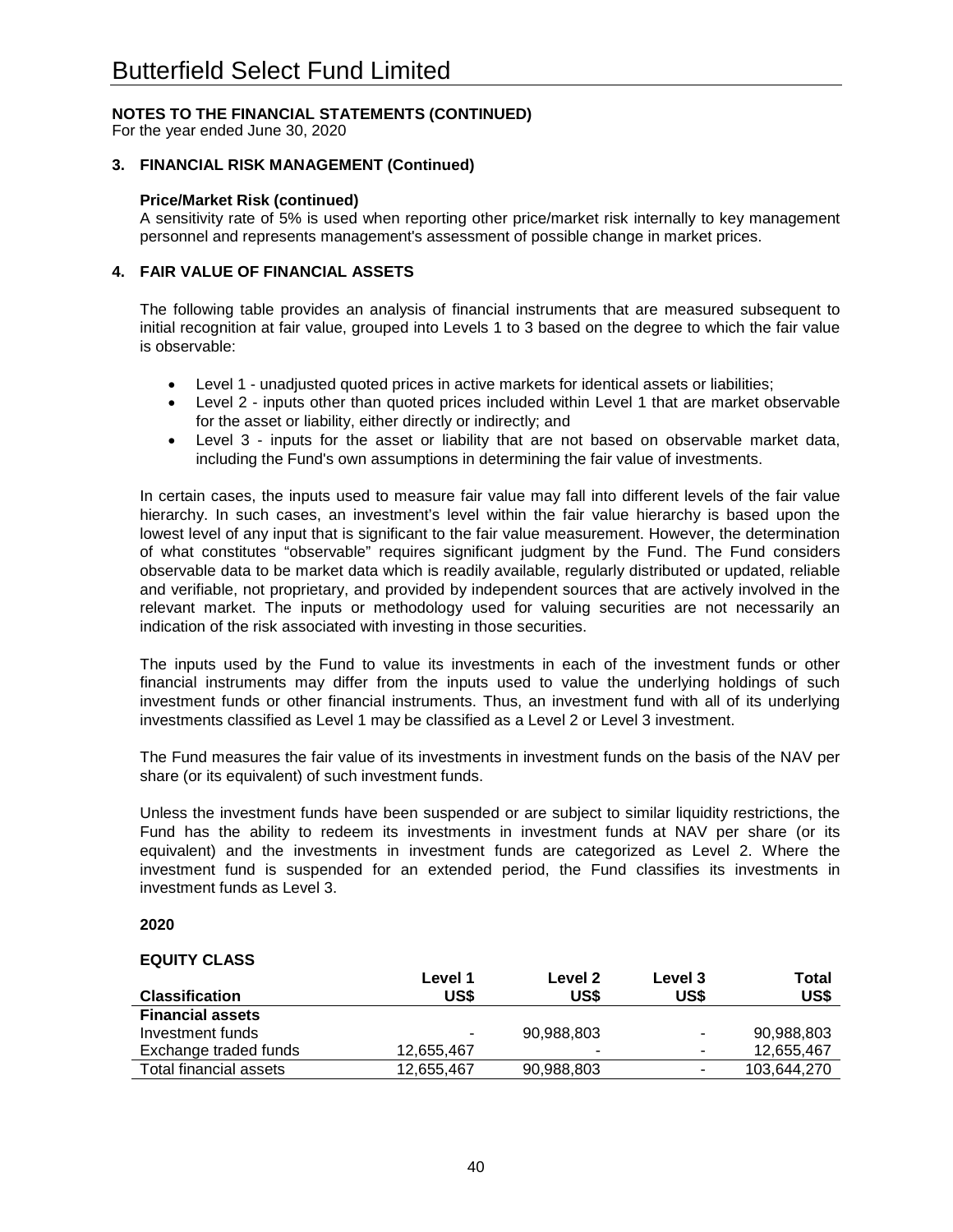## NOTES TO THE FINANCIAL STATEMENTS (CONTINUED)

For the year ended June 30, 2020

### 3. FINANCIAL RISK MANAGEMENT (Continued)

**Price/Market Risk (continued)**

A sensitivity rate of 5% is used when reporting other price/market risk internally to key management personnel and represents management's assessment of possible change in market prices.

### 4. FAIR VALUE OF FINANCIAL ASSETS

The following table provides an analysis of financial instruments that are measured subsequent to initial recognition at fair value, grouped into Levels 1 to 3 based on the degree to which the fair value is observable:

- Level 1 - unadjusted quoted prices in active markets for identical assets or liabilities;
- Level 2 - inputs other than quoted prices included within Level 1 that are market observable for the asset or liability, either directly or indirectly; and
- Level 3 - inputs for the asset or liability that are not based on observable market data, including the Fund's own assumptions in determining the fair value of investments.

In certain cases, the inputs used to measure fair value may fall into different levels of the fair value hierarchy. In such cases, an investment's level within the fair value hierarchy is based upon the lowest level of any input that is significant to the fair value measurement. However, the determination of what constitutes "observable" requires significant judgment by the Fund. The Fund considers observable data to be market data which is readily available, regularly distributed or updated, reliable and verifiable, not proprietary, and provided by independent sources that are actively involved in the relevant market. The inputs or methodology used for valuing securities are not necessarily an indication of the risk associated with investing in those securities.

The inputs used by the Fund to value its investments in each of the investment funds or other financial instruments may differ from the inputs used to value the underlying holdings of such investment funds or other financial instruments. Thus, an investment fund with all of its underlying investments classified as Level 1 may be classified as a Level 2 or Level 3 investment.

The Fund measures the fair value of its investments in investment funds on the basis of the NAV per share (or its equivalent) of such investment funds.

Unless the investment funds have been suspended or are subject to similar liquidity restrictions, the Fund has the ability to redeem its investments in investment funds at NAV per share (or its equivalent) and the investments in investment funds are categorized as Level 2. Where the investment fund is suspended for an extended period, the Fund classifies its investments in investment funds as Level 3.

**2020**

**EQUITY CLASS**

| Classification | Level 1 US$ | Level 2 US$ | Level 3 US$ | Total US$ |
|---|---|---|---|---|
| **Financial assets** | | | | |
| Investment funds | - | 90,988,803 | - | 90,988,803 |
| Exchange traded funds | 12,655,467 | - | - | 12,655,467 |
| Total financial assets | 12,655,467 | 90,988,803 | - | 103,644,270 |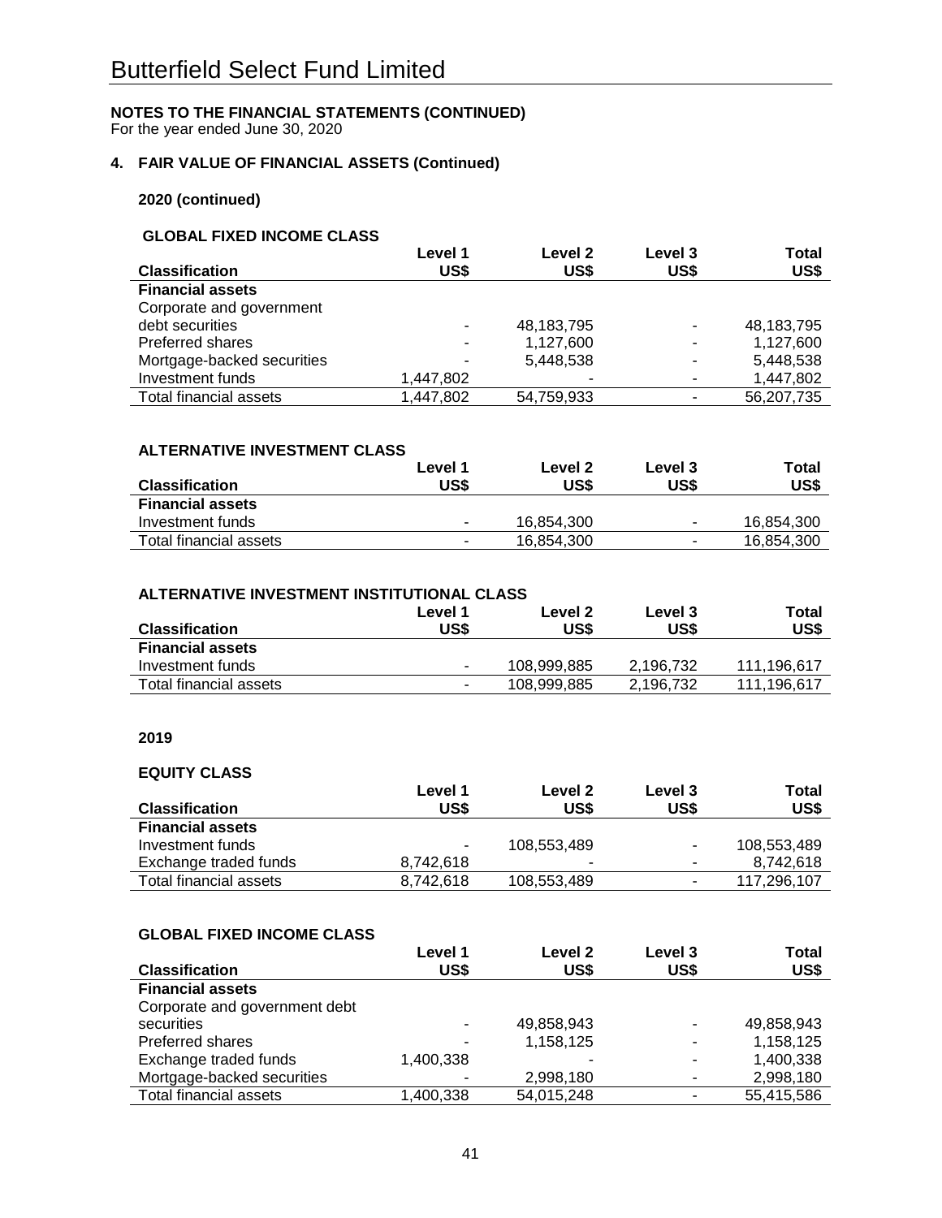# Butterfield Select Fund Limited

**NOTES TO THE FINANCIAL STATEMENTS (CONTINUED)**
For the year ended June 30, 2020

## 4. FAIR VALUE OF FINANCIAL ASSETS (Continued)

### 2020 (continued)

**GLOBAL FIXED INCOME CLASS**

| Classification | Level 1 US$ | Level 2 US$ | Level 3 US$ | Total US$ |
|---|---|---|---|---|
| **Financial assets** | | | | |
| Corporate and government debt securities | - | 48,183,795 | - | 48,183,795 |
| Preferred shares | - | 1,127,600 | - | 1,127,600 |
| Mortgage-backed securities | - | 5,448,538 | - | 5,448,538 |
| Investment funds | 1,447,802 | - | - | 1,447,802 |
| Total financial assets | 1,447,802 | 54,759,933 | - | 56,207,735 |

**ALTERNATIVE INVESTMENT CLASS**

| Classification | Level 1 US$ | Level 2 US$ | Level 3 US$ | Total US$ |
|---|---|---|---|---|
| **Financial assets** | | | | |
| Investment funds | - | 16,854,300 | - | 16,854,300 |
| Total financial assets | - | 16,854,300 | - | 16,854,300 |

**ALTERNATIVE INVESTMENT INSTITUTIONAL CLASS**

| Classification | Level 1 US$ | Level 2 US$ | Level 3 US$ | Total US$ |
|---|---|---|---|---|
| **Financial assets** | | | | |
| Investment funds | - | 108,999,885 | 2,196,732 | 111,196,617 |
| Total financial assets | - | 108,999,885 | 2,196,732 | 111,196,617 |

### 2019

**EQUITY CLASS**

| Classification | Level 1 US$ | Level 2 US$ | Level 3 US$ | Total US$ |
|---|---|---|---|---|
| **Financial assets** | | | | |
| Investment funds | - | 108,553,489 | - | 108,553,489 |
| Exchange traded funds | 8,742,618 | - | - | 8,742,618 |
| Total financial assets | 8,742,618 | 108,553,489 | - | 117,296,107 |

**GLOBAL FIXED INCOME CLASS**

| Classification | Level 1 US$ | Level 2 US$ | Level 3 US$ | Total US$ |
|---|---|---|---|---|
| **Financial assets** | | | | |
| Corporate and government debt securities | - | 49,858,943 | - | 49,858,943 |
| Preferred shares | - | 1,158,125 | - | 1,158,125 |
| Exchange traded funds | 1,400,338 | - | - | 1,400,338 |
| Mortgage-backed securities | - | 2,998,180 | - | 2,998,180 |
| Total financial assets | 1,400,338 | 54,015,248 | - | 55,415,586 |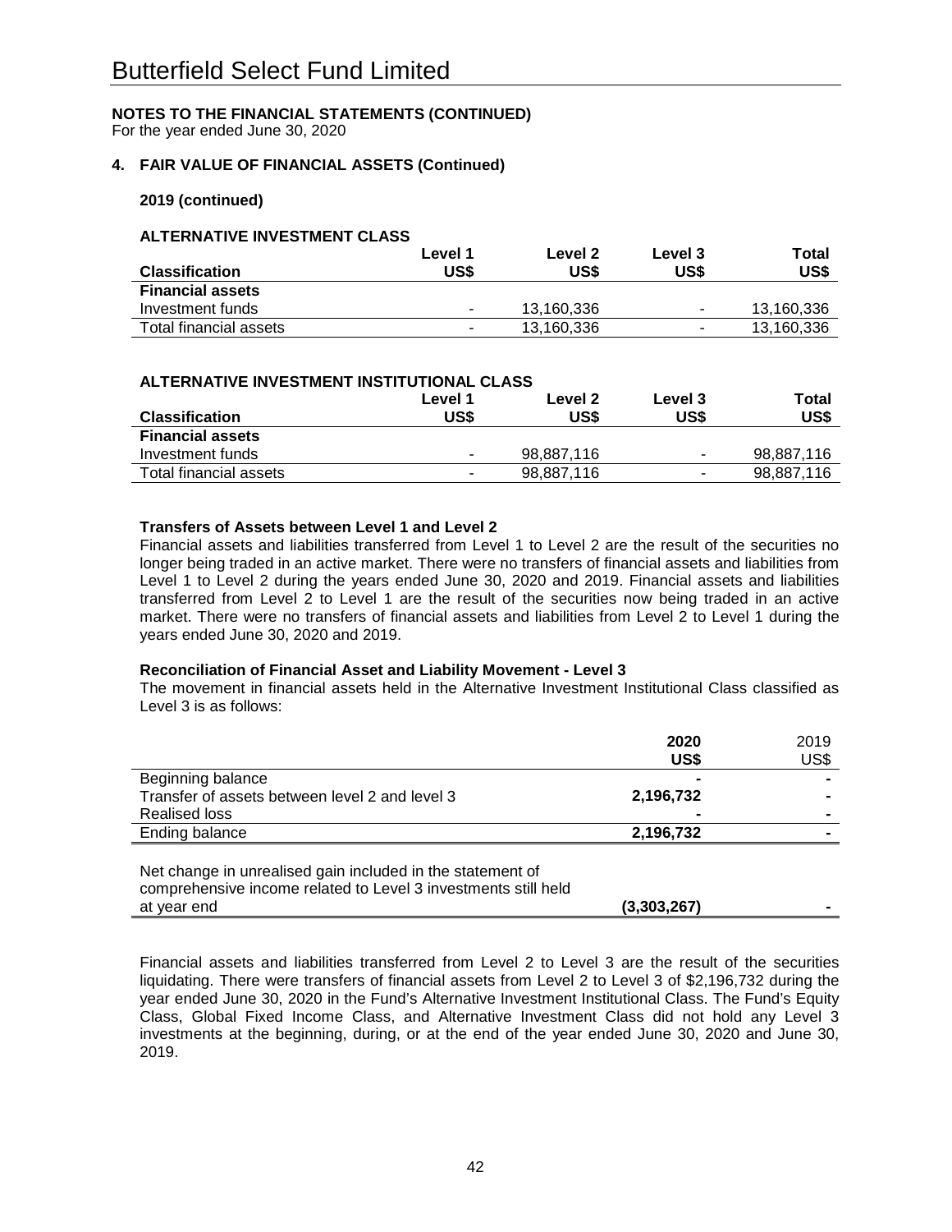# Butterfield Select Fund Limited

**NOTES TO THE FINANCIAL STATEMENTS (CONTINUED)**
For the year ended June 30, 2020

## 4. FAIR VALUE OF FINANCIAL ASSETS (Continued)

**2019 (continued)**

**ALTERNATIVE INVESTMENT CLASS**

| Classification | Level 1 US$ | Level 2 US$ | Level 3 US$ | Total US$ |
|---|---|---|---|---|
| **Financial assets** | | | | |
| Investment funds | - | 13,160,336 | - | 13,160,336 |
| Total financial assets | - | 13,160,336 | - | 13,160,336 |

**ALTERNATIVE INVESTMENT INSTITUTIONAL CLASS**

| Classification | Level 1 US$ | Level 2 US$ | Level 3 US$ | Total US$ |
|---|---|---|---|---|
| **Financial assets** | | | | |
| Investment funds | - | 98,887,116 | - | 98,887,116 |
| Total financial assets | - | 98,887,116 | - | 98,887,116 |

**Transfers of Assets between Level 1 and Level 2**

Financial assets and liabilities transferred from Level 1 to Level 2 are the result of the securities no longer being traded in an active market. There were no transfers of financial assets and liabilities from Level 1 to Level 2 during the years ended June 30, 2020 and 2019. Financial assets and liabilities transferred from Level 2 to Level 1 are the result of the securities now being traded in an active market. There were no transfers of financial assets and liabilities from Level 2 to Level 1 during the years ended June 30, 2020 and 2019.

**Reconciliation of Financial Asset and Liability Movement - Level 3**

The movement in financial assets held in the Alternative Investment Institutional Class classified as Level 3 is as follows:

| | **2020 US$** | 2019 US$ |
|---|---|---|
| Beginning balance | **-** | - |
| Transfer of assets between level 2 and level 3 | **2,196,732** | - |
| Realised loss | **-** | - |
| Ending balance | **2,196,732** | - |
| | | |
| Net change in unrealised gain included in the statement of comprehensive income related to Level 3 investments still held at year end | **(3,303,267)** | - |

Financial assets and liabilities transferred from Level 2 to Level 3 are the result of the securities liquidating. There were transfers of financial assets from Level 2 to Level 3 of $2,196,732 during the year ended June 30, 2020 in the Fund's Alternative Investment Institutional Class. The Fund's Equity Class, Global Fixed Income Class, and Alternative Investment Class did not hold any Level 3 investments at the beginning, during, or at the end of the year ended June 30, 2020 and June 30, 2019.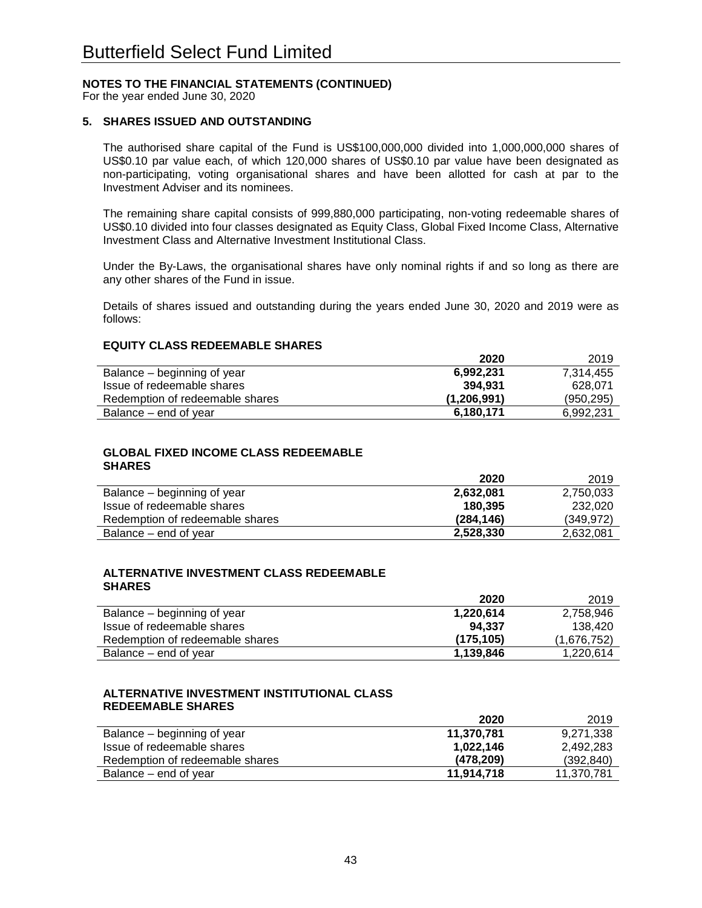# Butterfield Select Fund Limited

**NOTES TO THE FINANCIAL STATEMENTS (CONTINUED)**
For the year ended June 30, 2020

## 5. SHARES ISSUED AND OUTSTANDING

The authorised share capital of the Fund is US$100,000,000 divided into 1,000,000,000 shares of US$0.10 par value each, of which 120,000 shares of US$0.10 par value have been designated as non-participating, voting organisational shares and have been allotted for cash at par to the Investment Adviser and its nominees.

The remaining share capital consists of 999,880,000 participating, non-voting redeemable shares of US$0.10 divided into four classes designated as Equity Class, Global Fixed Income Class, Alternative Investment Class and Alternative Investment Institutional Class.

Under the By-Laws, the organisational shares have only nominal rights if and so long as there are any other shares of the Fund in issue.

Details of shares issued and outstanding during the years ended June 30, 2020 and 2019 were as follows:

**EQUITY CLASS REDEEMABLE SHARES**

| | **2020** | 2019 |
|---|---|---|
| Balance – beginning of year | **6,992,231** | 7,314,455 |
| Issue of redeemable shares | **394,931** | 628,071 |
| Redemption of redeemable shares | **(1,206,991)** | (950,295) |
| Balance – end of year | **6,180,171** | 6,992,231 |

**GLOBAL FIXED INCOME CLASS REDEEMABLE SHARES**

| | **2020** | 2019 |
|---|---|---|
| Balance – beginning of year | **2,632,081** | 2,750,033 |
| Issue of redeemable shares | **180,395** | 232,020 |
| Redemption of redeemable shares | **(284,146)** | (349,972) |
| Balance – end of year | **2,528,330** | 2,632,081 |

**ALTERNATIVE INVESTMENT CLASS REDEEMABLE SHARES**

| | **2020** | 2019 |
|---|---|---|
| Balance – beginning of year | **1,220,614** | 2,758,946 |
| Issue of redeemable shares | **94,337** | 138,420 |
| Redemption of redeemable shares | **(175,105)** | (1,676,752) |
| Balance – end of year | **1,139,846** | 1,220,614 |

**ALTERNATIVE INVESTMENT INSTITUTIONAL CLASS REDEEMABLE SHARES**

| | **2020** | 2019 |
|---|---|---|
| Balance – beginning of year | **11,370,781** | 9,271,338 |
| Issue of redeemable shares | **1,022,146** | 2,492,283 |
| Redemption of redeemable shares | **(478,209)** | (392,840) |
| Balance – end of year | **11,914,718** | 11,370,781 |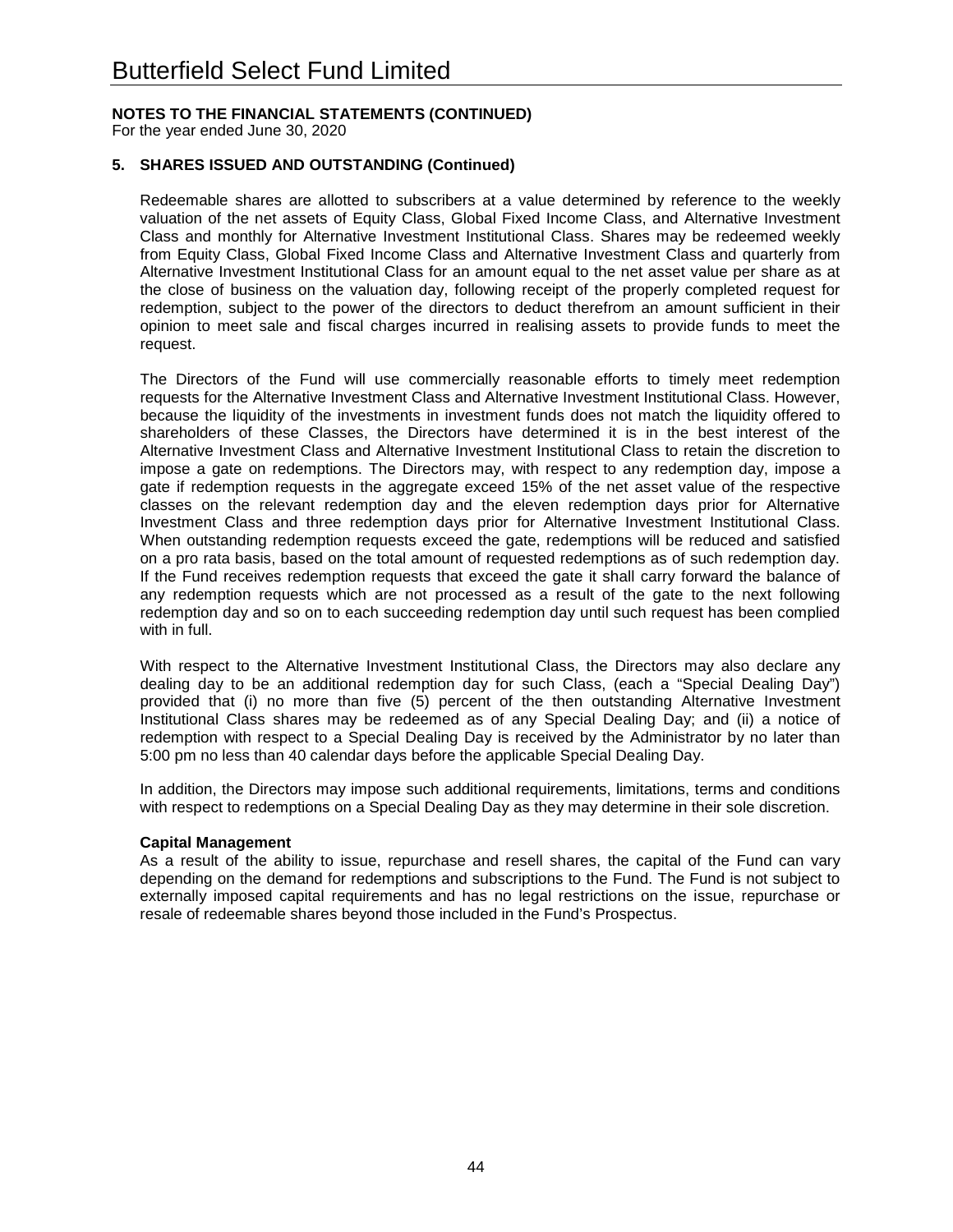# Butterfield Select Fund Limited

**NOTES TO THE FINANCIAL STATEMENTS (CONTINUED)**
For the year ended June 30, 2020

## 5. SHARES ISSUED AND OUTSTANDING (Continued)

Redeemable shares are allotted to subscribers at a value determined by reference to the weekly valuation of the net assets of Equity Class, Global Fixed Income Class, and Alternative Investment Class and monthly for Alternative Investment Institutional Class. Shares may be redeemed weekly from Equity Class, Global Fixed Income Class and Alternative Investment Class and quarterly from Alternative Investment Institutional Class for an amount equal to the net asset value per share as at the close of business on the valuation day, following receipt of the properly completed request for redemption, subject to the power of the directors to deduct therefrom an amount sufficient in their opinion to meet sale and fiscal charges incurred in realising assets to provide funds to meet the request.

The Directors of the Fund will use commercially reasonable efforts to timely meet redemption requests for the Alternative Investment Class and Alternative Investment Institutional Class. However, because the liquidity of the investments in investment funds does not match the liquidity offered to shareholders of these Classes, the Directors have determined it is in the best interest of the Alternative Investment Class and Alternative Investment Institutional Class to retain the discretion to impose a gate on redemptions. The Directors may, with respect to any redemption day, impose a gate if redemption requests in the aggregate exceed 15% of the net asset value of the respective classes on the relevant redemption day and the eleven redemption days prior for Alternative Investment Class and three redemption days prior for Alternative Investment Institutional Class. When outstanding redemption requests exceed the gate, redemptions will be reduced and satisfied on a pro rata basis, based on the total amount of requested redemptions as of such redemption day. If the Fund receives redemption requests that exceed the gate it shall carry forward the balance of any redemption requests which are not processed as a result of the gate to the next following redemption day and so on to each succeeding redemption day until such request has been complied with in full.

With respect to the Alternative Investment Institutional Class, the Directors may also declare any dealing day to be an additional redemption day for such Class, (each a "Special Dealing Day") provided that (i) no more than five (5) percent of the then outstanding Alternative Investment Institutional Class shares may be redeemed as of any Special Dealing Day; and (ii) a notice of redemption with respect to a Special Dealing Day is received by the Administrator by no later than 5:00 pm no less than 40 calendar days before the applicable Special Dealing Day.

In addition, the Directors may impose such additional requirements, limitations, terms and conditions with respect to redemptions on a Special Dealing Day as they may determine in their sole discretion.

**Capital Management**

As a result of the ability to issue, repurchase and resell shares, the capital of the Fund can vary depending on the demand for redemptions and subscriptions to the Fund. The Fund is not subject to externally imposed capital requirements and has no legal restrictions on the issue, repurchase or resale of redeemable shares beyond those included in the Fund's Prospectus.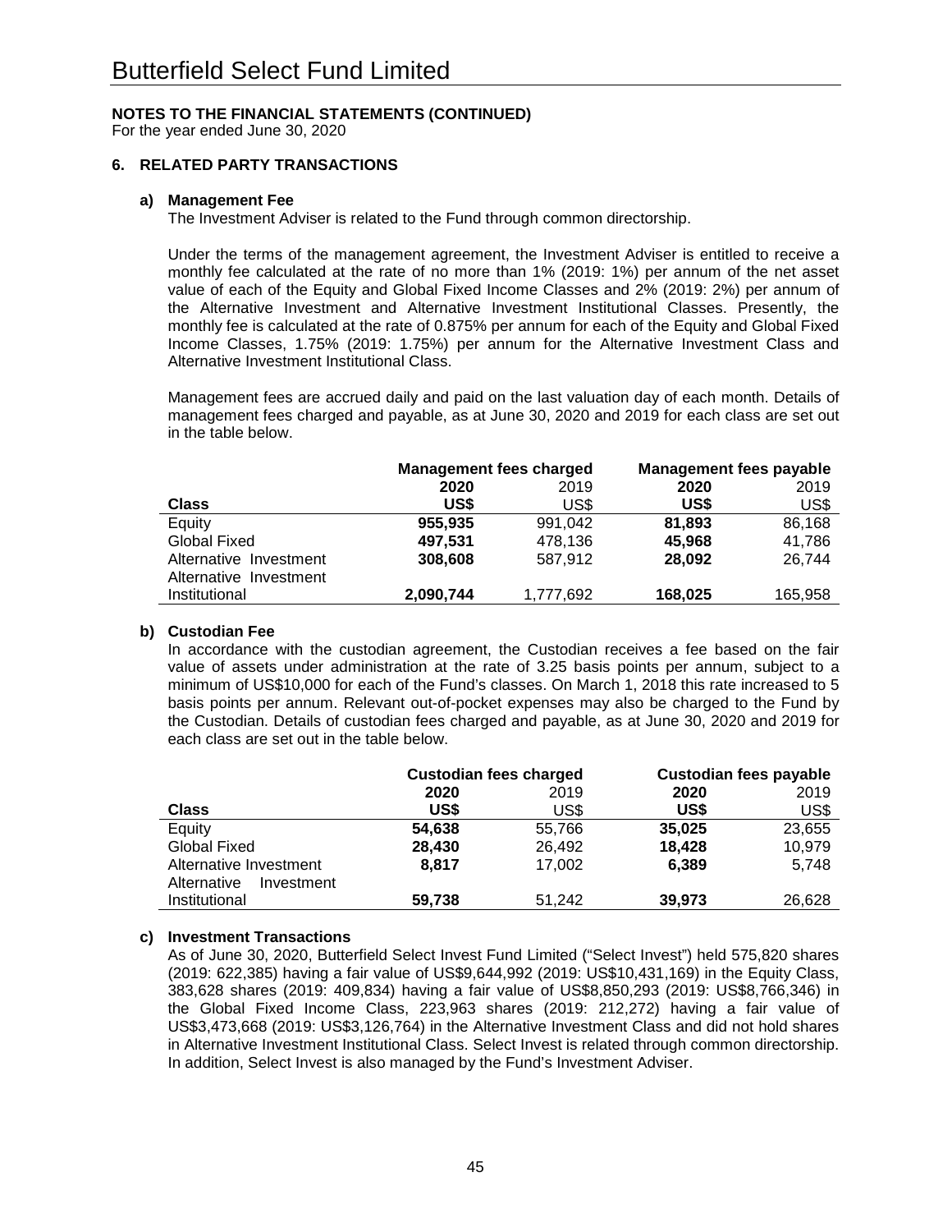# Butterfield Select Fund Limited

**NOTES TO THE FINANCIAL STATEMENTS (CONTINUED)**
For the year ended June 30, 2020

## 6. RELATED PARTY TRANSACTIONS

### a) Management Fee

The Investment Adviser is related to the Fund through common directorship.

Under the terms of the management agreement, the Investment Adviser is entitled to receive a monthly fee calculated at the rate of no more than 1% (2019: 1%) per annum of the net asset value of each of the Equity and Global Fixed Income Classes and 2% (2019: 2%) per annum of the Alternative Investment and Alternative Investment Institutional Classes. Presently, the monthly fee is calculated at the rate of 0.875% per annum for each of the Equity and Global Fixed Income Classes, 1.75% (2019: 1.75%) per annum for the Alternative Investment Class and Alternative Investment Institutional Class.

Management fees are accrued daily and paid on the last valuation day of each month. Details of management fees charged and payable, as at June 30, 2020 and 2019 for each class are set out in the table below.

| | **Management fees charged** | | **Management fees payable** | |
|---|---|---|---|---|
| | **2020** | 2019 | **2020** | 2019 |
| **Class** | **US$** | US$ | **US$** | US$ |
| Equity | **955,935** | 991,042 | **81,893** | 86,168 |
| Global Fixed | **497,531** | 478,136 | **45,968** | 41,786 |
| Alternative Investment | **308,608** | 587,912 | **28,092** | 26,744 |
| Alternative Investment Institutional | **2,090,744** | 1,777,692 | **168,025** | 165,958 |

### b) Custodian Fee

In accordance with the custodian agreement, the Custodian receives a fee based on the fair value of assets under administration at the rate of 3.25 basis points per annum, subject to a minimum of US$10,000 for each of the Fund's classes. On March 1, 2018 this rate increased to 5 basis points per annum. Relevant out-of-pocket expenses may also be charged to the Fund by the Custodian. Details of custodian fees charged and payable, as at June 30, 2020 and 2019 for each class are set out in the table below.

| | **Custodian fees charged** | | **Custodian fees payable** | |
|---|---|---|---|---|
| | **2020** | 2019 | **2020** | 2019 |
| **Class** | **US$** | US$ | **US$** | US$ |
| Equity | **54,638** | 55,766 | **35,025** | 23,655 |
| Global Fixed | **28,430** | 26,492 | **18,428** | 10,979 |
| Alternative Investment | **8,817** | 17,002 | **6,389** | 5,748 |
| Alternative Investment Institutional | **59,738** | 51,242 | **39,973** | 26,628 |

### c) Investment Transactions

As of June 30, 2020, Butterfield Select Invest Fund Limited ("Select Invest") held 575,820 shares (2019: 622,385) having a fair value of US$9,644,992 (2019: US$10,431,169) in the Equity Class, 383,628 shares (2019: 409,834) having a fair value of US$8,850,293 (2019: US$8,766,346) in the Global Fixed Income Class, 223,963 shares (2019: 212,272) having a fair value of US$3,473,668 (2019: US$3,126,764) in the Alternative Investment Class and did not hold shares in Alternative Investment Institutional Class. Select Invest is related through common directorship. In addition, Select Invest is also managed by the Fund's Investment Adviser.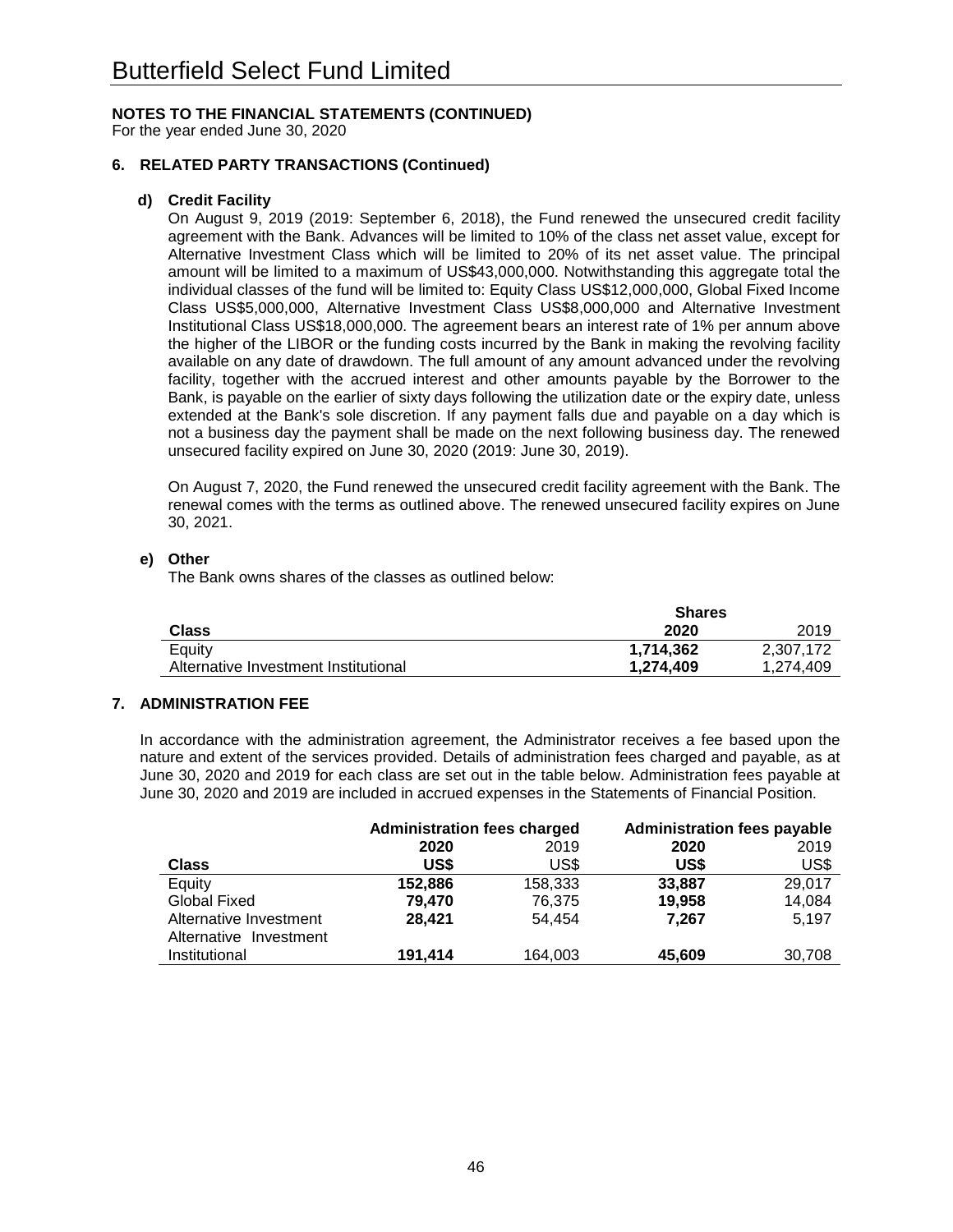# Butterfield Select Fund Limited

**NOTES TO THE FINANCIAL STATEMENTS (CONTINUED)**
For the year ended June 30, 2020

### 6. RELATED PARTY TRANSACTIONS (Continued)

**d) Credit Facility**

On August 9, 2019 (2019: September 6, 2018), the Fund renewed the unsecured credit facility agreement with the Bank. Advances will be limited to 10% of the class net asset value, except for Alternative Investment Class which will be limited to 20% of its net asset value. The principal amount will be limited to a maximum of US$43,000,000. Notwithstanding this aggregate total the individual classes of the fund will be limited to: Equity Class US$12,000,000, Global Fixed Income Class US$5,000,000, Alternative Investment Class US$8,000,000 and Alternative Investment Institutional Class US$18,000,000. The agreement bears an interest rate of 1% per annum above the higher of the LIBOR or the funding costs incurred by the Bank in making the revolving facility available on any date of drawdown. The full amount of any amount advanced under the revolving facility, together with the accrued interest and other amounts payable by the Borrower to the Bank, is payable on the earlier of sixty days following the utilization date or the expiry date, unless extended at the Bank's sole discretion. If any payment falls due and payable on a day which is not a business day the payment shall be made on the next following business day. The renewed unsecured facility expired on June 30, 2020 (2019: June 30, 2019).

On August 7, 2020, the Fund renewed the unsecured credit facility agreement with the Bank. The renewal comes with the terms as outlined above. The renewed unsecured facility expires on June 30, 2021.

**e) Other**

The Bank owns shares of the classes as outlined below:

| | **Shares** | |
|---|---|---|
| **Class** | **2020** | 2019 |
| Equity | **1,714,362** | 2,307,172 |
| Alternative Investment Institutional | **1,274,409** | 1,274,409 |

### 7. ADMINISTRATION FEE

In accordance with the administration agreement, the Administrator receives a fee based upon the nature and extent of the services provided. Details of administration fees charged and payable, as at June 30, 2020 and 2019 for each class are set out in the table below. Administration fees payable at June 30, 2020 and 2019 are included in accrued expenses in the Statements of Financial Position.

| | **Administration fees charged** | | **Administration fees payable** | |
|---|---|---|---|---|
| | **2020** | 2019 | **2020** | 2019 |
| **Class** | **US$** | US$ | **US$** | US$ |
| Equity | **152,886** | 158,333 | **33,887** | 29,017 |
| Global Fixed | **79,470** | 76,375 | **19,958** | 14,084 |
| Alternative Investment | **28,421** | 54,454 | **7,267** | 5,197 |
| Alternative Investment Institutional | **191,414** | 164,003 | **45,609** | 30,708 |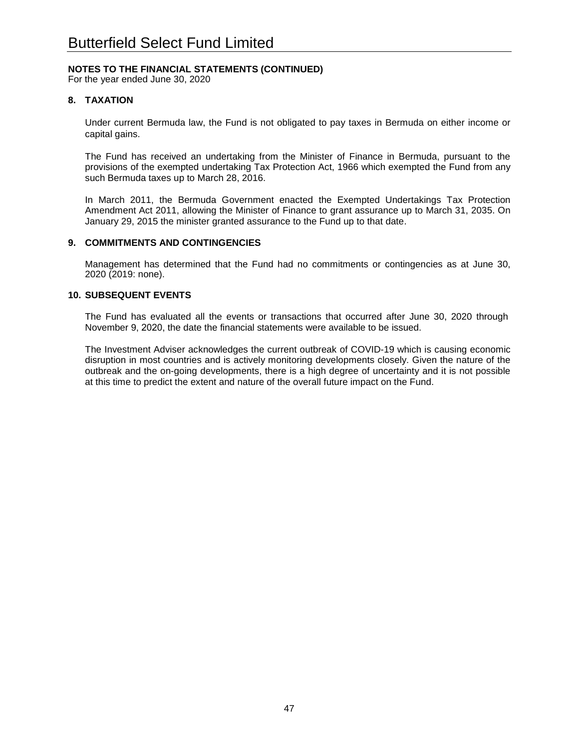## 8. TAXATION

Under current Bermuda law, the Fund is not obligated to pay taxes in Bermuda on either income or capital gains.

The Fund has received an undertaking from the Minister of Finance in Bermuda, pursuant to the provisions of the exempted undertaking Tax Protection Act, 1966 which exempted the Fund from any such Bermuda taxes up to March 28, 2016.

In March 2011, the Bermuda Government enacted the Exempted Undertakings Tax Protection Amendment Act 2011, allowing the Minister of Finance to grant assurance up to March 31, 2035. On January 29, 2015 the minister granted assurance to the Fund up to that date.

## 9. COMMITMENTS AND CONTINGENCIES

Management has determined that the Fund had no commitments or contingencies as at June 30, 2020 (2019: none).

## 10. SUBSEQUENT EVENTS

The Fund has evaluated all the events or transactions that occurred after June 30, 2020 through November 9, 2020, the date the financial statements were available to be issued.

The Investment Adviser acknowledges the current outbreak of COVID-19 which is causing economic disruption in most countries and is actively monitoring developments closely. Given the nature of the outbreak and the on-going developments, there is a high degree of uncertainty and it is not possible at this time to predict the extent and nature of the overall future impact on the Fund.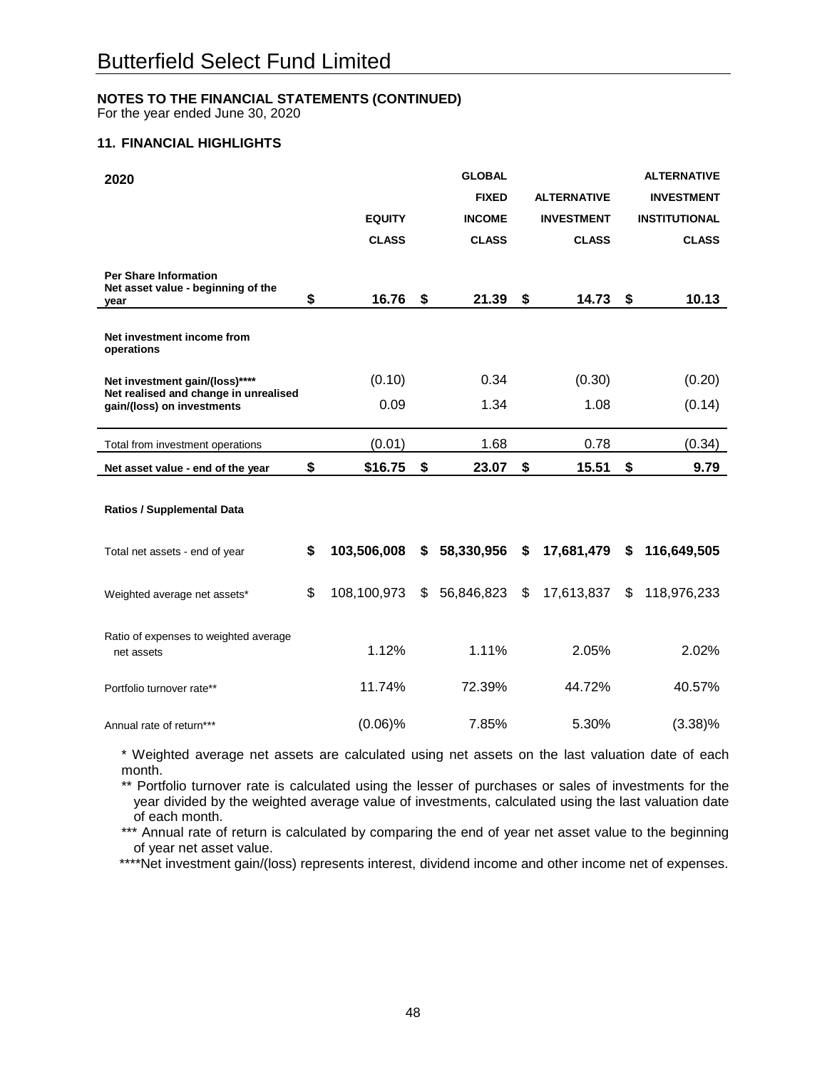# Butterfield Select Fund Limited

**NOTES TO THE FINANCIAL STATEMENTS (CONTINUED)**
For the year ended June 30, 2020

### 11. FINANCIAL HIGHLIGHTS

| 2020 | EQUITY CLASS | GLOBAL FIXED INCOME CLASS | ALTERNATIVE INVESTMENT CLASS | ALTERNATIVE INVESTMENT INSTITUTIONAL CLASS |
|---|---|---|---|---|
| **Per Share Information** | | | | |
| **Net asset value - beginning of the year** | **$ 16.76** | **$ 21.39** | **$ 14.73** | **$ 10.13** |
| **Net investment income from operations** | | | | |
| **Net investment gain/(loss)\*\*\*\*** | (0.10) | 0.34 | (0.30) | (0.20) |
| **Net realised and change in unrealised gain/(loss) on investments** | 0.09 | 1.34 | 1.08 | (0.14) |
| Total from investment operations | (0.01) | 1.68 | 0.78 | (0.34) |
| **Net asset value - end of the year** | **$ $16.75** | **$ 23.07** | **$ 15.51** | **$ 9.79** |
| **Ratios / Supplemental Data** | | | | |
| Total net assets - end of year | **$ 103,506,008** | **$ 58,330,956** | **$ 17,681,479** | **$ 116,649,505** |
| Weighted average net assets* | $ 108,100,973 | $ 56,846,823 | $ 17,613,837 | $ 118,976,233 |
| Ratio of expenses to weighted average net assets | 1.12% | 1.11% | 2.05% | 2.02% |
| Portfolio turnover rate** | 11.74% | 72.39% | 44.72% | 40.57% |
| Annual rate of return*** | (0.06)% | 7.85% | 5.30% | (3.38)% |

\* Weighted average net assets are calculated using net assets on the last valuation date of each month.

\*\* Portfolio turnover rate is calculated using the lesser of purchases or sales of investments for the year divided by the weighted average value of investments, calculated using the last valuation date of each month.

\*\*\* Annual rate of return is calculated by comparing the end of year net asset value to the beginning of year net asset value.

\*\*\*\*Net investment gain/(loss) represents interest, dividend income and other income net of expenses.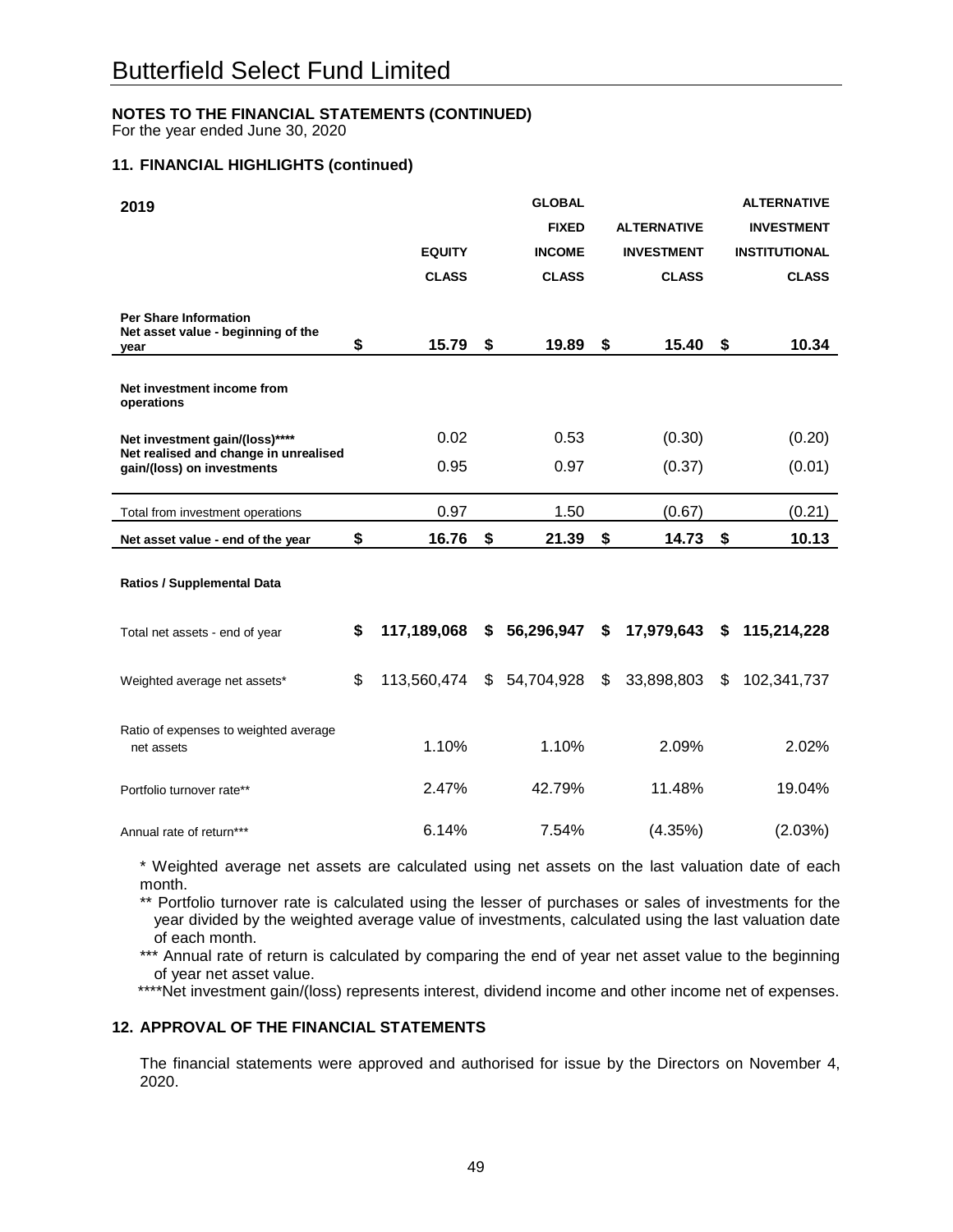# Butterfield Select Fund Limited

**NOTES TO THE FINANCIAL STATEMENTS (CONTINUED)**
For the year ended June 30, 2020

### 11. FINANCIAL HIGHLIGHTS (continued)

| 2019 | EQUITY CLASS | GLOBAL FIXED INCOME CLASS | ALTERNATIVE INVESTMENT CLASS | ALTERNATIVE INVESTMENT INSTITUTIONAL CLASS |
|---|---|---|---|---|
| **Per Share Information** | | | | |
| **Net asset value - beginning of the year** | **$ 15.79** | **$ 19.89** | **$ 15.40** | **$ 10.34** |
| **Net investment income from operations** | | | | |
| **Net investment gain/(loss)\*\*\*\*** | 0.02 | 0.53 | (0.30) | (0.20) |
| **Net realised and change in unrealised gain/(loss) on investments** | 0.95 | 0.97 | (0.37) | (0.01) |
| Total from investment operations | 0.97 | 1.50 | (0.67) | (0.21) |
| **Net asset value - end of the year** | **$ 16.76** | **$ 21.39** | **$ 14.73** | **$ 10.13** |
| **Ratios / Supplemental Data** | | | | |
| Total net assets - end of year | **$ 117,189,068** | **$ 56,296,947** | **$ 17,979,643** | **$ 115,214,228** |
| Weighted average net assets* | $ 113,560,474 | $ 54,704,928 | $ 33,898,803 | $ 102,341,737 |
| Ratio of expenses to weighted average net assets | 1.10% | 1.10% | 2.09% | 2.02% |
| Portfolio turnover rate** | 2.47% | 42.79% | 11.48% | 19.04% |
| Annual rate of return*** | 6.14% | 7.54% | (4.35%) | (2.03%) |

\* Weighted average net assets are calculated using net assets on the last valuation date of each month.

\*\* Portfolio turnover rate is calculated using the lesser of purchases or sales of investments for the year divided by the weighted average value of investments, calculated using the last valuation date of each month.

\*\*\* Annual rate of return is calculated by comparing the end of year net asset value to the beginning of year net asset value.

\*\*\*\*Net investment gain/(loss) represents interest, dividend income and other income net of expenses.

### 12. APPROVAL OF THE FINANCIAL STATEMENTS

The financial statements were approved and authorised for issue by the Directors on November 4, 2020.